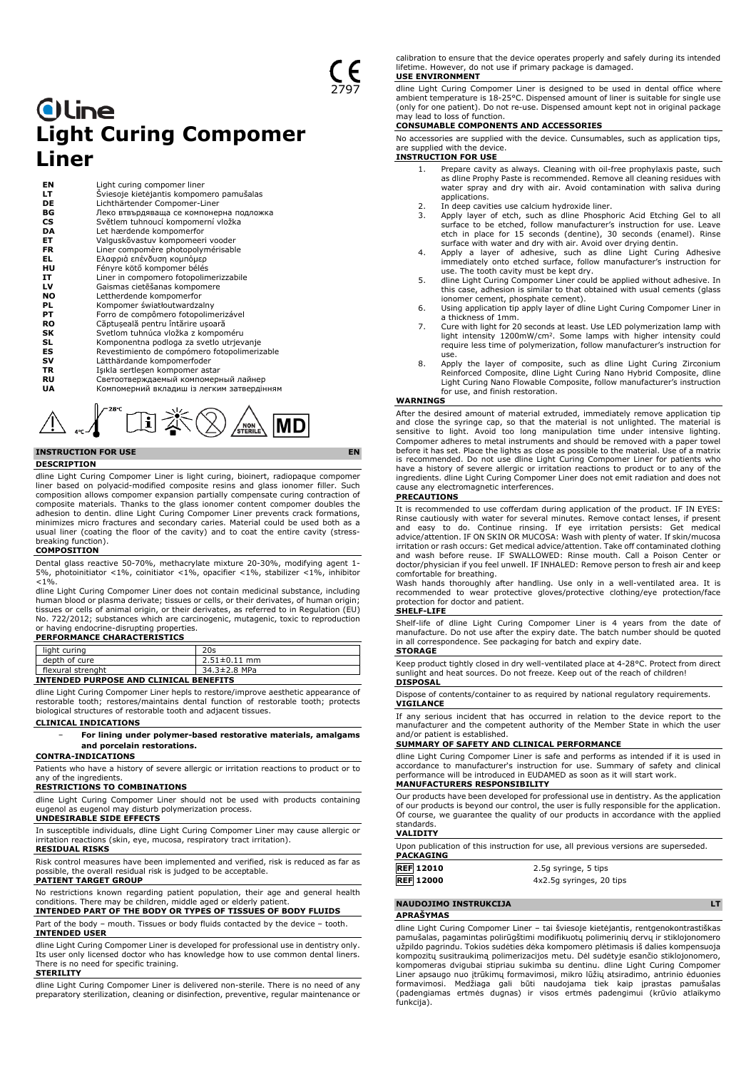# dLine

# Light Curing Compomer Liner

| | |
|---|---|
| EN | Light curing compomer liner |
| LT | Šviesoje kietėjantis kompomero pamušalas |
| DE | Lichthärtender Compomer-Liner |
| BG | Леко втвърдяваща се компонерна подложка |
| CS | Světlem tuhnoucí kompomerní vložka |
| DA | Let hærdende kompomerfor |
| ET | Valguskõvastuv kompomeeri vooder |
| FR | Liner compomère photopolymérisable |
| EL | Ελαφριά επένδυση κομπόμερ |
| HU | Fényre kötő kompomer bélés |
| IT | Liner in compomero fotopolimerizzabile |
| LV | Gaismas cietēšanas kompomere |
| NO | Lettherdende kompomerfor |
| PL | Kompomer światłoutwardzalny |
| PT | Forro de compômero fotopolimerizável |
| RO | Căptușeală pentru întărire ușoară |
| SK | Svetlom tuhnúca vložka z kompoméru |
| SL | Komponentna podloga za svetlo utrjevanje |
| ES | Revestimiento de compómero fotopolimerizable |
| SV | Lätthärdande kompomerfoder |
| TR | Işıkla sertleşen kompomer astar |
| RU | Светоотверждаемый компомерный лайнер |
| UA | Компомерний вкладиш із легким затвердінням |

4°C – 28°C

NON STERILE MD

## INSTRUCTION FOR USE EN

### DESCRIPTION

dline Light Curing Compomer Liner is light curing, bioinert, radiopaque compomer liner based on polyacid-modified composite resins and glass ionomer filler. Such composition allows compomer expansion partially compensate curing contraction of composite materials. Thanks to the glass ionomer content compomer doubles the adhesion to dentin. dline Light Curing Compomer Liner prevents crack formations, minimizes micro fractures and secondary caries. Material could be used both as a usual liner (coating the floor of the cavity) and to coat the entire cavity (stress-breaking function).

### COMPOSITION

Dental glass reactive 50-70%, methacrylate mixture 20-30%, modifying agent 1-5%, photoinitiator <1%, coinitiator <1%, opacifier <1%, stabilizer <1%, inhibitor <1%.

dline Light Curing Compomer Liner does not contain medicinal substance, including human blood or plasma derivate; tissues or cells, or their derivates, of human origin; tissues or cells of animal origin, or their derivates, as referred to in Regulation (EU) No. 722/2012; substances which are carcinogenic, mutagenic, toxic to reproduction or having endocrine-disrupting properties.

### PERFORMANCE CHARACTERISTICS

| | |
|---|---|
| light curing | 20s |
| depth of cure | 2.51±0.11 mm |
| flexural strenght | 34.3±2.8 MPa |

### INTENDED PURPOSE AND CLINICAL BENEFITS

dline Light Curing Compomer Liner hepls to restore/improve aesthetic appearance of restorable tooth; restores/maintains dental function of restorable tooth; protects biological structures of restorable tooth and adjacent tissues.

### CLINICAL INDICATIONS

- **For lining under polymer-based restorative materials, amalgams and porcelain restorations.**

### CONTRA-INDICATIONS

Patients who have a history of severe allergic or irritation reactions to product or to any of the ingredients.

### RESTRICTIONS TO COMBINATIONS

dline Light Curing Compomer Liner should not be used with products containing eugenol as eugenol may disturb polymerization process.

### UNDESIRABLE SIDE EFFECTS

In susceptible individuals, dline Light Curing Compomer Liner may cause allergic or irritation reactions (skin, eye, mucosa, respiratory tract irritation).

### RESIDUAL RISKS

Risk control measures have been implemented and verified, risk is reduced as far as possible, the overall residual risk is judged to be acceptable.

### PATIENT TARGET GROUP

No restrictions known regarding patient population, their age and general health conditions. There may be children, middle aged or elderly patient.

### INTENDED PART OF THE BODY OR TYPES OF TISSUES OF BODY FLUIDS

Part of the body – mouth. Tissues or body fluids contacted by the device – tooth.

### INTENDED USER

dline Light Curing Compomer Liner is developed for professional use in dentistry only. Its user only licensed doctor who has knowledge how to use common dental liners. There is no need for specific training.

### STERILITY

dline Light Curing Compomer Liner is delivered non-sterile. There is no need of any preparatory sterilization, cleaning or disinfection, preventive, regular maintenance or calibration to ensure that the device operates properly and safely during its intended lifetime. However, do not use if primary package is damaged.

### USE ENVIRONMENT

dline Light Curing Compomer Liner is designed to be used in dental office where ambient temperature is 18-25°C. Dispensed amount of liner is suitable for single use (only for one patient). Do not re-use. Dispensed amount kept not in original package may lead to loss of function.

### CONSUMABLE COMPONENTS AND ACCESSORIES

No accessories are supplied with the device. Cunsumables, such as application tips, are supplied with the device.

### INSTRUCTION FOR USE

1. Prepare cavity as always. Cleaning with oil-free prophylaxis paste, such as dline Prophy Paste is recommended. Remove all cleaning residues with water spray and dry with air. Avoid contamination with saliva during applications.
2. In deep cavities use calcium hydroxide liner.
3. Apply layer of etch, such as dline Phosphoric Acid Etching Gel to all surface to be etched, follow manufacturer's instruction for use. Leave etch in place for 15 seconds (dentine), 30 seconds (enamel). Rinse surface with water and dry with air. Avoid over drying dentin.
4. Apply a layer of adhesive, such as dline Light Curing Adhesive immediately onto etched surface, follow manufacturer's instruction for use. The tooth cavity must be kept dry.
5. dline Light Curing Compomer Liner could be applied without adhesive. In this case, adhesion is similar to that obtained with usual cements (glass ionomer cement, phosphate cement).
6. Using application tip apply layer of dline Light Curing Compomer Liner in a thickness of 1mm.
7. Cure with light for 20 seconds at least. Use LED polymerization lamp with light intensity 1200mW/cm². Some lamps with higher intensity could require less time of polymerization, follow manufacturer's instruction for use.
8. Apply the layer of composite, such as dline Light Curing Zirconium Reinforced Composite, dline Light Curing Nano Hybrid Composite, dline Light Curing Nano Flowable Composite, follow manufacturer's instruction for use, and finish restoration.

### WARNINGS

After the desired amount of material extruded, immediately remove application tip and close the syringe cap, so that the material is not unlighted. The material is sensitive to light. Avoid too long manipulation time under intensive lighting. Compomer adheres to metal instruments and should be removed with a paper towel before it has set. Place the lights as close as possible to the material. Use of a matrix is recommended. Do not use dline Light Curing Compomer Liner for patients who have a history of severe allergic or irritation reactions to product or to any of the ingredients. dline Light Curing Compomer Liner does not emit radiation and does not cause any electromagnetic interferences.

### PRECAUTIONS

It is recommended to use cofferdam during application of the product. IF IN EYES: Rinse cautiously with water for several minutes. Remove contact lenses, if present and easy to do. Continue rinsing. If eye irritation persists: Get medical advice/attention. IF ON SKIN OR MUCOSA: Wash with plenty of water. If skin/mucosa irritation or rash occurs: Get medical advice/attention. Take off contaminated clothing and wash before reuse. IF SWALLOWED: Rinse mouth. Call a Poison Center or doctor/physician if you feel unwell. IF INHALED: Remove person to fresh air and keep comfortable for breathing.

Wash hands thoroughly after handling. Use only in a well-ventilated area. It is recommended to wear protective gloves/protective clothing/eye protection/face protection for doctor and patient.

### SHELF-LIFE

Shelf-life of dline Light Curing Compomer Liner is 4 years from the date of manufacture. Do not use after the expiry date. The batch number should be quoted in all correspondence. See packaging for batch and expiry date.

### STORAGE

Keep product tightly closed in dry well-ventilated place at 4-28°C. Protect from direct sunlight and heat sources. Do not freeze. Keep out of the reach of children!

### DISPOSAL

Dispose of contents/container to as required by national regulatory requirements.

### VIGILANCE

If any serious incident that has occurred in relation to the device report to the manufacturer and the competent authority of the Member State in which the user and/or patient is established.

### SUMMARY OF SAFETY AND CLINICAL PERFORMANCE

dline Light Curing Compomer Liner is safe and performs as intended if it is used in accordance to manufacturer's instruction for use. Summary of safety and clinical performance will be introduced in EUDAMED as soon as it will start work.

### MANUFACTURERS RESPONSIBILITY

Our products have been developed for professional use in dentistry. As the application of our products is beyond our control, the user is fully responsible for the application. Of course, we guarantee the quality of our products in accordance with the applied standards.

### VALIDITY

Upon publication of this instruction for use, all previous versions are superseded.

### PACKAGING

| | |
|---|---|
| REF 12010 | 2.5g syringe, 5 tips |
| REF 12000 | 4x2.5g syringes, 20 tips |

## NAUDOJIMO INSTRUKCIJA LT

### APRAŠYMAS

dline Light Curing Compomer Liner – tai šviesoje kietėjantis, rentgenokontrastiškas pamušalas, pagamintas polirūgštimi modifikuotų polimerinių dervų ir stiklojonomero užpildo pagrindu. Tokios sudėties dėka kompomero plėtimasis iš dalies kompensuoja kompozitų susitraukimą polimerizacijos metu. Dėl sudėtyje esančio stiklojonomero, kompomeras dvigubai stipriau sukimba su dentinu. dline Light Curing Compomer Liner apsaugo nuo įtrūkimų formavimosi, mikro lūžių atsiradimo, antrinio ėduonies formavimosi. Medžiaga gali būti naudojama tiek kaip įprastas pamušalas (padengiamas ertmės dugnas) ir visos ertmės padengimui (krūvio atlaikymo funkcija).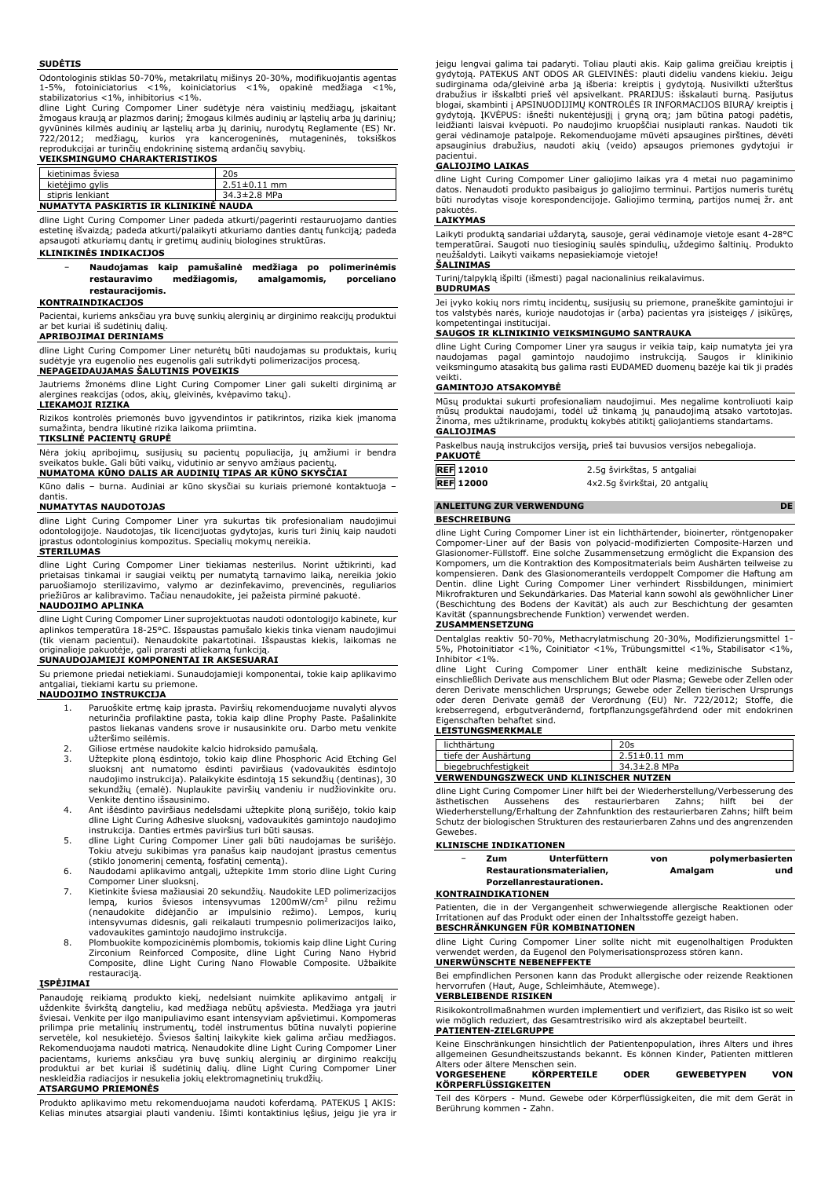### SUDĖTIS

Odontologinis stiklas 50-70%, metakrilatų mišinys 20-30%, modifikuojantis agentas 1-5%, fotoiniciatorius <1%, koiniciatorius <1%, opakinė medžiaga <1%, stabilizatorius <1%, inhibitorius <1%.

dline Light Curing Compomer Liner sudėtyje nėra vaistinių medžiagų, įskaitant žmogaus kraują ar plazmos darinį; žmogaus kilmės audinių ar ląstelių arba jų darinių; gyvūninės kilmės audinių ar ląstelių arba jų darinių, nurodytų Reglamente (ES) Nr. 722/2012; medžiagų, kurios yra kancerogeninės, mutageninės, toksiškos reprodukcijai ar turinčių endokrininę sistemą ardančių savybių.

### VEIKSMINGUMO CHARAKTERISTIKOS

| kietinimas šviesa | 20s |
|---|---|
| kietėjimo gylis | 2.51±0.11 mm |
| stipris lenkiant | 34.3±2.8 MPa |

### NUMATYTA PASKIRTIS IR KLINIKINĖ NAUDA

dline Light Curing Compomer Liner padeda atkurti/pagerinti restauruojamo danties estetinę išvaizdą; padeda atkurti/palaikyti atkuriamo danties dantų funkciją; padeda apsaugoti atkuriamų dantų ir gretimų audinių biologines struktūras.

### KLINIKINĖS INDIKACIJOS

- **Naudojamas kaip pamušalinė medžiaga po polimerinėmis restauravimo medžiagomis, amalgamomis, porceliano restauracijomis.**

### KONTRAINDIKACIJOS

Pacientai, kuriems anksčiau yra buvę sunkių alerginių ar dirginimo reakcijų produktui ar bet kuriai iš sudėtinių dalių.

### APRIBOJIMAI DERINIAMS

dline Light Curing Compomer Liner neturėtų būti naudojamas su produktais, kurių sudėtyje yra eugenolio nes eugenolis gali sutrikdyti polimerizacijos procesą.

### NEPAGEIDAUJAMAS ŠALUTINIS POVEIKIS

Jautriems žmonėms dline Light Curing Compomer Liner gali sukelti dirginimą ar alergines reakcijas (odos, akių, gleivinės, kvėpavimo takų).

### LIEKAMOJI RIZIKA

Rizikos kontrolės priemonės buvo įgyvendintos ir patikrintos, rizika kiek įmanoma sumažinta, bendra liekamoji rizika laikoma priimtina.

### TIKSLINĖ PACIENTŲ GRUPĖ

Nėra jokių apribojimų, susijusių su pacientų populiacija, jų amžiumi ir bendra sveikatos būkle. Gali būti vaikų, vidutinio ar senyvo amžiaus pacientų.

### NUMATOMA KŪNO DALIS AR AUDINIŲ TIPAS AR KŪNO SKYSČIAI

Kūno dalis – burna. Audiniai ar kūno skysčiai su kuriais priemonė kontaktuoja – dantis.

### NUMATYTAS NAUDOTOJAS

dline Light Curing Compomer Liner yra sukurtas tik profesionaliam naudojimui odontologijoje. Naudotojas, tik licencijuotas gydytojas, kuris turi žinių kaip naudoti įprastus odontologinius kompozitus. Specialių mokymų nereikia.

### STERILUMAS

dline Light Curing Compomer Liner tiekiamas nesterilus. Norint užtikrinti, kad prietaisas tinkamai ir saugiai veiktų per numatytą tarnavimo laiką, nereikia jokio paruošiamojo sterilizavimo, valymo ar dezinfekavimo, prevencinės, reguliarios priežiūros ar kalibravimo. Tačiau nenaudokite, jei pažeista pirminė pakuotė.

### NAUDOJIMO APLINKA

dline Light Curing Compomer Liner suprojektuotas naudoti odontologijo kabinete, kur aplinkos temperatūra 18-25°C. Išspaustas pamušalo kiekis tinka vienam naudojimui (tik vienam pacientui). Nenaudokite pakartotinai. Išspaustas kiekis, laikomas ne originalioje pakuotėje, gali prarasti atliekamą funkciją.

### SUNAUDOJAMIEJI KOMPONENTAI IR AKSESUARAI

Su priemone priedai netiekiami. Sunaudojamieji komponentai, tokie kaip aplikavimo antgaliai, tiekiami kartu su priemone.

### NAUDOJIMO INSTRUKCIJA

1. Paruoškite ertmę kaip įprasta. Paviršių rekomenduojame nuvalyti alyvos neturinčia profilaktine pasta, tokia kaip dline Prophy Paste. Pašalinkite pastos likučius vandens srove ir nusausinkite oru. Darbo metu venkite užteršimo seilėmis.
2. Giliose ertmėse naudokite kalcio hidroksido pamušalą.
3. Užtepkite ploną ėsdintojo, tokio kaip dline Phosphoric Acid Etching Gel sluoksnį ant numatomo ėsdinti paviršiaus (vadovaukitės ėsdintojo naudojimo instrukcija). Palaikykite ėsdintoją 15 sekundžių (dentinas), 30 sekundžių (emalė). Nuplaukite paviršių vandeniu ir nudžiovinkite oru. Venkite dentino išsausinimo.
4. Ant išėsdinto paviršiaus nedelsdami užtepkite ploną surišėjo, tokio kaip dline Light Curing Adhesive sluoksnį, vadovaukitės gamintojo naudojimo instrukcija. Danties ertmės paviršius turi būti sausas.
5. dline Light Curing Compomer Liner gali būti naudojamas be surišėjo. Tokiu atveju sukibimas yra panašus kaip naudojant įprastus cementus (stiklo jonomerinį cementą, fosfatinį cementą).
6. Naudodami aplikavimo antgalį, užtepkite 1mm storio dline Light Curing Compomer Liner sluoksnį.
7. Kietinkite šviesa mažiausiai 20 sekundžių. Naudokite LED polimerizacijos lempą, kurios šviesos intensyvumas 1200mW/cm² pilnu režimu (nenaudokite didėjančio ar impulsinio režimo). Lempos, kurių intensyvumas didesnis, gali reikalauti trumpesnio polimerizacijos laiko, vadovaukitės gamintojo naudojimo instrukcija.
8. Plombuokite kompozicinėmis plombomis, tokiomis kaip dline Light Curing Zirconium Reinforced Composite, dline Light Curing Nano Hybrid Composite, dline Light Curing Nano Flowable Composite. Užbaikite restauraciją.

### ĮSPĖJIMAI

Panaudoję reikiamą produkto kiekį, nedelsiant nuimkite aplikavimo antgalį ir uždenkite švirkštą dangteliu, kad medžiaga nebūtų apšviesta. Medžiaga yra jautri šviesai. Venkite per ilgo manipuliavimo esant intensyviam apšvietimui. Kompomeras prilimpa prie metalinių instrumentų, todėl instrumentus būtina nuvalyti popierine servetėle, kol nesukietėjo. Šviesos šaltinį laikykite kiek galima arčiau medžiagos. Rekomenduojama naudoti matricą. Nenaudokite dline Light Curing Compomer Liner pacientams, kuriems anksčiau yra buvę sunkių alerginių ar dirginimo reakcijų produktui ar bet kuriai iš sudėtinių dalių. dline Light Curing Compomer Liner neskleidžia radiacijos ir nesukelia jokių elektromagnetinių trukdžių.

### ATSARGUMO PRIEMONĖS

Produkto aplikavimo metu rekomenduojama naudoti koferdamą. PATEKUS Į AKIS: Kelias minutes atsargiai plauti vandeniu. Išimti kontaktinius lęšius, jeigu jie yra ir jeigu lengvai galima tai padaryti. Toliau plauti akis. Kaip galima greičiau kreiptis į gydytoją. PATEKUS ANT ODOS AR GLEIVINĖS: plauti dideliu vandens kiekiu. Jeigu sudirginama oda/gleivinė arba ją išberia: kreiptis į gydytoją. Nusivilkti užterštus drabužius ir išskalbti prieš vėl apsivelkant. PRARIJUS: išskalauti burną. Pasijutus blogai, skambinti į APSINUODIJIMŲ KONTROLĖS IR INFORMACIJOS BIURĄ/ kreiptis į gydytoją. ĮKVĖPUS: išnešti nukentėjusįjį į gryną orą; jam būtina patogi padėtis, leidžianti laisvai kvėpuoti. Po naudojimo kruopščiai nusiplauti rankas. Naudoti tik gerai vėdinamoje patalpoje. Rekomenduojame mūvėti apsaugines pirštines, dėvėti apsauginius drabužius, naudoti akių (veido) apsaugos priemones gydytojui ir pacientui.

### GALIOJIMO LAIKAS

dline Light Curing Compomer Liner galiojimo laikas yra 4 metai nuo pagaminimo datos. Nenaudoti produkto pasibaigus jo galiojimo terminui. Partijos numeris turėtų būti nurodytas visoje korespondencijoje. Galiojimo terminą, partijos numerį žr. ant pakuotės.

### LAIKYMAS

Laikyti produktą sandariai uždarytą, sausoje, gerai vėdinamoje vietoje esant 4-28°C temperatūrai. Saugoti nuo tiesioginių saulės spindulių, uždegimo šaltinių. Produkto neužšaldyti. Laikyti vaikams nepasiekiamoje vietoje!

### ŠALINIMAS

Turinį/talpyklą išpilti (išmesti) pagal nacionalinius reikalavimus.

### BUDRUMAS

Jei įvyko kokių nors rimtų incidentų, susijusių su priemone, praneškite gamintojui ir tos valstybės narės, kurioje naudotojas ir (arba) pacientas yra įsisteigęs / įsikūręs, kompetentingai institucijai.

### SAUGOS IR KLINIKINIO VEIKSMINGUMO SANTRAUKA

dline Light Curing Compomer Liner yra saugus ir veikia taip, kaip numatyta jei yra naudojamas pagal gamintojo naudojimo instrukciją. Saugos ir klinikinio veiksmingumo atsakaitą bus galima rasti EUDAMED duomenų bazėje kai tik ji pradės veikti.

### GAMINTOJO ATSAKOMYBĖ

Mūsų produktai sukurti profesionaliam naudojimui. Mes negalime kontroliuoti kaip mūsų produktai naudojami, todėl už tinkamą jų panaudojimą atsako vartotojas. Žinoma, mes užtikriname, produktų kokybės atitiktį galiojantiems standartams.

### GALIOJIMAS

Paskelbus naują instrukcijos versiją, prieš tai buvusios versijos nebegalioja.

### PAKUOTĖ

| REF 12010 | 2.5g švirkštas, 5 antgaliai |
|---|---|
| REF 12000 | 4x2.5g švirkštai, 20 antgalių |

## ANLEITUNG ZUR VERWENDUNG — DE

### BESCHREIBUNG

dline Light Curing Compomer Liner ist ein lichthärtender, bioinerter, röntgenopaker Compomer-Liner auf der Basis von polyacid-modifizierten Composite-Harzen und Glasionomer-Füllstoff. Eine solche Zusammensetzung ermöglicht die Expansion des Kompomers, um die Kontraktion des Kompositmaterials beim Aushärten teilweise zu kompensieren. Dank des Glasionomeranteils verdoppelt Compomer die Haftung am Dentin. dline Light Curing Compomer Liner verhindert Rissbildungen, minimiert Mikrofrakturen und Sekundärkaries. Das Material kann sowohl als gewöhnlicher Liner (Beschichtung des Bodens der Kavität) als auch zur Beschichtung der gesamten Kavität (spannungsbrechende Funktion) verwendet werden.

### ZUSAMMENSETZUNG

Dentalglas reaktiv 50-70%, Methacrylatmischung 20-30%, Modifizierungsmittel 1-5%, Photoinitiator <1%, Coinitiator <1%, Trübungsmittel <1%, Stabilisator <1%, Inhibitor <1%.

dline Light Curing Compomer Liner enthält keine medizinische Substanz, einschließlich Derivate aus menschlichem Blut oder Plasma; Gewebe oder Zellen oder deren Derivate menschlichen Ursprungs; Gewebe oder Zellen tierischen Ursprungs oder deren Derivate gemäß der Verordnung (EU) Nr. 722/2012; Stoffe, die krebserregend, erbgutverändernd, fortpflanzungsgefährdend oder mit endokrinen Eigenschaften behaftet sind.

### LEISTUNGSMERKMALE

| lichthärtung | 20s |
|---|---|
| tiefe der Aushärtung | 2.51±0.11 mm |
| biegebruchfestigkeit | 34.3±2.8 MPa |

### VERWENDUNGSZWECK UND KLINISCHER NUTZEN

dline Light Curing Compomer Liner hilft bei der Wiederherstellung/Verbesserung des ästhetischen Aussehens des restaurierbaren Zahns; hilft bei der Wiederherstellung/Erhaltung der Zahnfunktion des restaurierbaren Zahns; hilft beim Schutz der biologischen Strukturen des restaurierbaren Zahns und des angrenzenden Gewebes.

### KLINISCHE INDIKATIONEN

- **Zum Unterfüttern von polymerbasierten Restaurationsmaterialien, Amalgam und Porzellanrestaurationen.**

### KONTRAINDIKATIONEN

Patienten, die in der Vergangenheit schwerwiegende allergische Reaktionen oder Irritationen auf das Produkt oder einen der Inhaltsstoffe gezeigt haben.

### BESCHRÄNKUNGEN FÜR KOMBINATIONEN

dline Light Curing Compomer Liner sollte nicht mit eugenolhaltigen Produkten verwendet werden, da Eugenol den Polymerisationsprozess stören kann.

### UNERWÜNSCHTE NEBENEFFEKTE

Bei empfindlichen Personen kann das Produkt allergische oder reizende Reaktionen hervorrufen (Haut, Auge, Schleimhäute, Atemwege).

### VERBLEIBENDE RISIKEN

Risikokontrollmaßnahmen wurden implementiert und verifiziert, das Risiko ist so weit wie möglich reduziert, das Gesamtrestrisiko wird als akzeptabel beurteilt.

### PATIENTEN-ZIELGRUPPE

Keine Einschränkungen hinsichtlich der Patientenpopulation, ihres Alters und ihres allgemeinen Gesundheitszustands bekannt. Es können Kinder, Patienten mittleren Alters oder ältere Menschen sein.

### VORGESEHENE KÖRPERTEILE ODER GEWEBETYPEN VON KÖRPERFLÜSSIGKEITEN

Teil des Körpers - Mund. Gewebe oder Körperflüssigkeiten, die mit dem Gerät in Berührung kommen - Zahn.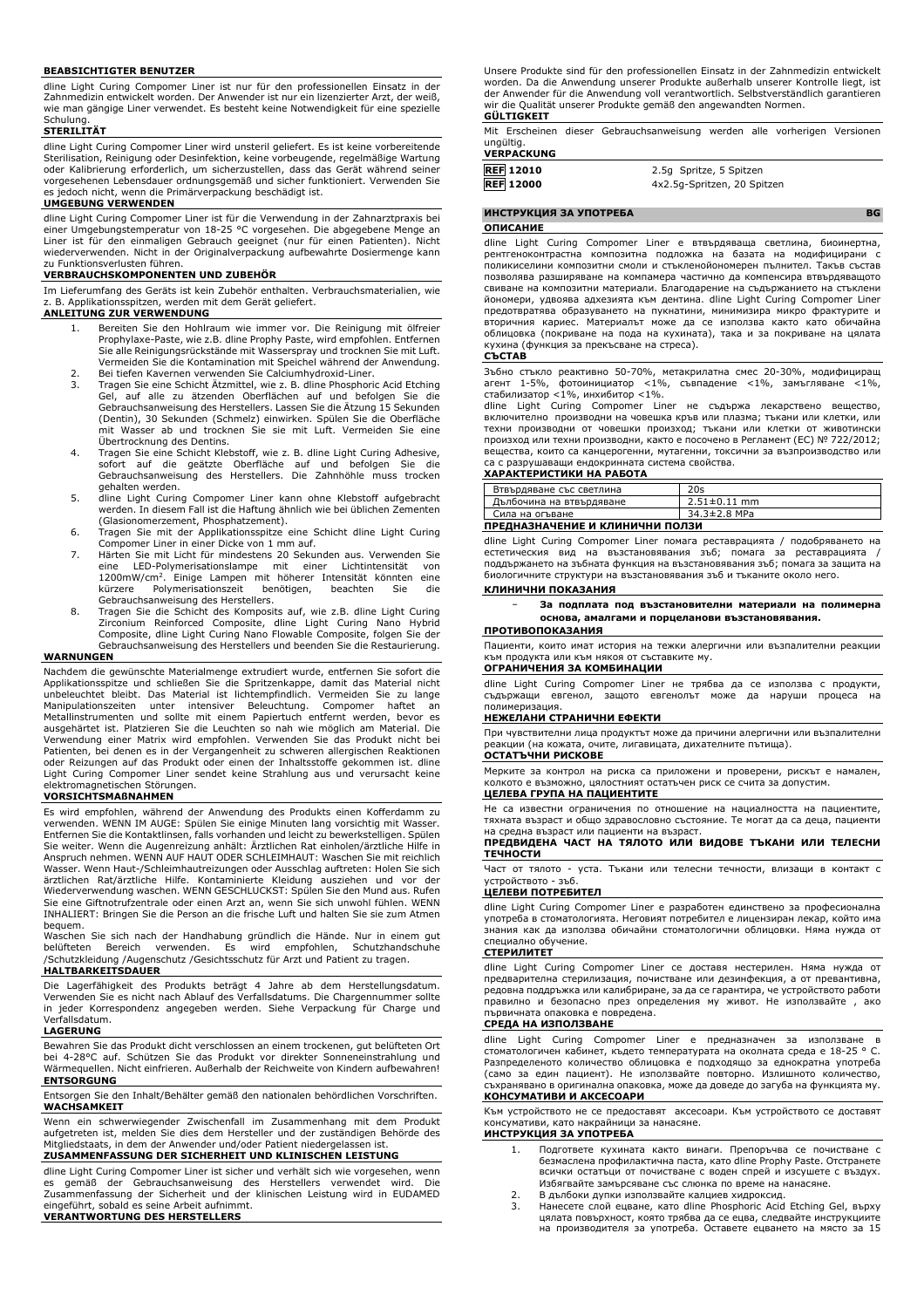#### BEABSICHTIGTER BENUTZER

dline Light Curing Compomer Liner ist nur für den professionellen Einsatz in der Zahnmedizin entwickelt worden. Der Anwender ist nur ein lizenzierter Arzt, der weiß, wie man gängige Liner verwendet. Es besteht keine Notwendigkeit für eine spezielle Schulung.

#### STERILITÄT

dline Light Curing Compomer Liner wird unsteril geliefert. Es ist keine vorbereitende Sterilisation, Reinigung oder Desinfektion, keine vorbeugende, regelmäßige Wartung oder Kalibrierung erforderlich, um sicherzustellen, dass das Gerät während seiner vorgesehenen Lebensdauer ordnungsgemäß und sicher funktioniert. Verwenden Sie es jedoch nicht, wenn die Primärverpackung beschädigt ist.

#### UMGEBUNG VERWENDEN

dline Light Curing Compomer Liner ist für die Verwendung in der Zahnarztpraxis bei einer Umgebungstemperatur von 18-25 °C vorgesehen. Die abgegebene Menge an Liner ist für den einmaligen Gebrauch geeignet (nur für einen Patienten). Nicht wiederverwenden. Nicht in der Originalverpackung aufbewahrte Dosiermenge kann zu Funktionsverlusten führen.

#### VERBRAUCHSKOMPONENTEN UND ZUBEHÖR

Im Lieferumfang des Geräts ist kein Zubehör enthalten. Verbrauchsmaterialien, wie z. B. Applikationsspitzen, werden mit dem Gerät geliefert.

#### ANLEITUNG ZUR VERWENDUNG

1. Bereiten Sie den Hohlraum wie immer vor. Die Reinigung mit ölfreier Prophylaxe-Paste, wie z.B. dline Prophy Paste, wird empfohlen. Entfernen Sie alle Reinigungsrückstände mit Wasserspray und trocknen Sie mit Luft. Vermeiden Sie die Kontamination mit Speichel während der Anwendung.
2. Bei tiefen Kavernen verwenden Sie Calciumhydroxid-Liner.
3. Tragen Sie eine Schicht Ätzmittel, wie z. B. dline Phosphoric Acid Etching Gel, auf alle zu ätzenden Oberflächen auf und befolgen Sie die Gebrauchsanweisung des Herstellers. Lassen Sie die Ätzung 15 Sekunden (Dentin), 30 Sekunden (Schmelz) einwirken. Spülen Sie die Oberfläche mit Wasser ab und trocknen Sie sie mit Luft. Vermeiden Sie eine Übertrocknung des Dentins.
4. Tragen Sie eine Schicht Klebstoff, wie z. B. dline Light Curing Adhesive, sofort auf die geätzte Oberfläche auf und befolgen Sie die Gebrauchsanweisung des Herstellers. Die Zahnhöhle muss trocken gehalten werden.
5. dline Light Curing Compomer Liner kann ohne Klebstoff aufgebracht werden. In diesem Fall ist die Haftung ähnlich wie bei üblichen Zementen (Glasionomerzement, Phosphatzement).
6. Tragen Sie mit der Applikationsspitze eine Schicht dline Light Curing Compomer Liner in einer Dicke von 1 mm auf.
7. Härten Sie mit Licht für mindestens 20 Sekunden aus. Verwenden Sie eine LED-Polymerisationslampe mit einer Lichtintensität von 1200mW/cm². Einige Lampen mit höherer Intensität könnten eine kürzere Polymerisationszeit benötigen, beachten Sie die Gebrauchsanweisung des Herstellers.
8. Tragen Sie die Schicht des Komposits auf, wie z.B. dline Light Curing Zirconium Reinforced Composite, dline Light Curing Nano Hybrid Composite, dline Light Curing Nano Flowable Composite, folgen Sie der Gebrauchsanweisung des Herstellers und beenden Sie die Restaurierung.

#### WARNUNGEN

Nachdem die gewünschte Materialmenge extrudiert wurde, entfernen Sie sofort die Applikationsspitze und schließen Sie die Spritzenkappe, damit das Material nicht unbeleuchtet bleibt. Das Material ist lichtempfindlich. Vermeiden Sie zu lange Manipulationszeiten unter intensiver Beleuchtung. Compomer haftet an Metallinstrumenten und sollte mit einem Papiertuch entfernt werden, bevor es ausgehärtet ist. Platzieren Sie die Leuchten so nah wie möglich am Material. Die Verwendung einer Matrix wird empfohlen. Verwenden Sie das Produkt nicht bei Patienten, bei denen es in der Vergangenheit zu schweren allergischen Reaktionen oder Reizungen auf das Produkt oder einen der Inhaltsstoffe gekommen ist. dline Light Curing Compomer Liner sendet keine Strahlung aus und verursacht keine elektromagnetischen Störungen.

#### VORSICHTSMAßNAHMEN

Es wird empfohlen, während der Anwendung des Produkts einen Kofferdamm zu verwenden. WENN IM AUGE: Spülen Sie einige Minuten lang vorsichtig mit Wasser. Entfernen Sie die Kontaktlinsen, falls vorhanden und leicht zu bewerkstelligen. Spülen Sie weiter. Wenn die Augenreizung anhält: Ärztlichen Rat einholen/ärztliche Hilfe in Anspruch nehmen. WENN AUF HAUT ODER SCHLEIMHAUT: Waschen Sie mit reichlich Wasser. Wenn Haut-/Schleimhautreizungen oder Ausschlag auftreten: Holen Sie sich ärztlichen Rat/ärztliche Hilfe. Kontaminierte Kleidung ausziehen und vor der Wiederverwendung waschen. WENN GESCHLUCKST: Spülen Sie den Mund aus. Rufen Sie eine Giftnotrufzentrale oder einen Arzt an, wenn Sie sich unwohl fühlen. WENN INHALIERT: Bringen Sie die Person an die frische Luft und halten Sie sie zum Atmen bequem.

Waschen Sie sich nach der Handhabung gründlich die Hände. Nur in einem gut belüfteten Bereich verwenden. Es wird empfohlen, Schutzhandschuhe /Schutzkleidung /Augenschutz /Gesichtsschutz für Arzt und Patient zu tragen.

#### HALTBARKEITSDAUER

Die Lagerfähigkeit des Produkts beträgt 4 Jahre ab dem Herstellungsdatum. Verwenden Sie es nicht nach Ablauf des Verfallsdatums. Die Chargennummer sollte in jeder Korrespondenz angegeben werden. Siehe Verpackung für Charge und Verfallsdatum.

#### LAGERUNG

Bewahren Sie das Produkt dicht verschlossen an einem trockenen, gut belüfteten Ort bei 4-28°C auf. Schützen Sie das Produkt vor direkter Sonneneinstrahlung und Wärmequellen. Nicht einfrieren. Außerhalb der Reichweite von Kindern aufbewahren!

#### ENTSORGUNG

Entsorgen Sie den Inhalt/Behälter gemäß den nationalen behördlichen Vorschriften.

#### WACHSAMKEIT

Wenn ein schwerwiegender Zwischenfall im Zusammenhang mit dem Produkt aufgetreten ist, melden Sie dies dem Hersteller und der zuständigen Behörde des Mitgliedstaats, in dem der Anwender und/oder Patient niedergelassen ist.

#### ZUSAMMENFASSUNG DER SICHERHEIT UND KLINISCHEN LEISTUNG

dline Light Curing Compomer Liner ist sicher und verhält sich wie vorgesehen, wenn es gemäß der Gebrauchsanweisung des Herstellers verwendet wird. Die Zusammenfassung der Sicherheit und der klinischen Leistung wird in EUDAMED eingeführt, sobald es seine Arbeit aufnimmt.

#### VERANTWORTUNG DES HERSTELLERS

Unsere Produkte sind für den professionellen Einsatz in der Zahnmedizin entwickelt worden. Da die Anwendung unserer Produkte außerhalb unserer Kontrolle liegt, ist der Anwender für die Anwendung voll verantwortlich. Selbstverständlich garantieren wir die Qualität unserer Produkte gemäß den angewandten Normen.

#### GÜLTIGKEIT

Mit Erscheinen dieser Gebrauchsanweisung werden alle vorherigen Versionen ungültig.

#### VERPACKUNG

| | |
|---|---|
| **REF** 12010 | 2.5g Spritze, 5 Spitzen |
| **REF** 12000 | 4x2.5g-Spritzen, 20 Spitzen |

## ИНСТРУКЦИЯ ЗА УПОТРЕБА — BG

#### ОПИСАНИЕ

dline Light Curing Compomer Liner е втвърдяваща светлина, биоинертна, рентгеноконтрастна композитна подложка на базата на модифицирани с поликиселини композитни смоли и стъклойономерен пълнител. Такъв състав позволява разширяване на компамера частично да компенсира втвърдяващото свиване на композитни материали. Благодарение на съдържанието на стъклени йономери, удвоява адхезията към дентина. dline Light Curing Compomer Liner предотвратява образуването на пукнатини, минимизира микро фрактурите и вторичния кариес. Материалът може да се използва както като обичайна облицовка (покриване на пода на кухината), така и за покриване на цялата кухина (функция за прекъсване на стреса).

#### СЪСТАВ

Зъбно стъкло реактивно 50-70%, метакрилатна смес 20-30%, модифициращ агент 1-5%, фотоинициатор <1%, съвпадение <1%, замъгляване <1%, стабилизатор <1%, инхибитор <1%.

dline Light Curing Compomer Liner не съдържа лекарствено вещество, включително производни на човешка кръв или плазма; тъкани или клетки, или техни производни от човешки произход; тъкани или клетки от животински произход или техни производни, както е посочено в Регламент (ЕС) № 722/2012; вещества, които са канцерогенни, мутагенни, токсични за възпроизводство или са с разрушаващи ендокринната система свойства.

#### ХАРАКТЕРИСТИКИ НА РАБОТА

| | |
|---|---|
| Втвърдяване със светлина | 20s |
| Дълбочина на втвърдяване | 2.51±0.11 mm |
| Сила на огъване | 34.3±2.8 MPa |

#### ПРЕДНАЗНАЧЕНИЕ И КЛИНИЧНИ ПОЛЗИ

dline Light Curing Compomer Liner помага реставрацията / подобряването на естетическия вид на възстановявания зъб; помага за реставрацията / поддържането на зъбната функция на възстановявания зъб; помага за защита на биологичните структури на възстановявания зъб и тъканите около него.

#### КЛИНИЧНИ ПОКАЗАНИЯ

- **За подплата под възстановителни материали на полимерна основа, амалгами и порцеланови възстановявания.**

#### ПРОТИВОПОКАЗАНИЯ

Пациенти, които имат история на тежки алергични или възпалителни реакции към продукта или към някоя от съставките му.

#### ОГРАНИЧЕНИЯ ЗА КОМБИНАЦИИ

dline Light Curing Compomer Liner не трябва да се използва с продукти, съдържащи евгенол, защото евгенолът може да наруши процеса на полимеризация.

#### НЕЖЕЛАНИ СТРАНИЧНИ ЕФЕКТИ

При чувствителни лица продуктът може да причини алергични или възпалителни реакции (на кожата, очите, лигавицата, дихателните пътища).

#### ОСТАТЪЧНИ РИСКОВЕ

Мерките за контрол на риска са приложени и проверени, рискът е намален, колкото е възможно, цялостният остатъчен риск се счита за допустим.

#### ЦЕЛЕВА ГРУПА НА ПАЦИЕНТИТЕ

Не са известни ограничения по отношение на националността на пациентите, тяхната възраст и общо здравословно състояние. Те могат да са деца, пациенти на средна възраст или пациенти на възраст.

#### ПРЕДВИДЕНА ЧАСТ НА ТЯЛОТО ИЛИ ВИДОВЕ ТЪКАНИ ИЛИ ТЕЛЕСНИ ТЕЧНОСТИ

Част от тялото - уста. Тъкани или телесни течности, влизащи в контакт с устройството - зъб.

#### ЦЕЛЕВИ ПОТРЕБИТЕЛ

dline Light Curing Compomer Liner е разработен единствено за професионална употреба в стоматологията. Неговият потребител е лицензиран лекар, който има знания как да използва обичайни стоматологични облицовки. Няма нужда от специално обучение.

#### СТЕРИЛИТЕТ

dline Light Curing Compomer Liner се доставя нестерилен. Няма нужда от предварителна стерилизация, почистване или дезинфекция, а от превантивна, редовна поддръжка или калибриране, за да се гарантира, че устройството работи правилно и безопасно през определения му живот. Не използвайте , ако първичната опаковка е повредена.

#### СРЕДА НА ИЗПОЛЗВАНЕ

dline Light Curing Compomer Liner е предназначен за използване в стоматологичен кабинет, където температурата на околната среда е 18-25 ° C. Разпределеното количество облицовка е подходящо за еднократна употреба (само за един пациент). Не използвайте повторно. Излишното количество, съхранявано в оригинална опаковка, може да доведе до загуба на функцията му.

#### КОНСУМАТИВИ И АКСЕСОАРИ

Към устройството не се предоставят аксесоари. Към устройството се доставят консумативи, като накрайници за нанасяне.

#### ИНСТРУКЦИЯ ЗА УПОТРЕБА

1. Подгответе кухината както винаги. Препоръчва се почистване с безмаслена профилактична паста, като dline Prophy Paste. Отстранете всички остатъци от почистване с воден спрей и изсушете с въздух. Избягвайте замърсяване със слюнка по време на нанасяне.
2. В дълбоки дупки използвайте калциев хидроксид.
3. Нанесете слой ецване, като dline Phosphoric Acid Etching Gel, върху цялата повърхност, която трябва да се ецва, следвайте инструкциите на производителя за употреба. Оставете ецването на място за 15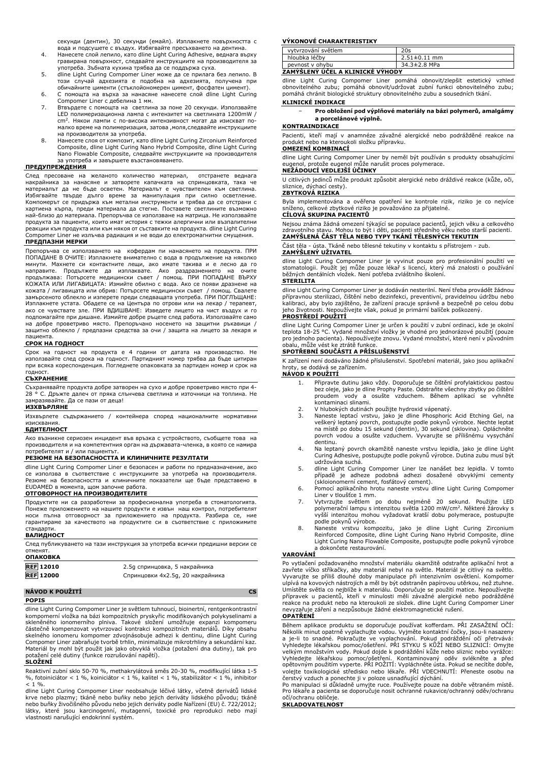секунди (дентин), 30 секунди (емайл). Изплакнете повърхността с вода и подсушете с въздух. Избягвайте пресъхването на дентина.

4. Нанесете слой лепило, като dline Light Curing Adhesive, веднага върху гравирана повърхност, следвайте инструкциите на производителя за употреба. Зъбната кухина трябва да се поддържа суха.
5. dline Light Curing Compomer Liner може да се прилага без лепило. В този случай адхезията е подобна на адхезията, получена при обичайните цименти (стъклойономерен цимент, фосфатен цимент).
6. С помощта на върха за нанасяне нанесете слой dline Light Curing Compomer Liner с дебелина 1 мм.
7. Втвърдете с помощта на светлина за поне 20 секунди. Използвайте LED полимеризационна лампа с интензитет на светлината 1200mW / cm². Някои лампи с по-висока интензивност могат да изискват по-малко време на полимеризация, затова ,моля,следвайте инструкциите на производителя за употреба.
8. Нанесете слоя от композит, като dline Light Curing Zirconium Reinforced Composite, dline Light Curing Nano Hybrid Composite, dline Light Curing Nano Flowable Composite, следвайте инструкциите на производителя за употреба и завършете възстановяването.

**ПРЕДУПРЕЖДЕНИЯ**

След пресоване на желаното количество материал, отстранете веднага накрайника за нанасяне и затворете капачката на спринцовката, така че материалът да не бъде осветен. Материалът е чувствителен към светлина. Избягвайте твърде дълго време за манипулация при силно осветление. Компомерът се придържа към метални инструменти и трябва да се отстрани с хартиена кърпа, преди материала да стегне. Поставете светлините възможно най-близо до материала. Препоръчва се използване на матрица. Не използвайте продукта за пациенти, които имат история с тежки алергични или възпалителни реакции към продукта или към някоя от съставките на продукта. dline Light Curing Compomer Liner не излъчва радиация и не води до електромагнитни смущения.

**ПРЕДПАЗНИ МЕРКИ**

Препоръчва се използването на кофердам пи нанасянето на продукта. ПРИ ПОПАДАНЕ В ОЧИТЕ: Изплакнете внимателно с вода в продължение на няколко минути. Махнете си контактните лещи, ако имате такива и е лесно да го направите. Продължете да изплаквате. Ако раздразнението на очите продължава: Потърсете медицински съвет / помощ. ПРИ ПОПАДАНЕ ВЪРХУ КОЖАТА ИЛИ ЛИГАВИЦАТА: Измийте обилно с вода. Ако се появи дразнене на кожата / лигавицата или обрив: Потърсете медицински съвет / помощ. Свалете замърсеното облекло и изперете преди следващата употреба. ПРИ ПОГЛЪЩАНЕ: Изплакнете устата. Обадете се на Центъра по отрови или на лекар / терапевт, ако се чувствате зле. ПРИ ВДИШВАНЕ: Изведете лицето на чист въздух и го подпомагайте при дишане. Измийте добре ръцете след работа. Използвайте само на добре проветриво място. Препоръчано носенето на защитни ръкавици / защитно облекло / предпазни средства за очи / защита на лицето за лекаря и пациента.

**СРОК НА ГОДНОСТ**

Срок на годност на продукта е 4 години от датата на производство. Не използвайте след срока на годност. Партидният номер трябва да бъде цитиран при всяка кореспонденция. Погледнете опаковката за партиден номер и срок на годност.

**СЪХРАНЕНИЕ**

Съхранявайте продукта добре затворен на сухо и добре проветриво място при 4-28 ° C. Дръжте далеч от пряка слънчева светлина и източници на топлина. Не замразявайте. Да се пази от деца!

**ИЗХВЪРЛЯНЕ**

Изхвърлете съдържанието / контейнера според националните нормативни изисквания.

**БДИТЕЛНОСТ**

Ако възникне сериозен инцидент във връзка с устройството, съобщете това на производителя и на компетентния орган на държавата-членка, в която се намира потребителят и / или пациентът.

**РЕЗЮМЕ НА БЕЗОПАСНОСТТА И КЛИНИЧНИТЕ РЕЗУЛТАТИ**

dline Light Curing Compomer Liner е безопасен и работи по предназначение, ако се използва в съответствие с инструкциите за употреба на производителя. Резюме на безопасността и клиничните показатели ще бъде представено в EUDAMED в момента, щом започне работа.

**ОТГОВОРНОСТ НА ПРОИЗВОДИТЕЛИТЕ**

Продуктите ни са разработени за професионална употреба в стоматологията. Понеже приложението на нашите продукти е извън наш контрол, потребителят носи пълна отговорност за приложението на продукта. Разбира се, ние гарантираме за качеството на продуктите си в съответствие с приложимите стандарти.

**ВАЛИДНОСТ**

След публикуването на тази инструкция за употреба всички предишни версии се отменят.

**ОПАКОВКА**

| | |
|---|---|
| REF 12010 | 2.5g спринцовка, 5 накрайника |
| REF 12000 | Спринцовки 4x2.5g, 20 накрайника |

## NÁVOD K POUŽITÍ CS

**POPIS**

dline Light Curing Compomer Liner je světlem tuhnoucí, bioinertní, rentgenkontrastní kompomerní vložka na bázi kompozitních pryskyřic modifikovaných polykyselinami a skleněného ionomerního plniva. Takové složení umožňuje expanzi kompomeru částečně kompenzovat vytvrzovací kontrakci kompozitních materiálů. Díky obsahu skelného ionomeru kompomer zdvojnásobuje adhezi k dentinu, dline Light Curing Compomer Liner zabraňuje tvorbě trhlin, minimalizuje mikrotrhliny a sekundární kaz. Materiál by mohl být použit jak jako obvyklá vložka (potažení dna dutiny), tak pro potažení celé dutiny (funkce rozrušování napětí).

**SLOŽENÍ**

Reaktivní zubní sklo 50-70 %, methakrylátová směs 20-30 %, modifikující látka 1-5 %, fotoiniciátor < 1 %, koiniciátor < 1 %, kalitel < 1 %, stabilizátor < 1 %, inhibitor < 1 %.

dline Light Curing Compomer Liner neobsahuje léčivé látky, včetně derivátů lidské krve nebo plazmy; tkáně nebo buňky nebo jejich deriváty lidského původu; tkáně nebo buňky živočišného původu nebo jejich deriváty podle Nařízení (EU) č. 722/2012; látky, které jsou karcinogenní, mutagenní, toxické pro reprodukci nebo mají vlastnosti narušující endokrinní systém.

**VÝKONOVÉ CHARAKTERISTIKY**

| | |
|---|---|
| vytvrzování světlem | 20s |
| hloubka léčby | 2.51±0.11 mm |
| pevnost v ohybu | 34.3±2.8 MPa |

**ZAMÝŠLENÝ ÚČEL A KLINICKÉ VÝHODY**

dline Light Curing Compomer Liner pomáhá obnovit/zlepšit estetický vzhled obnovitelného zubu; pomáhá obnovit/udržovat zubní funkci obnovitelného zubu; pomáhá chránit biologické struktury obnovitelného zubu a sousedních tkání.

**KLINICKÉ INDIKACE**

- **Pro obložení pod výplňové materiály na bázi polymerů, amalgámy a porcelánové výplně.**

**KONTRAINDIKACE**

Pacienti, kteří mají v anamnéze závažné alergické nebo podrážděné reakce na produkt nebo na kteroukoli složku přípravku.

**OMEZENÍ KOMBINACÍ**

dline Light Curing Compomer Liner by neměl být používán s produkty obsahujícími eugenol, protože eugenol může narušit proces polymerace.

**NEŽÁDOUCÍ VEDLEJŠÍ ÚČINKY**

U citlivých jedinců může produkt způsobit alergické nebo dráždivé reakce (kůže, oči, sliznice, dýchací cesty).

**ZBYTKOVÁ RIZIKA**

Byla implementována a ověřena opatření ke kontrole rizik, riziko je co nejvíce sníženo, celkové zbytkové riziko je považováno za přijatelné.

**CÍLOVÁ SKUPINA PACIENTŮ**

Nejsou známa žádná omezení týkající se populace pacientů, jejich věku a celkového zdravotního stavu. Mohou to být i děti, pacienti středního věku nebo starší pacienti.

**ZAMÝŠLENÁ ČÁST TĚLA NEBO TYPY TKÁNÍ TĚLESNÝCH TEKUTIN**

Část těla - ústa. Tkáně nebo tělesné tekutiny v kontaktu s přístrojem - zub.

**ZAMÝŠLENÝ UŽIVATEL**

dline Light Curing Compomer Liner je vyvinut pouze pro profesionální použití ve stomatologii. Použít jej může pouze lékař s licencí, který má znalosti o používání běžných dentálních vložek. Není potřeba zvláštního školení.

**STERILITA**

dline Light Curing Compomer Liner je dodáván nesterilní. Není třeba provádět žádnou přípravnou sterilizaci, čištění nebo dezinfekci, preventivní, pravidelnou údržbu nebo kalibraci, aby bylo zajištěno, že zařízení pracuje správně a bezpečně po celou dobu jeho životnosti. Nepoužívejte však, pokud je primární balíček poškozený.

**PROSTŘEDÍ POUŽITÍ**

dline Light Curing Compomer Liner je určen k použití v zubní ordinaci, kde je okolní teplota 18-25 °C. Vydané množství vložky je vhodné pro jednorázové použití (pouze pro jednoho pacienta). Nepoužívejte znovu. Vydané množství, které není v původním obalu, může vést ke ztrátě funkce.

**SPOTŘEBNÍ SOUČÁSTI A PŘÍSLUŠENSTVÍ**

K zařízení není dodáváno žádné příslušenství. Spotřební materiál, jako jsou aplikační hroty, se dodává se zařízením.

**NÁVOD K POUŽITÍ**

1. Připravte dutinu jako vždy. Doporučuje se čištění profylaktickou pastou bez oleje, jako je dline Prophy Paste. Odstraňte všechny zbytky po čištění proudem vody a osušte vzduchem. Během aplikace se vyhněte kontaminaci slinami.
2. V hlubokých dutinách použijte hydroxid vápenatý.
3. Naneste leptací vrstvu, jako je dline Phosphoric Acid Etching Gel, na veškerý leptaný povrch, postupujte podle pokynů výrobce. Nechte leptat na místě po dobu 15 sekund (dentin), 30 sekund (sklovina). Opláchněte povrch vodou a osušte vzduchem. Vyvarujte se přílišnému vysychání dentinu.
4. Na leptaný povrch okamžitě naneste vrstvu lepidla, jako je dline Light Curing Adhesive, postupujte podle pokynů výrobce. Dutina zubu musí být udržována suchá.
5. dline Light Curing Compomer Liner lze nanášet bez lepidla. V tomto případě je adheze podobná adhezi dosažené obvyklými cementy (skloionomerní cement, fosfátový cement).
6. Pomocí aplikačního hrotu naneste vrstvu dline Light Curing Compomer Liner v tloušťce 1 mm.
7. Vytvrzujte světlem po dobu nejméně 20 sekund. Použijte LED polymerační lampu s intenzitou světla 1200 mW/cm². Některé žárovky s vyšší intenzitou mohou vyžadovat kratší dobu polymerace, postupujte podle pokynů výrobce.
8. Naneste vrstvu kompozitu, jako je dline Light Curing Zirconium Reinforced Composite, dline Light Curing Nano Hybrid Composite, dline Light Curing Nano Flowable Composite, postupujte podle pokynů výrobce a dokončete restaurování.

**VAROVÁNÍ**

Po vytlačení požadovaného množství materiálu okamžitě odstraňte aplikační hrot a zavřete víčko stříkačky, aby materiál nebyl na světle. Materiál je citlivý na světlo. Vyvarujte se příliš dlouhé doby manipulace při intenzivním osvětlení. Kompomer ulpívá na kovových nástrojích a měl by být odstraněn papírovou utěrkou, než ztuhne. Umístěte světla co nejblíže k materiálu. Doporučuje se použití matice. Nepoužívejte přípravek u pacientů, kteří v minulosti měli závažné alergické nebo podrážděné reakce na produkt nebo na kteroukoli ze složek. dline Light Curing Compomer Liner nevyzařuje záření a nezpůsobuje žádné elektromagnetické rušení.

**OPATŘENÍ**

Během aplikace produktu se doporučuje používat kofferdam. PŘI ZASAŽENÍ OČÍ: Několik minut opatrně vyplachujte vodou. Vyjměte kontaktní čočky, jsou-li nasazeny a je-li to snadné. Pokračujte ve vyplachování. Pokud podráždění očí přetrvává: Vyhledejte lékařskou pomoc/ošetření. PŘI STYKU S KŮŽÍ NEBO SLIZNICÍ: Omyjte velkým množstvím vody. Pokud dojde k podráždění kůže nebo sliznic nebo vyrážce: Vyhledejte lékařskou pomoc/ošetření. Kontaminovaný oděv svlékněte a před opětovným použitím vyperte. PŘI POŽITÍ: Vypláchněte ústa. Pokud se necítíte dobře, volejte toxikologické středisko nebo lékaře. PŘI VDECHNUTÍ: Přeneste osobu na čerstvý vzduch a ponechte ji v poloze usnadňující dýchání.

Po manipulaci si důkladně umyjte ruce. Používejte pouze na dobře větraném místě. Pro lékaře a pacienta se doporučuje nosit ochranné rukavice/ochranný oděv/ochranu očí/ochranu obličeje.

**SKLADOVATELNOST**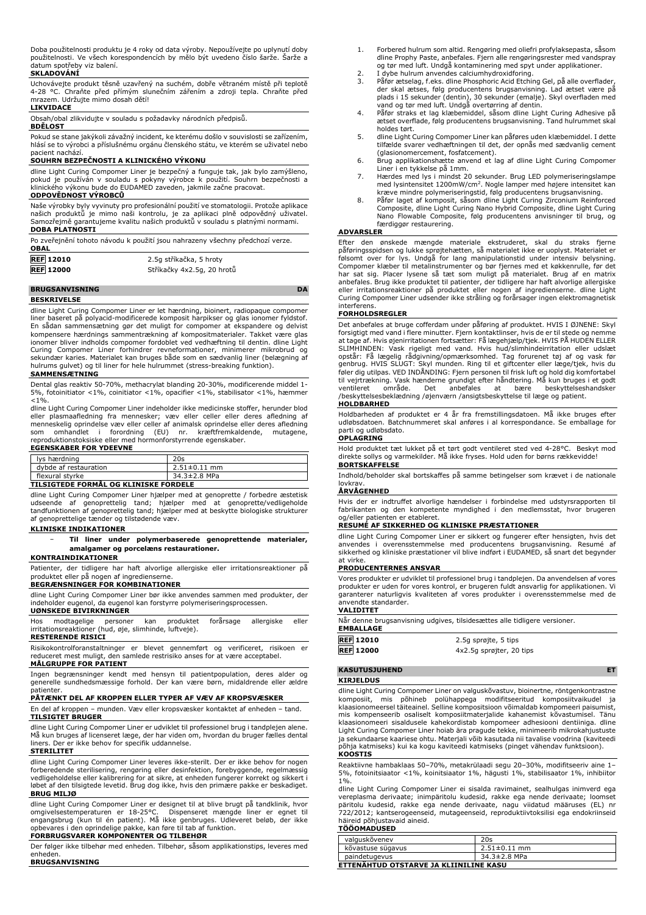Doba použitelnosti produktu je 4 roky od data výroby. Nepoužívejte po uplynutí doby použitelnosti. V všech korespondencích by mělo být uvedeno číslo šarže. Šarže a datum spotřeby viz balení.

**SKLADOVÁNÍ**

Uchovávejte produkt těsně uzavřený na suchém, dobře větraném místě při teplotě 4-28 °C. Chraňte před přímým slunečním zářením a zdroji tepla. Chraňte před mrazem. Udržujte mimo dosah dětí!

**LIKVIDACE**

Obsah/obal zlikvidujte v souladu s požadavky národních předpisů.

**BDĚLOST**

Pokud se stane jakýkoli závažný incident, ke kterému došlo v souvislosti se zařízením, hlásí se to výrobci a příslušnému orgánu členského státu, ve kterém se uživatel nebo pacient nachází.

**SOUHRN BEZPEČNOSTI A KLINICKÉHO VÝKONU**

dline Light Curing Compomer Liner je bezpečný a funguje tak, jak bylo zamýšleno, pokud je používán v souladu s pokyny výrobce k použití. Souhrn bezpečnosti a klinického výkonu bude do EUDAMED zaveden, jakmile začne pracovat.

**ODPOVĚDNOST VÝROBCŮ**

Naše výrobky byly vyvinuty pro profesionální použití ve stomatologii. Protože aplikace našich produktů je mimo naši kontrolu, je za aplikaci plně odpovědný uživatel. Samozřejmě garantujeme kvalitu našich produktů v souladu s platnými normami.

**DOBA PLATNOSTI**

Po zveřejnění tohoto návodu k použití jsou nahrazeny všechny předchozí verze.

**OBAL**

| | |
|---|---|
| REF 12010 | 2.5g stříkačka, 5 hroty |
| REF 12000 | Stříkačky 4x2.5g, 20 hrotů |

## BRUGSANVISNING DA

**BESKRIVELSE**

dline Light Curing Compomer Liner er let hærdning, bioinert, radiopaque compomer liner baseret på polyacid-modificerede komposit harpikser og glas ionomer fyldstof. En sådan sammensætning gør det muligt for compomer at ekspandere og delvist kompensere hærdnings sammentrækning af kompositmaterialer. Takket være glas ionomer bliver indholds compomer fordoblet ved vedhæftning til dentin. dline Light Curing Compomer Liner forhindrer revneformationer, minimerer mikrobrud og sekundær karies. Materialet kan bruges både som en sædvanlig liner (belægning af hulrums gulvet) og til liner for hele hulrummet (stress-breaking funktion).

**SAMMENSÆTNING**

Dental glas reaktiv 50-70%, methacrylat blanding 20-30%, modificerende middel 1-5%, fotoinitiator <1%, coinitiator <1%, opacifier <1%, stabilisator <1%, hæmmer <1%.

dline Light Curing Compomer Liner indeholder ikke medicinske stoffer, herunder blod eller plasmaafledning fra mennesker; væv eller celler eller deres afledning af menneskelig oprindelse væv eller celler af animalsk oprindelse eller deres afledning som omhandlet i forordning (EU) nr. kræftfremkaldende, mutagene, reproduktionstoksiske eller med hormonforstyrrende egenskaber.

**EGENSKABER FOR YDEEVNE**

| | |
|---|---|
| lys hærdning | 20s |
| dybde af restauration | 2.51±0.11 mm |
| flexural styrke | 34.3±2.8 MPa |

**TILSIGTEDE FORMÅL OG KLINISKE FORDELE**

dline Light Curing Compomer Liner hjælper med at genoprette / forbedre æstetisk udseende af genoprettelig tand; hjælper med at genoprette/vedligeholde tandfunktionen af genoprettelig tand; hjælper med at beskytte biologiske strukturer af genoprettelige tænder og tilstødende væv.

**KLINISKE INDIKATIONER**

- **Til liner under polymerbaserede genoprettende materialer, amalgamer og porcelæns restaurationer.**

**KONTRAINDIKATIONER**

Patienter, der tidligere har haft alvorlige allergiske eller irritationsreaktioner på produktet eller på nogen af ingredienserne.

**BEGRÆNSNINGER FOR KOMBINATIONER**

dline Light Curing Compomer Liner bør ikke anvendes sammen med produkter, der indeholder eugenol, da eugenol kan forstyrre polymeriseringsprocessen.

**UØNSKEDE BIVIRKNINGER**

Hos modtagelige personer kan produktet forårsage allergiske eller irritationsreaktioner (hud, øje, slimhinde, luftveje).

**RESTERENDE RISICI**

Risikokontrolforanstaltninger er blevet gennemført og verificeret, risikoen er reduceret mest muligt, den samlede restrisiko anses for at være acceptabel.

**MÅLGRUPPE FOR PATIENT**

Ingen begrænsninger kendt med hensyn til patientpopulation, deres alder og generelle sundhedsmæssige forhold. Der kan være børn, midaldrende eller ældre patienter.

**PÅTÆNKT DEL AF KROPPEN ELLER TYPER AF VÆV AF KROPSVÆSKER**

En del af kroppen – munden. Væv eller kropsvæsker kontaktet af enheden – tand.

**TILSIGTET BRUGER**

dline Light Curing Compomer Liner er udviklet til professionel brug i tandplejen alene. Må kun bruges af licenseret læge, der har viden om, hvordan du bruger fælles dental liners. Der er ikke behov for specifik uddannelse.

**STERILITET**

dline Light Curing Compomer Liner leveres ikke-sterilt. Der er ikke behov for nogen forberedende sterilisering, rengøring eller desinfektion, forebyggende, regelmæssig vedligeholdelse eller kalibrering for at sikre, at enheden fungerer korrekt og sikkert i løbet af den tilsigtede levetid. Brug dog ikke, hvis den primære pakke er beskadiget.

**BRUG MILJØ**

dline Light Curing Compomer Liner er designet til at blive brugt på tandklinik, hvor omgivelsestemperaturen er 18-25°C. Dispenseret mængde liner er egnet til engangsbrug (kun til én patient). Må ikke genbruges. Udleveret beløb, der ikke opbevares i den oprindelige pakke, kan føre til tab af funktion.

**FORBRUGSVARER KOMPONENTER OG TILBEHØR**

Der følger ikke tilbehør med enheden. Tilbehør, såsom applikationstips, leveres med enheden.

**BRUGSANVISNING**

1. Forbered hulrum som altid. Rengøring med oliefri profylaksepasta, såsom dline Prophy Paste, anbefales. Fjern alle rengøringsrester med vandspray og tør med luft. Undgå kontaminering med spyt under applikationen.
2. I dybe hulrum anvendes calciumhydroxidforing.
3. Påfør ætselag, f.eks. dline Phosphoric Acid Etching Gel, på alle overflader, der skal ætses, følg producentens brugsanvisning. Lad ætset være på plads i 15 sekunder (dentin), 30 sekunder (emalje). Skyl overfladen med vand og tør med luft. Undgå overtørring af dentin.
4. Påfør straks et lag klæbemiddel, såsom dline Light Curing Adhesive på ætset overflade, følg producentens brugsanvisning. Tand hulrummet skal holdes tørt.
5. dline Light Curing Compomer Liner kan påføres uden klæbemiddel. I dette tilfælde svarer vedhæftningen til det, der opnås med sædvanlig cement (glasionomercement, fosfatcement).
6. Brug applikationshætte anvend et lag af dline Light Curing Compomer Liner i en tykkelse på 1mm.
7. Hærdes med lys i mindst 20 sekunder. Brug LED polymeriseringslampe med lysintensitet 1200mW/cm². Nogle lamper med højere intensitet kan kræve mindre polymeriseringstid, følg producentens brugsanvisning.
8. Påfør laget af komposit, såsom dline Light Curing Zirconium Reinforced Composite, dline Light Curing Nano Hybrid Composite, dline Light Curing Nano Flowable Composite, følg producentens anvisninger til brug, og færdiggør restaurering.

**ADVARSLER**

Efter den ønskede mængde materiale ekstruderet, skal du straks fjerne påføringsspidsen og lukke sprøjtehætten, så materialet ikke er uoplyst. Materialet er følsomt over for lys. Undgå for lang manipulationstid under intensiv belysning. Compomer klæber til metalinstrumenter og bør fjernes med et køkkenrulle, før det har sat sig. Placer lysenes så tæt som muligt på materialet. Brug af en matrix anbefales. Brug ikke produktet til patienter, der tidligere har haft alvorlige allergiske eller irritationsreaktioner på produktet eller nogen af ingredienserne. dline Light Curing Compomer Liner udsender ikke stråling og forårsager ingen elektromagnetisk interferens.

**FORHOLDSREGLER**

Det anbefales at bruge cofferdam under påføring af produktet. HVIS I ØJNENE: Skyl forsigtigt med vand i flere minutter. Fjern kontaktlinser, hvis de er til stede og nemme at tage af. Hvis øjenirritationen fortsætter: Få lægehjælp/tjek. HVIS PÅ HUDEN ELLER SLIMHINDEN: Vask rigeligt med vand. Hvis hud/slimhindeirritation eller udslæt opstår: Få lægelig rådgivning/opmærksomhed. Tag forurenet tøj af og vask før genbrug. HVIS SLUGT: Skyl munden. Ring til et giftcenter eller læge/tjek, hvis du føler dig utilpas. VED INDÅNDING: Fjern personen til frisk luft og hold dig komfortabel til vejrtrækning. Vask hænderne grundigt efter håndtering. Må kun bruges i et godt ventileret område. Det anbefales at bære beskyttelseshandsker /beskyttelsesbeklædning /øjenværn /ansigtsbeskyttelse til læge og patient.

**HOLDBARHED**

Holdbarheden af produktet er 4 år fra fremstillingsdatoen. Må ikke bruges efter udløbsdatoen. Batchnummeret skal anføres i al korrespondance. Se emballage for parti og udløbsdato.

**OPLAGRING**

Hold produktet tæt lukket på et tørt godt ventileret sted ved 4-28°C. Beskyt mod direkte sollys og varmekilder. Må ikke fryses. Hold uden for børns rækkevidde!

**BORTSKAFFELSE**

Indhold/beholder skal bortskaffes på samme betingelser som krævet i de nationale lovkrav.

**ÅRVÅGENHED**

Hvis der er indtruffet alvorlige hændelser i forbindelse med udstyrsrapporten til fabrikanten og den kompetente myndighed i den medlemsstat, hvor brugeren og/eller patienten er etableret.

**RESUMÉ AF SIKKERHED OG KLINISKE PRÆSTATIONER**

dline Light Curing Compomer Liner er sikkert og fungerer efter hensigten, hvis det anvendes i overensstemmelse med producentens brugsanvisning. Resumé af sikkerhed og kliniske præstationer vil blive indført i EUDAMED, så snart det begynder at virke.

**PRODUCENTERNES ANSVAR**

Vores produkter er udviklet til professionel brug i tandplejen. Da anvendelsen af vores produkter er uden for vores kontrol, er brugeren fuldt ansvarlig for applikationen. Vi garanterer naturligvis kvaliteten af vores produkter i overensstemmelse med de anvendte standarder.

**VALIDITET**

Når denne brugsanvisning udgives, tilsidesættes alle tidligere versioner.

**EMBALLAGE**

| | |
|---|---|
| REF 12010 | 2.5g sprøjte, 5 tips |
| REF 12000 | 4x2.5g sprøjter, 20 tips |

## KASUTUSJUHEND ET

**KIRJELDUS**

dline Light Curing Compomer Liner on valguskõvastuv, bioinertne, röntgenkontrastne komposiit, mis põhineb polühappega modifitseeritud komposiitvaikudel ja klaasionomeersel täiteainel. Selline kompositsioon võimaldab kompomeeri paisumist, mis kompenseerib osaliselt komposiitmaterjalide kahanemist kõvastumisel. Tänu klaasionomeeri sisaldusele kahekordistab kompomeer adhesiooni dentiiniga. dline Light Curing Compomer Liner hoiab ära pragude tekke, minimeerib mikrokahjustuste ja sekundaarse kaariese ohtu. Materjali võib kasutada nii tavalise voodrina (kaviteedi põhja katmiseks) kui ka kogu kaviteedi katmiseks (pinget vähendav funktsioon).

**KOOSTIS**

Reaktiivne hambaklaas 50–70%, metakrülaadi segu 20–30%, modifitseeriv aine 1–5%, fotoinitsiaator <1%, koinitsiaator 1%, hägusti 1%, stabilisaator 1%, inhibiitor 1%.

dline Light Curing Compomer Liner ei sisalda ravimainet, sealhulgas inimverd ega vereplasma derivaate; inimpäritolu kudesid, rakke ega nende derivaate; loomset päritolu kudesid, rakke ega nende derivaate, nagu viidatud määruses (EL) nr 722/2012; kantserogeenseid, mutageenseid, reproduktiivtoksilisi ega endokriinseid häireid põhjustavaid aineid.

**TÖÖOMADUSED**

| | |
|---|---|
| valguskõvenev | 20s |
| kõvastuse sügavus | 2.51±0.11 mm |
| paindetugevus | 34.3±2.8 MPa |

**ETTENÄHTUD OTSTARVE JA KLIINILINE KASU**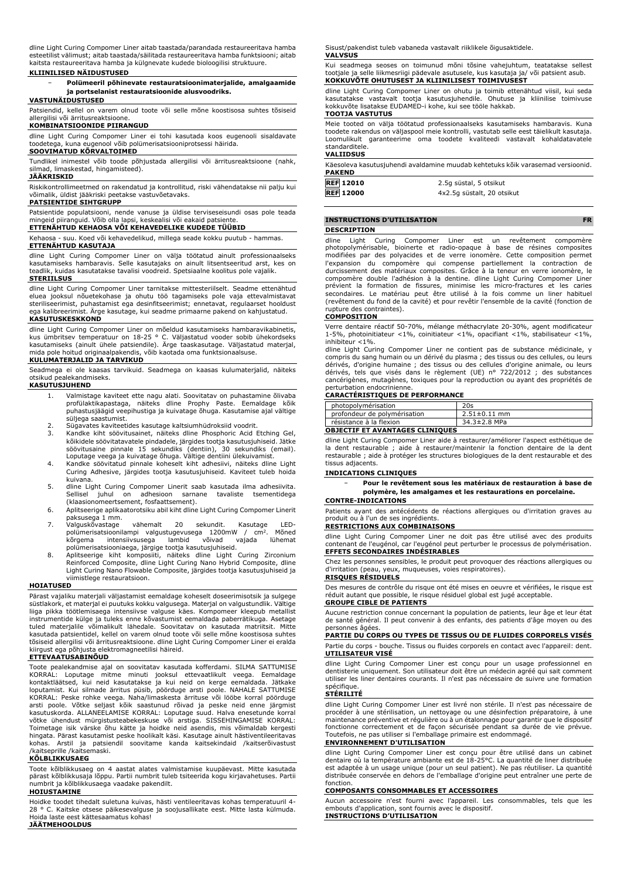dline Light Curing Compomer Liner aitab taastada/parandada restaureeritava hamba esteetilist välimust; aitab taastada/säilitada restaureeritava hamba funktsiooni; aitab kaitsta restaureeritava hamba ja külgnevate kudede bioloogilist struktuure.

**KLIINILISED NÄIDUSTUSED**

- **Polümeeril põhinevate restauratsioonimaterjalide, amalgaamide ja portselanist restauratsioonide alusvoodriks.**

**VASTUNÄIDUSTUSED**

Patsiendid, kellel on varem olnud toote või selle mõne koostisosa suhtes tõsiseid allergilisi või ärritusreaktsioone.

**KOMBINATSIOONIDE PIIRANGUD**

dline Light Curing Compomer Liner ei tohi kasutada koos eugenooli sisaldavate toodetega, kuna eugenool võib polümerisatsiooniprotsessi häirida.

**SOOVIMATUD KÕRVALTOIMED**

Tundlikel inimestel võib toode põhjustada allergilisi või ärritusreaktsioone (nahk, silmad, limaskestad, hingamisteed).

**JÄÄKRISKID**

Riskikontrollimeetmed on rakendatud ja kontrollitud, riski vähendatakse nii palju kui võimalik, üldist jääkriski peetakse vastuvõetavaks.

**PATSIENTIDE SIHTGRUPP**

Patsientide populatsiooni, nende vanuse ja üldise terviseseisundi osas pole teada mingeid piiranguid. Võib olla lapsi, keskealisi või eakaid patsiente.

**ETTENÄHTUD KEHAOSA VÕI KEHAVEDELIKE KUDEDE TÜÜBID**

Kehaosa - suu. Koed või kehavedelikud, millega seade kokku puutub - hammas.

**ETTENÄHTUD KASUTAJA**

dline Light Curing Compomer Liner on välja töötatud ainult professionaalseks kasutamiseks hambaravis. Selle kasutajaks on ainult litsentseeritud arst, kes on teadlik, kuidas kasutatakse tavalisi voodreid. Spetsiaalne koolitus pole vajalik.

**STERIILSUS**

dline Light Curing Compomer Liner tarnitakse mittesteriilselt. Seadme ettenähtud eluea jooksul nõuetekohase ja ohutu töö tagamiseks pole vaja ettevalmistavat steriliseerimist, puhastamist ega desinfitseerimist; ennetavat, regulaarset hooldust ega kalibreerimist. Ärge kasutage, kui seadme primaarne pakend on kahjustatud.

**KASUTUSKESKKOND**

dline Light Curing Compomer Liner on mõeldud kasutamiseks hambaravikabinetis, kus ümbritsev temperatuur on 18-25 ° C. Väljastatud vooder sobib ühekordseks kasutamiseks (ainult ühele patsiendile). Ärge taaskasutage. Väljastatud materjal, mida pole hoitud originaalpakendis, võib kaotada oma funktsionaalsuse.

**KULUMATERJALID JA TARVIKUD**

Seadmega ei ole kaasas tarvikuid. Seadmega on kaasas kulumaterjalid, näiteks otsikud pealekandmiseks.

**KASUTUSJUHEND**

1. Valmistage kaviteet ette nagu alati. Soovitatav on puhastamine õlivaba profülaktikapastaga, näiteks dline Prophy Paste. Eemaldage kõik puhastusjäägid veepihustiga ja kuivatage õhuga. Kasutamise ajal vältige süljega saastumist.
2. Sügavates kaviteetides kasutage kaltsiumhüdroksiid voodrit.
3. Kandke kiht söövitusainet, näiteks dline Phosphoric Acid Etching Gel, kõikidele söövitatavatele pindadele, järgides tootja kasutusjuhiseid. Jätke söövitusaine pinnale 15 sekundiks (dentiin), 30 sekundiks (email). Loputage veega ja kuivatage õhuga. Vältige dentiini ülekuivamist.
4. Kandke söövitatud pinnale koheselt kiht adhesiivi, näiteks dline Light Curing Adhesive, järgides tootja kasutusjuhiseid. Kaviteet tuleb hoida kuivana.
5. dline Light Curing Compomer Linerit saab kasutada ilma adhesiivita. Sellisel juhul on adhesioon sarnane tavaliste tsementidega (klaasionomeertsement, fosfaattsement).
6. Aplitseerige aplikaatorotsiku abil kiht dline Light Curing Compomer Linerit paksusega 1 mm.
7. Valguskõvastage vähemalt 20 sekundit. Kasutage LED-polümerisatsioonilampi valgustugevusega 1200mW / cm². Mõned kõrgema intensiivsusega lambid võivad vajada lühemat polümerisatsiooniaega, järgige tootja kasutusjuhiseid.
8. Aplitseerige kiht komposiiti, näiteks dline Light Curing Zirconium Reinforced Composite, dline Light Curing Nano Hybrid Composite, dline Light Curing Nano Flowable Composite, järgides tootja kasutusjuhiseid ja viimistlege restauratsioon.

**HOIATUSED**

Pärast vajaliku materjali väljastamist eemaldage koheselt doseerimisotsik ja sulgege süstlakork, et materjal ei puutuks kokku valgusega. Materjal on valgustundlik. Vältige liiga pikka töötlemisaega intensiivse valguse käes. Kompomeer kleepub metallist instrumentide külge ja tuleks enne kõvastumist eemaldada paberrätikuga. Asetage tuled materjalile võimalikult lähedale. Soovitatav on kasutada matriitsit. Mitte kasutada patsientidel, kellel on varem olnud toote või selle mõne koostisosa suhtes tõsiseid allergilisi või ärritusreaktsioone. dline Light Curing Compomer Liner ei eralda kiirgust ega põhjusta elektromagnetilisi häireid.

**ETTEVAATUSABINÕUD**

Toote pealekandmise ajal on soovitatav kasutada kofferdami. SILMA SATTUMISE KORRAL: Loputage mitme minuti jooksul ettevaatlikult veega. Eemaldage kontaktläätsed, kui neid kasutatakse ja kui neid on kerge eemaldada. Jätkake loputamist. Kui silmade ärritus püsib, pöörduge arsti poole. NAHALE SATTUMISE KORRAL: Peske rohke veega. Naha/limaskesta ärrituse või lööbe korral pöörduge arsti poole. Võtke seljast kõik saastunud rõivad ja peske neid enne järgmist kasutuskorda. ALLANEELAMISE KORRAL: Loputage suud. Halva enesetunde korral võtke ühendust mürgistusteabekeskuse või arstiga. SISSEHINGAMISE KORRAL: Toimetage isik värske õhu kätte ja hoidke neid asendis, mis võimaldab kergesti hingata. Pärast kasutamist peske hoolikalt käsi. Kasutage ainult hästiventileeritavas kohas. Arstil ja patsiendil soovitame kanda kaitsekindaid /kaitserõivastust /kaitseprille /kaitsemaski.

**KÕLBLIKKUSAEG**

Toote kõlblikkusaeg on 4 aastat alates valmistamise kuupäevast. Mitte kasutada pärast kõlblikkusaja lõppu. Partii numbrit tuleb tsiteerida kogu kirjavahetuses. Partii numbrit ja kõlblikkusaega vaadake pakendilt.

**HOIUSTAMINE**

Hoidke toodet tihedalt suletuna kuivas, hästi ventileeritavas kohas temperatuuril 4-28 ° C. Kaitske otsese päikesevalguse ja soojusallikate eest. Mitte lasta külmuda. Hoida laste eest kättesaamatus kohas!

**JÄÄTMEHOOLDUS**

Sisust/pakendist tuleb vabaneda vastavalt riiklikele õigusaktidele.

**VALVSUS**

Kui seadmega seoses on toimunud mõni tõsine vahejuhtum, teatatakse sellest tootjale ja selle liikmesriigi pädevale asutusele, kus kasutaja ja/ või patsient asub.

**KOKKUVÕTE OHUTUSEST JA KLIINILISEST TOIMIVUSEST**

dline Light Curing Compomer Liner on ohutu ja toimib ettenähtud viisil, kui seda kasutatakse vastavalt tootja kasutusjuhendile. Ohutuse ja kliinilise toimivuse kokkuvõte lisatakse EUDAMED-i kohe, kui see tööle hakkab.

**TOOTJA VASTUTUS**

Meie tooted on välja töötatud professionaalseks kasutamiseks hambaravis. Kuna toodete rakendus on väljaspool meie kontrolli, vastutab selle eest täielikult kasutaja. Loomulikult garanteerime oma toodete kvaliteedi vastavalt kohaldatavatele standarditele.

**VALIIDSUS**

Käesoleva kasutusjuhendi avaldamine muudab kehtetuks kõik varasemad versioonid.

**PAKEND**

| | |
|---|---|
| REF 12010 | 2.5g süstal, 5 otsikut |
| REF 12000 | 4x2.5g süstalt, 20 otsikut |

## INSTRUCTIONS D'UTILISATION FR

**DESCRIPTION**

dline Light Curing Compomer Liner est un revêtement compomère photopolymérisable, bioinerte et radio-opaque à base de résines composites modifiées par des polyacides et de verre ionomère. Cette composition permet l'expansion du compomère qui compense partiellement la contraction de durcissement des matériaux composites. Grâce à la teneur en verre ionomère, le compomère double l'adhésion à la dentine. dline Light Curing Compomer Liner prévient la formation de fissures, minimise les micro-fractures et les caries secondaires. Le matériau peut être utilisé à la fois comme un liner habituel (revêtement du fond de la cavité) et pour revêtir l'ensemble de la cavité (fonction de rupture des contraintes).

**COMPOSITION**

Verre dentaire réactif 50-70%, mélange méthacrylate 20-30%, agent modificateur 1-5%, photoinitiateur <1%, coinitiateur <1%, opacifiant <1%, stabilisateur <1%, inhibiteur <1%.

dline Light Curing Compomer Liner ne contient pas de substance médicinale, y compris du sang humain ou un dérivé du plasma ; des tissus ou des cellules, ou leurs dérivés, d'origine humaine ; des tissus ou des cellules d'origine animale, ou leurs dérivés, tels que visés dans le règlement (UE) n° 722/2012 ; des substances cancérigènes, mutagènes, toxiques pour la reproduction ou ayant des propriétés de perturbation endocrinienne.

**CARACTÉRISTIQUES DE PERFORMANCE**

| | |
|---|---|
| photopolymérisation | 20s |
| profondeur de polymérisation | 2.51±0.11 mm |
| résistance à la flexion | 34.3±2.8 MPa |

**OBJECTIF ET AVANTAGES CLINIQUES**

dline Light Curing Compomer Liner aide à restaurer/améliorer l'aspect esthétique de la dent restaurable ; aide à restaurer/maintenir la fonction dentaire de la dent restaurable ; aide à protéger les structures biologiques de la dent restaurable et des tissus adjacents.

**INDICATIONS CLINIQUES**

- **Pour le revêtement sous les matériaux de restauration à base de polymère, les amalgames et les restaurations en porcelaine.**

**CONTRE-INDICATIONS**

Patients ayant des antécédents de réactions allergiques ou d'irritation graves au produit ou à l'un de ses ingrédients.

**RESTRICTIONS AUX COMBINAISONS**

dline Light Curing Compomer Liner ne doit pas être utilisé avec des produits contenant de l'eugénol, car l'eugénol peut perturber le processus de polymérisation.

**EFFETS SECONDAIRES INDÉSIRABLES**

Chez les personnes sensibles, le produit peut provoquer des réactions allergiques ou d'irritation (peau, yeux, muqueuses, voies respiratoires).

**RISQUES RÉSIDUELS**

Des mesures de contrôle du risque ont été mises en oeuvre et vérifiées, le risque est réduit autant que possible, le risque résiduel global est jugé acceptable.

**GROUPE CIBLE DE PATIENTS**

Aucune restriction connue concernant la population de patients, leur âge et leur état de santé général. Il peut convenir à des enfants, des patients d'âge moyen ou des personnes âgées.

**PARTIE DU CORPS OU TYPES DE TISSUS OU DE FLUIDES CORPORELS VISÉS**

Partie du corps - bouche. Tissus ou fluides corporels en contact avec l'appareil: dent.

**UTILISATEUR VISÉ**

dline Light Curing Compomer Liner est conçu pour un usage professionnel en dentisterie uniquement. Son utilisateur doit être un médecin agréé qui sait comment utiliser les liner dentaires courants. Il n'est pas nécessaire de suivre une formation spécifique.

**STÉRILITÉ**

dline Light Curing Compomer Liner est livré non stérile. Il n'est pas nécessaire de procéder à une stérilisation, un nettoyage ou une désinfection préparatoire, à une maintenance préventive et régulière ou à un étalonnage pour garantir que le dispositif fonctionne correctement et de façon sécurisée pendant sa durée de vie prévue. Toutefois, ne pas utiliser si l'emballage primaire est endommagé.

**ENVIRONNEMENT D'UTILISATION**

dline Light Curing Compomer Liner est conçu pour être utilisé dans un cabinet dentaire où la température ambiante est de 18-25°C. La quantité de liner distribuée est adaptée à un usage unique (pour un seul patient). Ne pas réutiliser. La quantité distribuée conservée en dehors de l'emballage d'origine peut entraîner une perte de fonction.

**COMPOSANTS CONSOMMABLES ET ACCESSOIRES**

Aucun accessoire n'est fourni avec l'appareil. Les consommables, tels que les embouts d'application, sont fournis avec le dispositif.

**INSTRUCTIONS D'UTILISATION**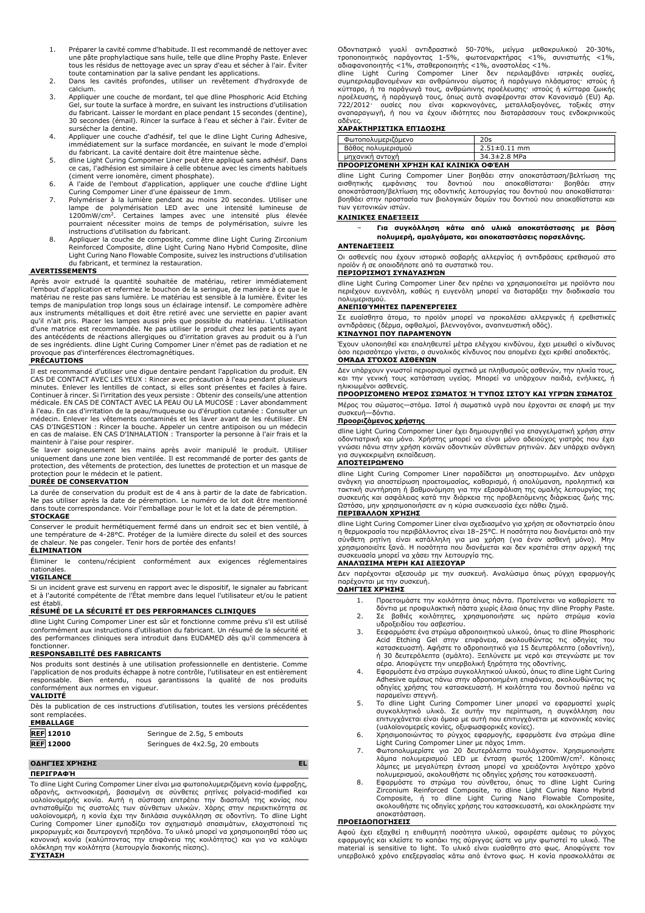1. Préparer la cavité comme d'habitude. Il est recommandé de nettoyer avec une pâte prophylactique sans huile, telle que dline Prophy Paste. Enlever tous les résidus de nettoyage avec un spray d'eau et sécher à l'air. Éviter toute contamination par la salive pendant les applications.
2. Dans les cavités profondes, utiliser un revêtement d'hydroxyde de calcium.
3. Appliquer une couche de mordant, tel que dline Phosphoric Acid Etching Gel, sur toute la surface à mordre, en suivant les instructions d'utilisation du fabricant. Laisser le mordant en place pendant 15 secondes (dentine), 30 secondes (émail). Rincer la surface à l'eau et sécher à l'air. Éviter de sursécher la dentine.
4. Appliquer une couche d'adhésif, tel que le dline Light Curing Adhesive, immédiatement sur la surface mordancée, en suivant le mode d'emploi du fabricant. La cavité dentaire doit être maintenue sèche.
5. dline Light Curing Compomer Liner peut être appliqué sans adhésif. Dans ce cas, l'adhésion est similaire à celle obtenue avec les ciments habituels (ciment verre ionomère, ciment phosphate).
6. A l'aide de l'embout d'application, appliquer une couche d'dline Light Curing Compomer Liner d'une épaisseur de 1mm.
7. Polymériser à la lumière pendant au moins 20 secondes. Utiliser une lampe de polymérisation LED avec une intensité lumineuse de 1200mW/cm². Certaines lampes avec une intensité plus élevée pourraient nécessiter moins de temps de polymérisation, suivre les instructions d'utilisation du fabricant.
8. Appliquer la couche de composite, comme dline Light Curing Zirconium Reinforced Composite, dline Light Curing Nano Hybrid Composite, dline Light Curing Nano Flowable Composite, suivez les instructions d'utilisation du fabricant, et terminez la restauration.

**AVERTISSEMENTS**

Après avoir extrudé la quantité souhaitée de matériau, retirer immédiatement l'embout d'application et refermez le bouchon de la seringue, de manière à ce que le matériau ne reste pas sans lumière. Le matériau est sensible à la lumière. Éviter les temps de manipulation trop longs sous un éclairage intensif. Le compomère adhère aux instruments métalliques et doit être retiré avec une serviette en papier avant qu'il n'ait pris. Placer les lampes aussi près que possible du matériau. L'utilisation d'une matrice est recommandée. Ne pas utiliser le produit chez les patients ayant des antécédents de réactions allergiques ou d'irritation graves au produit ou à l'un de ses ingrédients. dline Light Curing Compomer Liner n'émet pas de radiation et ne provoque pas d'interférences électromagnétiques.

**PRÉCAUTIONS**

Il est recommandé d'utiliser une digue dentaire pendant l'application du produit. EN CAS DE CONTACT AVEC LES YEUX : Rincer avec précaution à l'eau pendant plusieurs minutes. Enlever les lentilles de contact, si elles sont présentes et faciles à faire. Continuer à rincer. Si l'irritation des yeux persiste : Obtenir des conseils/une attention médicale. EN CAS DE CONTACT AVEC LA PEAU OU LA MUCOSE : Laver abondamment à l'eau. En cas d'irritation de la peau/muqueuse ou d'éruption cutanée : Consulter un médecin. Enlever les vêtements contaminés et les laver avant de les réutiliser. EN CAS D'INGESTION : Rincer la bouche. Appeler un centre antipoison ou un médecin en cas de malaise. EN CAS D'INHALATION : Transporter la personne à l'air frais et la maintenir à l'aise pour respirer.

Se laver soigneusement les mains après avoir manipulé le produit. Utiliser uniquement dans une zone bien ventilée. Il est recommandé de porter des gants de protection, des vêtements de protection, des lunettes de protection et un masque de protection pour le médecin et le patient.

**DURÉE DE CONSERVATION**

La durée de conservation du produit est de 4 ans à partir de la date de fabrication. Ne pas utiliser après la date de péremption. Le numéro de lot doit être mentionné dans toute correspondance. Voir l'emballage pour le lot et la date de péremption.

**STOCKAGE**

Conserver le produit hermétiquement fermé dans un endroit sec et bien ventilé, à une température de 4-28°C. Protéger de la lumière directe du soleil et des sources de chaleur. Ne pas congeler. Tenir hors de portée des enfants!

**ÉLIMINATION**

Éliminer le contenu/récipient conformément aux exigences réglementaires nationales.

**VIGILANCE**

Si un incident grave est survenu en rapport avec le dispositif, le signaler au fabricant et à l'autorité compétente de l'État membre dans lequel l'utilisateur et/ou le patient est établi.

**RÉSUMÉ DE LA SÉCURITÉ ET DES PERFORMANCES CLINIQUES**

dline Light Curing Compomer Liner est sûr et fonctionne comme prévu s'il est utilisé conformément aux instructions d'utilisation du fabricant. Un résumé de la sécurité et des performances cliniques sera introduit dans EUDAMED dès qu'il commencera à fonctionner.

**RESPONSABILITÉ DES FABRICANTS**

Nos produits sont destinés à une utilisation professionnelle en dentisterie. Comme l'application de nos produits échappe à notre contrôle, l'utilisateur en est entièrement responsable. Bien entendu, nous garantissons la qualité de nos produits conformément aux normes en vigueur.

**VALIDITÉ**

Dès la publication de ces instructions d'utilisation, toutes les versions précédentes sont remplacées.

**EMBALLAGE**

| | |
|---|---|
| REF 12010 | Seringue de 2.5g, 5 embouts |
| REF 12000 | Seringues de 4x2.5g, 20 embouts |

## ΟΔΗΓΊΕΣ ΧΡΉΣΗΣ — EL

**ΠΕΡΙΓΡΑΦΉ**

Το dline Light Curing Compomer Liner είναι μια φωτοπολυμεριζόμενη κονία έμφραξης, αδρανής, ακτινοσκιερή, βασισμένη σε σύνθετες ρητίνες polyacid-modified και υαλοϊονομερής κονία. Αυτή η σύσταση επιτρέπει την διαστολή της κονίας που αντισταθμίζει τις συστολές των σύνθετων υλικών. Χάρης στην περιεκτικότητα σε υαλοϊονομερή, η κονία έχει την διπλάσια συγκόλληση σε οδοντίνη. Το dline Light Curing Compomer Liner εμποδίζει τον σχηματισμό σπασιμάτων, ελαχιστοποιεί τις μικρορωγμές και δευτερογενή τερηδόνα. Το υλικό μπορεί να χρησιμοποιηθεί τόσο ως κανονική κονία (καλύπτοντας την επιφάνεια της κοιλότητας) και για να καλύψει ολόκληρη την κοιλότητα (λειτουργία διακοπής πίεσης).

**ΣΎΣΤΑΣΗ**

Οδοντιατρικό γυαλί αντιδραστικό 50-70%, μείγμα μεθακρυλικού 20-30%, τροποποιητικός παράγοντας 1-5%, φωτοεναρκτήρας <1%, συνιστώτης <1%, αδιαφανοποιητής <1%, σταθεροποιητής <1%, αναστολέας <1%.

dline Light Curing Compomer Liner δεν περιλαμβάνει ιατρικές ουσίες, συμπεριλαμβανομένων και ανθρώπινου αίματος ή παράγωγο πλάσματος· ιστούς ή κύτταρα, ή τα παράγωγά τους, ανθρώπινης προέλευσης· ιστούς ή κύτταρα ζωικής προέλευσης, ή παράγωγά τους, όπως αυτά αναφέρονται στον Κανονισμό (ΕU) Αρ. 722/2012· ουσίες που είναι καρκινογόνες, μεταλλαξιογόνες, τοξικές στην αναπαραγωγή, ή που να έχουν ιδιότητες που διαταράσσουν τους ενδοκρινικούς αδένες.

**ΧΑΡΑΚΤΗΡΙΣΤΙΚΆ ΕΠΊΔΟΣΗΣ**

| | |
|---|---|
| Φωτοπολυμεριζόμενο | 20s |
| Βάθος πολυμερισμού | 2.51±0.11 mm |
| μηχανική αντοχή | 34.3±2.8 MPa |

**ΠΡΟΟΡΙΖΌΜΕΝΗ ΧΡΉΣΗ ΚΑΙ ΚΛΙΝΙΚΆ ΟΦΈΛΗ**

dline Light Curing Compomer Liner βοηθάει στην αποκατάσταση/βελτίωση της αισθητικής εμφάνισης του δοντιού που αποκαθίσταται· βοηθάει στην αποκατάσταση/βελτίωση της οδοντικής λειτουργίας του δοντιού που αποκαθίσταται· βοηθάει στην προστασία των βιολογικών δομών του δοντιού που αποκαθίσταται και των γειτονικών ιστών.

**ΚΛΙΝΙΚΈΣ ΕΝΔΕΊΞΕΙΣ**

- **Για συγκόλληση κάτω από υλικά αποκατάστασης με βάση πολυμερή, αμαλγάματα, και αποκαταστάσεις πορσελάνης.**

**ΑΝΤΕΝΔΕΊΞΕΙΣ**

Οι ασθενείς που έχουν ιστορικό σοβαρής αλλεργίας ή αντιδράσεις ερεθισμού στο προϊόν ή σε οποιοδήποτε από τα συστατικά του.

**ΠΕΡΙΟΡΙΣΜΟΊ ΣΥΝΔΥΑΣΜΏΝ**

dline Light Curing Compomer Liner δεν πρέπει να χρησιμοποιείται με προϊόντα που περιέχουν ευγενόλη, καθώς η ευγενόλη μπορεί να διαταράξει την διαδικασία του πολυμερισμού.

**ΑΝΕΠΙΘΎΜΗΤΕΣ ΠΑΡΕΝΈΡΓΕΙΕΣ**

Σε ευαίσθητα άτομα, το προϊόν μπορεί να προκαλέσει αλλεργικές ή ερεθιστικές αντιδράσεις (δέρμα, οφθαλμοί, βλεννογόνοι, αναπνευστική οδός).

**ΚΊΝΔΥΝΟΙ ΠΟΥ ΠΑΡΑΜΈΝΟΥΝ**

Έχουν υλοποιηθεί και επαληθευτεί μέτρα ελέγχου κινδύνου, έχει μειωθεί ο κίνδυνος όσο περισσότερο γίνεται, ο συνολικός κίνδυνος που απομένει έχει κριθεί αποδεκτός.

**ΟΜΆΔΑ ΣΤΌΧΟΣ ΑΣΘΕΝΏΝ**

Δεν υπάρχουν γνωστοί περιορισμοί σχετικά με πληθυσμούς ασθενών, την ηλικία τους, και την γενική τους κατάσταση υγείας. Μπορεί να υπάρχουν παιδιά, ενήλικες, ή ηλικιωμένοι ασθενείς.

**ΠΡΟΟΡΙΖΌΜΕΝΟ ΜΈΡΟΣ ΣΏΜΑΤΟΣ Ή ΤΎΠΟΣ ΙΣΤΟΎ ΚΑΙ ΥΓΡΏΝ ΣΏΜΑΤΟΣ**

Μέρος του σώματος—στόμα. Ιστοί ή σωματικά υγρά που έρχονται σε επαφή με την συσκευή—δόντια.

**Προοριζόμενος χρήστης**

dline Light Curing Compomer Liner έχει δημιουργηθεί για επαγγελματική χρήση στην οδοντιατρική και μόνο. Χρήστης μπορεί να είναι μόνο αδειούχος γιατρός που έχει γνώσει πάνω στην χρήση κοινών οδοντικών σύνθετων ρητινών. Δεν υπάρχει ανάγκη για συγκεκριμένη εκπαίδευση.

**ΑΠΟΣΤΕΙΡΩΜΈΝΟ**

dline Light Curing Compomer Liner παραδίδεται μη αποστειρωμένο. Δεν υπάρχει ανάγκη για αποστείρωση προετοιμασίας, καθαρισμό, ή απολύμανση, προληπτική και τακτική συντήρηση ή βαθμονόμηση για την εξασφάλιση της ομαλής λειτουργίας της συσκευής και ασφάλειας κατά την διάρκεια της προβλεπόμενης διάρκειας ζωής της. Ωστόσο, μην χρησιμοποιήσετε αν η κύρια συσκευασία έχει πάθει ζημιά.

**ΠΕΡΙΒΆΛΛΟΝ ΧΡΉΣΗΣ**

dline Light Curing Compomer Liner είναι σχεδιασμένο για χρήση σε οδοντιατρείο όπου η θερμοκρασία του περιβάλλοντος είναι 18–25°C. Η ποσότητα που διανέμεται από την σύνθετη ρητίνη είναι κατάλληλη για μια χρήση (για έναν ασθενή μόνο). Μην χρησιμοποιείτε ξανά. Η ποσότητα που διανέμεται και δεν κρατιέται στην αρχική της συσκευασία μπορεί να χάσει την λειτουργία της.

**ΑΝΑΛΏΣΙΜΑ ΜΈΡΗ ΚΑΙ ΑΞΕΣΟΥΆΡ**

Δεν παρέχονται αξεσουάρ με την συσκευή. Αναλώσιμα όπως ρύγχη εφαρμογής παρέχονται με την συσκευή.

**ΟΔΗΓΊΕΣ ΧΡΉΣΗΣ**

1. Προετοιμάστε την κοιλότητα όπως πάντα. Προτείνεται να καθαρίσετε τα δόντια με προφυλακτική πάστα χωρίς έλαια όπως την dline Prophy Paste.
2. Σε βαθιές κοιλότητες, χρησιμοποιήστε ως πρώτο στρώμα κονία υδροξειδίου του ασβεστίου.
3. Εφαρμόστε ένα στρώμα αδροποιητικού υλικού, όπως το dline Phosphoric Acid Etching Gel στην επιφάνεια, ακολουθώντας τις οδηγίες του κατασκευαστή. Αφήστε το αδροποιητικό για 15 δευτερόλεπτα (οδοντίνη), ή 30 δευτερόλεπτα (σμάλτο). Ξεπλύνετε με νερό και στεγνώστε με τον αέρα. Αποφύγετε την υπερβολική ξηρότητα της οδοντίνης.
4. Εφαρμόστε ένα στρώμα συγκολλητικού υλικού, όπως το dline Light Curing Adhesive αμέσως πάνω στην αδροποιημένη επιφάνεια, ακολουθώντας τις οδηγίες χρήσης του κατασκευαστή. Η κοιλότητα του δοντιού πρέπει να παραμείνει στεγνή.
5. Το dline Light Curing Compomer Liner μπορεί να εφαρμοστεί χωρίς συγκολλητικό υλικό. Σε αυτήν την περίπτωση, η συγκόλληση που επιτυγχάνεται είναι όμοια με αυτή που επιτυγχάνεται με κανονικές κονίες (υαλοϊονομερείς κονίες, οξυφωσφορικές κονίες).
6. Χρησιμοποιώντας το ρύγχος εφαρμογής, εφαρμόστε ένα στρώμα dline Light Curing Compomer Liner με πάχος 1mm.
7. Φωτοπολυμερίστε για 20 δευτερόλεπτα τουλάχιστον. Χρησιμοποιήστε λάμπα πολυμερισμού LED με ένταση φωτός 1200mW/cm². Κάποιες λάμπες με μεγαλύτερη ένταση μπορεί να χρειάζονται λιγότερο χρόνο πολυμερισμού, ακολουθήστε τις οδηγίες χρήσης του κατασκευαστή.
8. Εφαρμόστε το στρώμα του σύνθετου, όπως το dline Light Curing Zirconium Reinforced Composite, το dline Light Curing Nano Hybrid Composite, ή το dline Light Curing Nano Flowable Composite, ακολουθήστε τις οδηγίες χρήσης του κατασκευαστή, και ολοκληρώστε την αποκατάσταση.

**ΠΡΟΕΙΔΟΠΟΙΉΣΕΙΣ**

Αφού έχει εξαχθεί η επιθυμητή ποσότητα υλικού, αφαιρέστε αμέσως το ρύγχος εφαρμογής και κλείστε το καπάκι της σύριγγας ώστε να μην φωτιστεί το υλικό. The material is sensitive to light. Το υλικό είναι ευαίσθητο στο φως. Αποφύγετε τον υπερβολικό χρόνο επεξεργασίας κάτω από έντονο φως. Η κονία προσκολλάται σε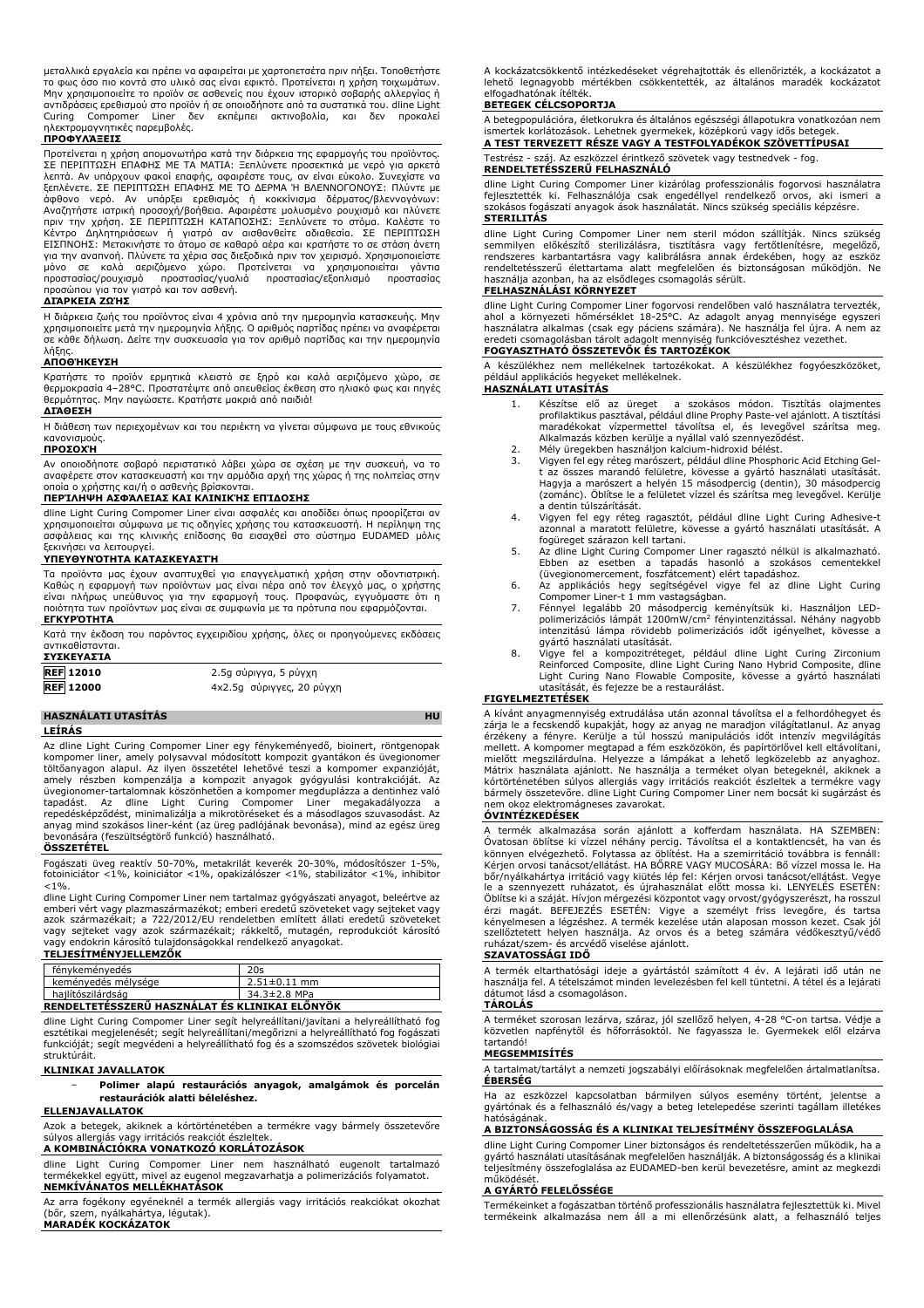μεταλλικά εργαλεία και πρέπει να αφαιρείται με χαρτοπετσέτα πριν πήξει. Τοποθετήστε το φως όσο πιο κοντά στο υλικό σας είναι εφικτό. Προτείνεται η χρήση τοιχωμάτων. Μην χρησιμοποιείτε το προϊόν σε ασθενείς που έχουν ιστορικό σοβαρής αλλεργίας ή αντιδράσεις ερεθισμού στο προϊόν ή σε οποιοδήποτε από τα συστατικά του. dline Light Curing Compomer Liner δεν εκπέμπει ακτινοβολία, και δεν προκαλεί ηλεκτρομαγνητικές παρεμβολές.

**ΠΡΟΦΥΛΑΞΕΙΣ**

Προτείνεται η χρήση απομονωτήρα κατά την διάρκεια της εφαρμογής του προϊόντος. ΣΕ ΠΕΡΙΠΤΩΣΗ ΕΠΑΦΗΣ ΜΕ ΤΑ ΜΑΤΙΑ: Ξεπλύνετε προσεκτικά με νερό για αρκετά λεπτά. Αν υπάρχουν φακοί επαφής, αφαιρέστε τους, αν είναι εύκολο. Συνεχίστε να ξεπλένετε. ΣΕ ΠΕΡΙΠΤΩΣΗ ΕΠΑΦΗΣ ΜΕ ΤΟ ΔΕΡΜΑ Ή ΒΛΕΝΝΟΓΟΝΟΥΣ: Πλύντε με άφθονο νερό. Αν υπάρξει ερεθισμός ή κοκκίνισμα δέρματος/βλεννογόνων: Αναζητήστε ιατρική προσοχή/βοήθεια. Αφαιρέστε μολυσμένο ρουχισμό και πλύντε πριν την χρήση. ΣΕ ΠΕΡΙΠΤΩΣΗ ΚΑΤΑΠΟΣΗΣ: Ξεπλύνετε το στόμα. Καλέστε το Κέντρο Δηλητηριάσεων ή γιατρό αν αισθανθείτε αδιαθεσία. ΣΕ ΠΕΡΙΠΤΩΣΗ ΕΙΣΠΝΟΗΣ: Μετακινήστε το άτομο σε καθαρό αέρα και κρατήστε το σε στάση άνετη για την αναπνοή. Πλύνετε τα χέρια σας διεξοδικά πριν τον χειρισμό. Χρησιμοποιείστε μόνο σε καλά αεριζόμενο χώρο. Προτείνεται να χρησιμοποιείται γάντια προστασίας/ρουχισμό προστασίας/γυαλιά προστασίας/εξοπλισμό προστασίας προσώπου για τον γιατρό και τον ασθενή.

**ΔΙΑΡΚΕΙΑ ΖΩΗΣ**

Η διάρκεια ζωής του προϊόντος είναι 4 χρόνια από την ημερομηνία κατασκευής. Μην χρησιμοποιείτε μετά την ημερομηνία λήξης. Ο αριθμός παρτίδας πρέπει να αναφέρεται σε κάθε δήλωση. Δείτε την συσκευασία για τον αριθμό παρτίδας και την ημερομηνία λήξης.

**ΑΠΟΘΗΚΕΥΣΗ**

Κρατήστε το προϊόν ερμητικά κλειστό σε ξηρό και καλά αεριζόμενο χώρο, σε θερμοκρασία 4–28°C. Προστατέψτε από απευθείας έκθεση στο ηλιακό φως και πηγές θερμότητας. Μην παγώσετε. Κρατήστε μακριά από παιδιά!

**ΔΙΑΘΕΣΗ**

Η διάθεση των περιεχομένων και του περιέκτη να γίνεται σύμφωνα με τους εθνικούς κανονισμούς.

**ΠΡΟΣΟΧΗ**

Αν οποιοδήποτε σοβαρό περιστατικό λάβει χώρα σε σχέση με την συσκευή, να το αναφέρετε στον κατασκευαστή και την αρμόδια αρχή της χώρας ή της πολιτείας στην οποία ο χρήστης και/ή ο ασθενής βρίσκονται.

**ΠΕΡΙΛΗΨΗ ΑΣΦΑΛΕΙΑΣ ΚΑΙ ΚΛΙΝΙΚΉΣ ΕΠΊΔΟΣΗΣ**

dline Light Curing Compomer Liner είναι ασφαλές και αποδίδει όπως προβλέπεται αν χρησιμοποιείται σύμφωνα με τις οδηγίες χρήσης του κατασκευαστή. Η περίληψη της ασφάλειας και της κλινικής επίδοσης θα εισαχθεί στο σύστημα EUDAMED μόλις ξεκινήσει να λειτουργεί.

**ΥΠΕΥΘΥΝΟΤΗΤΑ ΚΑΤΑΣΚΕΥΑΣΤΗ**

Τα προϊόντα μας έχουν αναπτυχθεί για επαγγελματική χρήση στην οδοντιατρική. Καθώς η εφαρμογή των προϊόντων μας είναι πέρα από τον έλεγχό μας, ο χρήστης είναι πλήρως υπεύθυνος για την εφαρμογή τους. Προφανώς, εγγυόμαστε ότι η ποιότητα των προϊόντων μας είναι σε συμφωνία με τα πρότυπα που εφαρμόζονται.

**ΕΓΚΥΡΌΤΗΤΑ**

Κατά την έκδοση του παρόντος εγχειριδίου χρήσης, όλες οι προηγούμενες εκδόσεις αντικαθίστανται.

**ΣΥΣΚΕΥΑΣΙΑ**

| | |
|---|---|
| REF 12010 | 2.5g σύριγγα, 5 ρύγχη |
| REF 12000 | 4x2.5g σύριγγες, 20 ρύγχη |

## HASZNÁLATI UTASÍTÁS — HU

**LEÍRÁS**

Az dline Light Curing Compomer Liner egy fénykeményedő, bioinert, röntgenopak kompomer liner, amely polysavval módosított kompozit gyantákon és üvegionomer töltőanyagon alapul. Az ilyen összetétel lehetővé teszi a kompomer expanzióját, amely részben kompenzálja a kompozit anyagok gyógyulási kontrakcióját. Az üvegionomer-tartalomnak köszönhetően a kompomer megduplázza a dentinhez való tapadást. Az dline Light Curing Compomer Liner megakadályozza a repedésképződést, minimalizálja a mikrotöréseket és a másodlagos szuvasodást. Az anyag mind szokásos liner-ként (az üreg padlójának bevonása), mind az egész üreg bevonására (feszültségtörő funkció) használható.

**ÖSSZETÉTEL**

Fogászati üveg reaktív 50-70%, metakrilát keverék 20-30%, módosítószer 1-5%, fotoiniciátor <1%, koiniciátor <1%, opakizálószer <1%, stabilizátor <1%, inhibitor <1%.

dline Light Curing Compomer Liner nem tartalmaz gyógyászati anyagot, beleértve az emberi vért vagy plazmaszármazékot; emberi eredetű szöveteket vagy sejteket vagy azok származékait; a 722/2012/EU rendeletben említett állati eredetű szöveteket vagy sejteket vagy azok származékait; rákkeltő, mutagén, reprodukciót károsító vagy endokrin károsító tulajdonságokkal rendelkező anyagokat.

**TELJESÍTMÉNYJELLEMZŐK**

| | |
|---|---|
| fénykeményedés | 20s |
| keményedés mélysége | 2.51±0.11 mm |
| hajlítószilárdság | 34.3±2.8 MPa |

**RENDELTETÉSSZERŰ HASZNÁLAT ÉS KLINIKAI ELŐNYÖK**

dline Light Curing Compomer Liner segít helyreállítani/javítani a helyreállítható fog esztétikai megjelenését; segít helyreállítani/megőrizni a helyreállítható fog fogászati funkcióját; segít megvédeni a helyreállítható fog és a szomszédos szövetek biológiai struktúráit.

**KLINIKAI JAVALLATOK**

- **Polimer alapú restaurációs anyagok, amalgámok és porcelán restaurációk alatti béleléshez.**

**ELLENJAVALLATOK**

Azok a betegek, akiknek a kórtörténetében a termékre vagy bármely összetevőre súlyos allergiás vagy irritációs reakciót észleltek.

**A KOMBINÁCIÓKRA VONATKOZÓ KORLÁTOZÁSOK**

dline Light Curing Compomer Liner nem használható eugenolt tartalmazó termékekkel együtt, mivel az eugenol megzavarhatja a polimerizációs folyamatot.

**NEMKÍVÁNATOS MELLÉKHATÁSOK**

Az arra fogékony egyéneknél a termék allergiás vagy irritációs reakciókat okozhat (bőr, szem, nyálkahártya, légutak).

**MARADÉK KOCKÁZATOK**

A kockázatcsökkentő intézkedéseket végrehajtották és ellenőrizték, a kockázatot a lehető legnagyobb mértékben csökkentették, az általános maradék kockázatot elfogadhatónak ítélték.

**BETEGEK CÉLCSOPORTJA**

A betegpopulációra, életkorukra és általános egészségi állapotukra vonatkozóan nem ismertek korlátozások. Lehetnek gyermekek, középkorú vagy idős betegek.

**A TEST TERVEZETT RÉSZE VAGY A TESTFOLYADÉKOK SZÖVETTÍPUSAI**

Testrész - száj. Az eszközzel érintkező szövetek vagy testnedvek - fog.

**RENDELTETÉSSZERŰ FELHASZNÁLÓ**

dline Light Curing Compomer Liner kizárólag professzionális fogorvosi használatra fejlesztették ki. Felhasználója csak engedéllyel rendelkező orvos, aki ismeri a szokásos fogászati anyagok ások használatát. Nincs szükség speciális képzésre.

**STERILITÁS**

dline Light Curing Compomer Liner nem steril módon szállítják. Nincs szükség semmilyen előkészítő sterilizálásra, tisztításra vagy fertőtlenítésre, megelőző, rendszeres karbantartásra vagy kalibrálásra annak érdekében, hogy az eszköz rendeltetésszerű élettartama alatt megfelelően és biztonságosan működjön. Ne használja azonban, ha az elsődleges csomagolás sérült.

**FELHASZNÁLÁSI KÖRNYEZET**

dline Light Curing Compomer Liner fogorvosi rendelőben való használatra tervezték, ahol a környezeti hőmérséklet 18-25°C. Az adagolt anyag mennyisége egyszeri használatra alkalmas (csak egy páciens számára). Ne használja fel újra. A nem az eredeti csomagolásban tárolt adagolt mennyiség funkcióvesztéshez vezethet.

**FOGYASZTHATÓ ÖSSZETEVŐK ÉS TARTOZÉKOK**

A készülékhez nem mellékelnek tartozékokat. A készülékhez fogyóeszközöket, például applikációs hegyeket mellékelnek.

**HASZNÁLATI UTASÍTÁS**

1. Készítse elő az üreget a szokásos módon. Tisztítás olajmentes profilaktikus pasztával, például dline Prophy Paste-vel ajánlott. A tisztítási maradékokat vízpermettel távolítsa el, és levegővel szárítsa meg. Alkalmazás közben kerülje a nyállal való szennyeződést.
2. Mély üregekben használjon kalcium-hidroxid bélést.
3. Vigyen fel egy réteg marószert, például dline Phosphoric Acid Etching Gel-t az összes marandó felületre, kövesse a gyártó használati utasítását. Hagyja a marószert a helyén 15 másodpercig (dentin), 30 másodpercig (zománc). Öblítse le a felületet vízzel és szárítsa meg levegővel. Kerülje a dentin túlszárítását.
4. Vigyen fel egy réteg ragasztót, például dline Light Curing Adhesive-t azonnal a maratott felületre, kövesse a gyártó használati utasítását. A fogüreget szárazon kell tartani.
5. Az dline Light Curing Compomer Liner ragasztó nélkül is alkalmazható. Ebben az esetben a tapadás hasonló a szokásos cementekkel (üvegionomercement, foszfátcement) elért tapadáshoz.
6. Az applikációs hegy segítségével vigye fel az dline Light Curing Compomer Liner-t 1 mm vastagságban.
7. Fénnyel legalább 20 másodpercig keményítsük ki. Használjon LED-polimerizációs lámpát 1200mW/cm² fényintenzitással. Néhány nagyobb intenzitású lámpa rövidebb polimerizációs időt igényelhet, kövesse a gyártó használati utasítását.
8. Vigye fel a kompozitréteget, például dline Light Curing Zirconium Reinforced Composite, dline Light Curing Nano Hybrid Composite, dline Light Curing Nano Flowable Composite, kövesse a gyártó használati utasítását, és fejezze be a restaurálást.

**FIGYELMEZTETÉSEK**

A kívánt anyagmennyiség extrudálása után azonnal távolítsa el a felhordóhegyet és zárja le a fecskendő kupakját, hogy az anyag ne maradjon világítatlanul. Az anyag érzékeny a fényre. Kerülje a túl hosszú manipulációs időt intenzív megvilágítás mellett. A kompomer megtapad a fém eszközökön, és papírtörlővel kell eltávolítani, mielőtt megszilárdulna. Helyezze a lámpákat a lehető legközelebb az anyaghoz. Mátrix használata ajánlott. Ne használja a terméket olyan betegeknél, akiknek a kórtörténetében súlyos allergiás vagy irritációs reakciót észleltek a termékre vagy bármely összetevőre. dline Light Curing Compomer Liner nem bocsát ki sugárzást és nem okoz elektromágneses zavarokat.

**ÓVINTÉZKEDÉSEK**

A termék alkalmazása során ajánlott a kofferdam használata. HA SZEMBEN: Óvatosan öblítse ki vízzel néhány percig. Távolítsa el a kontaktlencsét, ha van és könnyen elvégezhető. Folytassa az öblítést. Ha a szemirritáció továbbra is fennáll: Kérjen orvosi tanácsot/ellátást. HA BŐRRE VAGY MUCOSÁRA: Bő vízzel mossa le. Ha bőr/nyálkahártya irritáció vagy kiütés lép fel: Kérjen orvosi tanácsot/ellátást. Vegye le a szennyezett ruházatot, és újrahasználat előtt mossa ki. LENYELÉS ESETÉN: Öblítse ki a száját. Hívjon mérgezési központot vagy orvost/gyógyszerészt, ha rosszul érzi magát. BEFEJEZÉS ESETÉN: Vigye a személyt friss levegőre, és tartsa kényelmesen a légzéshez. A termék kezelése után alaposan mosson kezet. Csak jól szellőztetett helyen használja. Az orvos és a beteg számára védőkesztyű/védő ruházat/szem- és arcvédő viselése ajánlott.

**SZAVATOSSÁGI IDŐ**

A termék eltarthatósági ideje a gyártástól számított 4 év. A lejárati idő után ne használja fel. A tételszámot minden levelezésben fel kell tüntetni. A tétel és a lejárati dátumot lásd a csomagoláson.

**TÁROLÁS**

A terméket szorosan lezárva, száraz, jól szellőző helyen, 4-28 °C-on tartsa. Védje a közvetlen napfénytől és hőforrásoktól. Ne fagyassza le. Gyermekek elől elzárva tartandó!

**MEGSEMMISÍTÉS**

A tartalmat/tartályt a nemzeti jogszabályi előírásoknak megfelelően ártalmatlanítsa.

**ÉBERSÉG**

Ha az eszközzel kapcsolatban bármilyen súlyos esemény történt, jelentse a gyártónak és a felhasználó és/vagy a beteg letelepedése szerinti tagállam illetékes hatóságának.

**A BIZTONSÁGOSSÁG ÉS A KLINIKAI TELJESÍTMÉNY ÖSSZEFOGLALÁSA**

dline Light Curing Compomer Liner biztonságos és rendeltetésszerűen működik, ha a gyártó használati utasításának megfelelően használják. A biztonságosság és a klinikai teljesítmény összefoglalása az EUDAMED-ben kerül bevezetésre, amint az megkezdi működését.

**A GYÁRTÓ FELELŐSSÉGE**

Termékeinket a fogászatban történő professzionális használatra fejlesztettük ki. Mivel termékeink alkalmazása nem áll a mi ellenőrzésünk alatt, a felhasználó teljes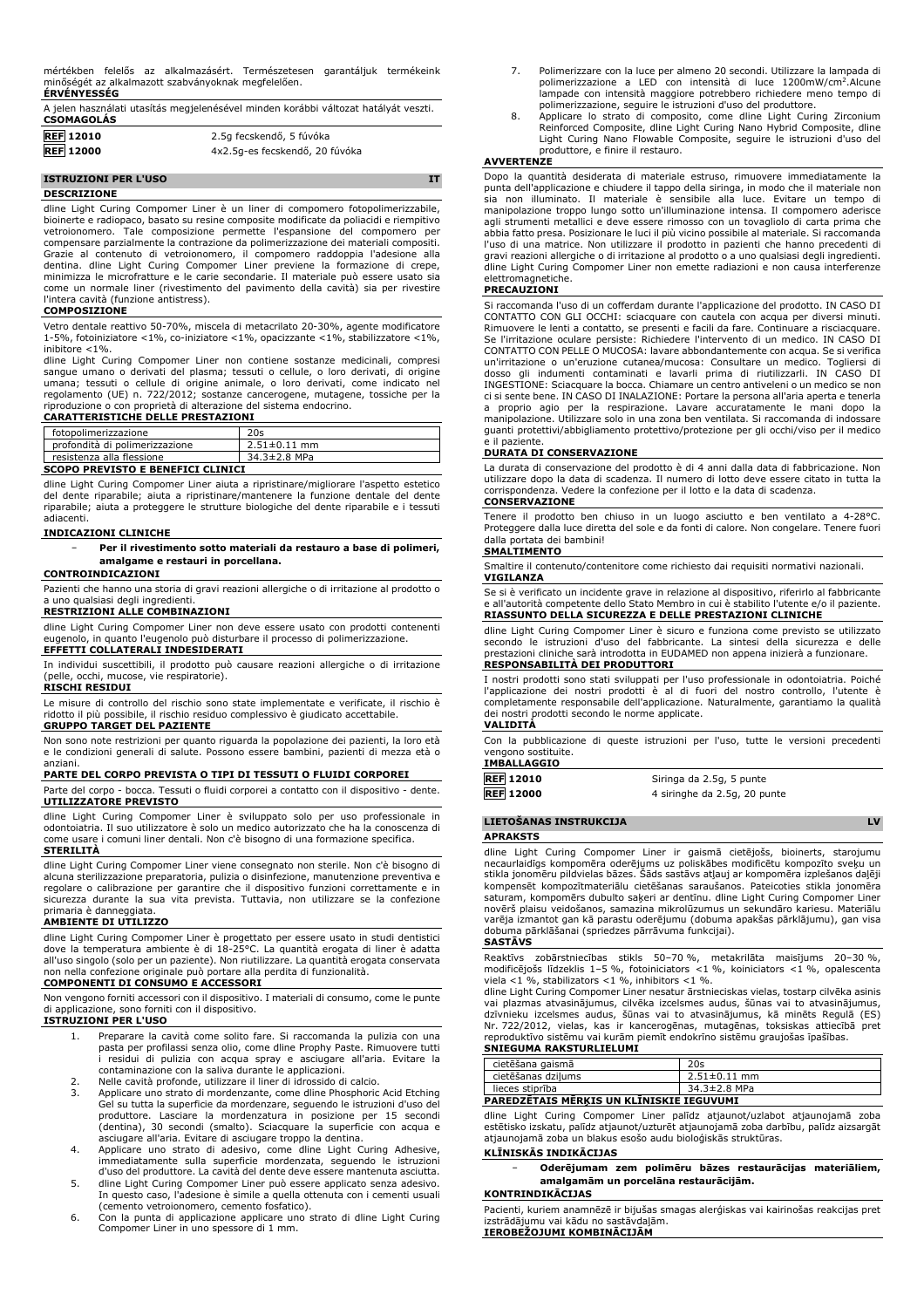mértékben felelős az alkalmazásért. Természetesen garantáljuk termékeink minőségét az alkalmazott szabványoknak megfelelően.

**ÉRVÉNYESSÉG**

A jelen használati utasítás megjelenésével minden korábbi változat hatályát veszti.

**CSOMAGOLÁS**

| | |
|---|---|
| REF 12010 | 2.5g fecskendő, 5 fúvóka |
| REF 12000 | 4x2.5g-es fecskendő, 20 fúvóka |

## ISTRUZIONI PER L'USO — IT

**DESCRIZIONE**

dline Light Curing Compomer Liner è un liner di compomero fotopolimerizzabile, bioinerte e radiopaco, basato su resine composite modificate da poliacidi e riempitivo vetroionomero. Tale composizione permette l'espansione del compomero per compensare parzialmente la contrazione da polimerizzazione dei materiali compositi. Grazie al contenuto di vetroionomero, il compomero raddoppia l'adesione alla dentina. dline Light Curing Compomer Liner previene la formazione di crepe, minimizza le microfratture e le carie secondarie. Il materiale può essere usato sia come un normale liner (rivestimento del pavimento della cavità) sia per rivestire l'intera cavità (funzione antistress).

**COMPOSIZIONE**

Vetro dentale reattivo 50-70%, miscela di metacrilato 20-30%, agente modificatore 1-5%, fotoiniziatore <1%, co-iniziatore <1%, opacizzante <1%, stabilizzatore <1%, inibitore <1%.

dline Light Curing Compomer Liner non contiene sostanze medicinali, compresi sangue umano o derivati del plasma; tessuti o cellule, o loro derivati, di origine umana; tessuti o cellule di origine animale, o loro derivati, come indicato nel regolamento (UE) n. 722/2012; sostanze cancerogene, mutagene, tossiche per la riproduzione o con proprietà di alterazione del sistema endocrino.

**CARATTERISTICHE DELLE PRESTAZIONI**

| | |
|---|---|
| fotopolimerizzazione | 20s |
| profondità di polimerizzazione | 2.51±0.11 mm |
| resistenza alla flessione | 34.3±2.8 MPa |

**SCOPO PREVISTO E BENEFICI CLINICI**

dline Light Curing Compomer Liner aiuta a ripristinare/migliorare l'aspetto estetico del dente riparabile; aiuta a ripristinare/mantenere la funzione dentale del dente riparabile; aiuta a proteggere le strutture biologiche del dente riparabile e i tessuti adiacenti.

**INDICAZIONI CLINICHE**

- **Per il rivestimento sotto materiali da restauro a base di polimeri, amalgame e restauri in porcellana.**

**CONTROINDICAZIONI**

Pazienti che hanno una storia di gravi reazioni allergiche o di irritazione al prodotto o a uno qualsiasi degli ingredienti.

**RESTRIZIONI ALLE COMBINAZIONI**

dline Light Curing Compomer Liner non deve essere usato con prodotti contenenti eugenolo, in quanto l'eugenolo può disturbare il processo di polimerizzazione.

**EFFETTI COLLATERALI INDESIDERATI**

In individui suscettibili, il prodotto può causare reazioni allergiche o di irritazione (pelle, occhi, mucose, vie respiratorie).

**RISCHI RESIDUI**

Le misure di controllo del rischio sono state implementate e verificate, il rischio è ridotto il più possibile, il rischio residuo complessivo è giudicato accettabile.

**GRUPPO TARGET DEL PAZIENTE**

Non sono note restrizioni per quanto riguarda la popolazione dei pazienti, la loro età e le condizioni generali di salute. Possono essere bambini, pazienti di mezza età o anziani.

**PARTE DEL CORPO PREVISTA O TIPI DI TESSUTI O FLUIDI CORPOREI**

Parte del corpo - bocca. Tessuti o fluidi corporei a contatto con il dispositivo - dente.

**UTILIZZATORE PREVISTO**

dline Light Curing Compomer Liner è sviluppato solo per uso professionale in odontoiatria. Il suo utilizzatore è solo un medico autorizzato che ha la conoscenza di come usare i comuni liner dentali. Non c'è bisogno di una formazione specifica.

**STERILITÀ**

dline Light Curing Compomer Liner viene consegnato non sterile. Non c'è bisogno di alcuna sterilizzazione preparatoria, pulizia o disinfezione, manutenzione preventiva e regolare o calibrazione per garantire che il dispositivo funzioni correttamente e in sicurezza durante la sua vita prevista. Tuttavia, non utilizzare se la confezione primaria è danneggiata.

**AMBIENTE DI UTILIZZO**

dline Light Curing Compomer Liner è progettato per essere usato in studi dentistici dove la temperatura ambiente è di 18-25°C. La quantità erogata di liner è adatta all'uso singolo (solo per un paziente). Non riutilizzare. La quantità erogata conservata non nella confezione originale può portare alla perdita di funzionalità.

**COMPONENTI DI CONSUMO E ACCESSORI**

Non vengono forniti accessori con il dispositivo. I materiali di consumo, come le punte di applicazione, sono forniti con il dispositivo.

**ISTRUZIONI PER L'USO**

1. Preparare la cavità come solito fare. Si raccomanda la pulizia con una pasta per profilassi senza olio, come dline Prophy Paste. Rimuovere tutti i residui di pulizia con acqua spray e asciugare all'aria. Evitare la contaminazione con la saliva durante le applicazioni.
2. Nelle cavità profonde, utilizzare il liner di idrossido di calcio.
3. Applicare uno strato di mordenzante, come dline Phosphoric Acid Etching Gel su tutta la superficie da mordenzare, seguendo le istruzioni d'uso del produttore. Lasciare la mordenzatura in posizione per 15 secondi (dentina), 30 secondi (smalto). Sciacquare la superficie con acqua e asciugare all'aria. Evitare di asciugare troppo la dentina.
4. Applicare uno strato di adesivo, come dline Light Curing Adhesive, immediatamente sulla superficie mordenzata, seguendo le istruzioni d'uso del produttore. La cavità del dente deve essere mantenuta asciutta.
5. dline Light Curing Compomer Liner può essere applicato senza adesivo. In questo caso, l'adesione è simile a quella ottenuta con i cementi usuali (cemento vetroionomero, cemento fosfatico).
6. Con la punta di applicazione applicare uno strato di dline Light Curing Compomer Liner in uno spessore di 1 mm.
7. Polimerizzare con la luce per almeno 20 secondi. Utilizzare la lampada di polimerizzazione a LED con intensità di luce 1200mW/cm². Alcune lampade con intensità maggiore potrebbero richiedere meno tempo di polimerizzazione, seguire le istruzioni d'uso del produttore.
8. Applicare lo strato di composito, come dline Light Curing Zirconium Reinforced Composite, dline Light Curing Nano Hybrid Composite, dline Light Curing Nano Flowable Composite, seguire le istruzioni d'uso del produttore, e finire il restauro.

**AVVERTENZE**

Dopo la quantità desiderata di materiale estruso, rimuovere immediatamente la punta dell'applicazione e chiudere il tappo della siringa, in modo che il materiale non sia non illuminato. Il materiale è sensibile alla luce. Evitare un tempo di manipolazione troppo lungo sotto un'illuminazione intensa. Il compomero aderisce agli strumenti metallici e deve essere rimosso con un tovagliolo di carta prima che abbia fatto presa. Posizionare le luci il più vicino possibile al materiale. Si raccomanda l'uso di una matrice. Non utilizzare il prodotto in pazienti che hanno precedenti di gravi reazioni allergiche o di irritazione al prodotto o a uno qualsiasi degli ingredienti. dline Light Curing Compomer Liner non emette radiazioni e non causa interferenze elettromagnetiche.

**PRECAUZIONI**

Si raccomanda l'uso di un cofferdam durante l'applicazione del prodotto. IN CASO DI CONTATTO CON GLI OCCHI: sciacquare con cautela con acqua per diversi minuti. Rimuovere le lenti a contatto, se presenti e facili da fare. Continuare a risciacquare. Se l'irritazione oculare persiste: Richiedere l'intervento di un medico. IN CASO DI CONTATTO CON PELLE O MUCOSA: lavare abbondantemente con acqua. Se si verifica un'irritazione o un'eruzione cutanea/mucosa: Consultare un medico. Togliersi di dosso gli indumenti contaminati e lavarli prima di riutilizzarli. IN CASO DI INGESTIONE: Sciacquare la bocca. Chiamare un centro antiveleni o un medico se non ci si sente bene. IN CASO DI INALAZIONE: Portare la persona all'aria aperta e tenerla a proprio agio per la respirazione. Lavare accuratamente le mani dopo la manipolazione. Utilizzare solo in una zona ben ventilata. Si raccomanda di indossare guanti protettivi/abbigliamento protettivo/protezione per gli occhi/viso per il medico e il paziente.

**DURATA DI CONSERVAZIONE**

La durata di conservazione del prodotto è di 4 anni dalla data di fabbricazione. Non utilizzare dopo la data di scadenza. Il numero di lotto deve essere citato in tutta la corrispondenza. Vedere la confezione per il lotto e la data di scadenza.

**CONSERVAZIONE**

Tenere il prodotto ben chiuso in un luogo asciutto e ben ventilato a 4-28°C. Proteggere dalla luce diretta del sole e da fonti di calore. Non congelare. Tenere fuori dalla portata dei bambini!

**SMALTIMENTO**

Smaltire il contenuto/contenitore come richiesto dai requisiti normativi nazionali.

**VIGILANZA**

Se si è verificato un incidente grave in relazione al dispositivo, riferirlo al fabbricante e all'autorità competente dello Stato Membro in cui è stabilito l'utente e/o il paziente.

**RIASSUNTO DELLA SICUREZZA E DELLE PRESTAZIONI CLINICHE**

dline Light Curing Compomer Liner è sicuro e funziona come previsto se utilizzato secondo le istruzioni d'uso del fabbricante. La sintesi della sicurezza e delle prestazioni cliniche sarà introdotta in EUDAMED non appena inizierà a funzionare.

**RESPONSABILITÀ DEI PRODUTTORI**

I nostri prodotti sono stati sviluppati per l'uso professionale in odontoiatria. Poiché l'applicazione dei nostri prodotti è al di fuori del nostro controllo, l'utente è completamente responsabile dell'applicazione. Naturalmente, garantiamo la qualità dei nostri prodotti secondo le norme applicate.

**VALIDITÀ**

Con la pubblicazione di queste istruzioni per l'uso, tutte le versioni precedenti vengono sostituite.

**IMBALLAGGIO**

| | |
|---|---|
| REF 12010 | Siringa da 2.5g, 5 punte |
| REF 12000 | 4 siringhe da 2.5g, 20 punte |

## LIETOŠANAS INSTRUKCIJA — LV

**APRAKSTS**

dline Light Curing Compomer Liner ir gaismā cietējošs, bioinerts, starojumu necaurlaidīgs kompomēra oderējums uz poliskābes modificētu kompozīto sveķu un stikla jonomēru pildvielas bāzes. Šāds sastāvs atļauj ar kompomēra izplešanos daļēji kompensēt kompozītmateriālu cietēšanas saraušanos. Pateicoties stikla jonomēra saturam, kompomērs dubulto saķeri ar dentīnu. dline Light Curing Compomer Liner novērš plaisu veidošanos, samazina mikrolūzumus un sekundāro kariesu. Materiālu varēja izmantot gan kā parastu oderējumu (dobuma apakšas pārklājumu), gan visa dobuma pārklāšanai (spriedzes pārrāvuma funkcijai).

**SASTĀVS**

Reaktīvs zobārstniecības stikls 50–70 %, metakrilāta maisījums 20–30 %, modificējošs līdzeklis 1–5 %, fotoiniciators <1 %, koiniciators <1 %, opalescenta viela <1 %, stabilizators <1 %, inhibitors <1 %.

dline Light Curing Compomer Liner nesatur ārstnieciskas vielas, tostarp cilvēka asinis vai plazmas atvasinājumus, cilvēka izcelsmes audus, šūnas vai to atvasinājumus, dzīvnieku izcelsmes audus, šūnas vai to atvasinājumus, kā minēts Regulā (ES) Nr. 722/2012, vielas, kas ir kancerogēnas, mutagēnas, toksiskas attiecībā pret reproduktīvo sistēmu vai kurām piemīt endokrīno sistēmu graujošas īpašības.

**SNIEGUMA RAKSTURLIELUMI**

| | |
|---|---|
| cietēšana gaismā | 20s |
| cietēšanas dziļums | 2.51±0.11 mm |
| lieces stiprība | 34.3±2.8 MPa |

**PAREDZĒTAIS MĒRĶIS UN KLĪNISKIE IEGUVUMI**

dline Light Curing Compomer Liner palīdz atjaunot/uzlabot atjaunojamā zoba estētisko izskatu, palīdz atjaunot/uzturēt atjaunojamā zoba darbību, palīdz aizsargāt atjaunojamā zoba un blakus esošo audu bioloģiskās struktūras.

**KLĪNISKĀS INDIKĀCIJAS**

- **Oderējumam zem polimēru bāzes restaurācijas materiāliem, amalgamām un porcelāna restaurācijām.**

**KONTRINDIKĀCIJAS**

Pacienti, kuriem anamnēzē ir bijušas smagas alerģiskas vai kairinošas reakcijas pret izstrādājumu vai kādu no sastāvdaļām.

**IEROBEŽOJUMI KOMBINĀCIJĀM**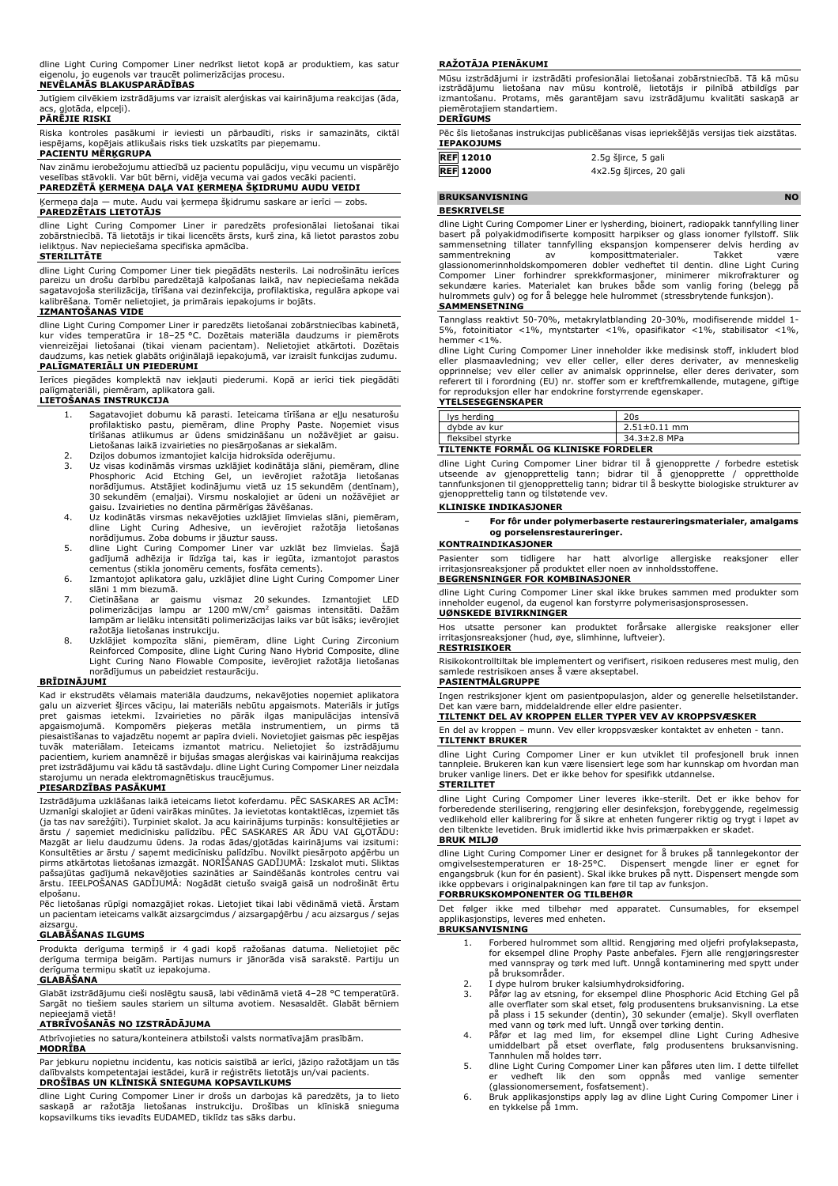dline Light Curing Compomer Liner nedrīkst lietot kopā ar produktiem, kas satur eigenolu, jo eugenols var traucēt polimerizācijas procesu.

**NEVĒLAMĀS BLAKUSPARĀDĪBAS**

Jutīgiem cilvēkiem izstrādājums var izraisīt alerģiskas vai kairinājuma reakcijas (āda, acs, gļotāda, elpceļi).

**PĀRĒJIE RISKI**

Riska kontroles pasākumi ir ieviesti un pārbaudīti, risks ir samazināts, ciktāl iespējams, kopējais atlikušais risks tiek uzskatīts par pieņemamu.

**PACIENTU MĒRĶGRUPA**

Nav zināmu ierobežojumu attiecībā uz pacientu populāciju, viņu vecumu un vispārējo veselības stāvokli. Var būt bērni, vidēja vecuma vai gados vecāki pacienti.

**PAREDZĒTĀ ĶERMEŅA DAĻA VAI ĶERMEŅA ŠĶIDRUMU AUDU VEIDI**

Ķermeņa daļa — mute. Audu vai ķermeņa šķidrumu saskare ar ierīci — zobs.

**PAREDZĒTAIS LIETOTĀJS**

dline Light Curing Compomer Liner ir paredzēts profesionālai lietošanai tikai zobārstniecībā. Tā lietotājs ir tikai licencēts ārsts, kurš zina, kā lietot parastos zobu ielikņus. Nav nepieciešama specifiska apmācība.

**STERILITĀTE**

dline Light Curing Compomer Liner tiek piegādāts nesterils. Lai nodrošinātu ierīces pareizu un drošu darbību paredzētajā kalpošanas laikā, nav nepieciešama nekāda sagatavojoša sterilizācija, tīrīšana vai dezinfekcija, profilaktiska, regulāra apkope vai kalibrēšana. Tomēr nelietojiet, ja primārais iepakojums ir bojāts.

**IZMANTOŠANAS VIDE**

dline Light Curing Compomer Liner ir paredzēts lietošanai zobārstniecības kabinetā, kur vides temperatūra ir 18–25 °C. Dozētais materiāla daudzums ir piemērots vienreizējai lietošanai (tikai vienam pacientam). Nelietojiet atkārtoti. Dozētais daudzums, kas netiek glabāts oriģinālajā iepakojumā, var izraisīt funkcijas zudumu.

**PALĪGMATERIĀLI UN PIEDERUMI**

Ierīces piegādes komplektā nav iekļauti piederumi. Kopā ar ierīci tiek piegādāti palīgmateriāli, piemēram, aplikatora gali.

**LIETOŠANAS INSTRUKCIJA**

1. Sagatavojiet dobumu kā parasti. Ieteicama tīrīšana ar eļļu nesaturošu profilaktisko pastu, piemēram, dline Prophy Paste. Noņemiet visus tīrīšanas atlikumus ar ūdens smidzināšanu un nožāvējiet ar gaisu. Lietošanas laikā izvairieties no piesārņošanas ar siekalām.
2. Dziļos dobumos izmantojiet kalcija hidroksīda oderējumu.
3. Uz visas kodināmās virsmas uzklājiet kodinātāja slāni, piemēram, dline Phosphoric Acid Etching Gel, un ievērojiet ražotāja lietošanas norādījumus. Atstājiet kodinājumu vietā uz 15 sekundēm (dentīnam), 30 sekundēm (emaljai). Virsmu noskalojiet ar ūdeni un nožāvējiet ar gaisu. Izvairieties no dentīna pārmērīgas žāvēšanas.
4. Uz kodinātās virsmas nekavējoties uzklājiet līmvielas slāni, piemēram, dline Light Curing Adhesive, un ievērojiet ražotāja lietošanas norādījumus. Zoba dobums ir jāuztur sauss.
5. dline Light Curing Compomer Liner var uzklāt bez līmvielas. Šajā gadījumā adhēzija ir līdzīga tai, kas ir iegūta, izmantojot parastos cementus (stikla jonomēru cements, fosfāta cements).
6. Izmantojot aplikatora galu, uzklājiet dline Light Curing Compomer Liner slāni 1 mm biezumā.
7. Cietināšana ar gaismu vismaz 20 sekundes. Izmantojiet LED polimerizācijas lampu ar 1200 mW/cm² gaismas intensitāti. Dažām lampām ar lielāku intensitāti polimerizācijas laiks var būt īsāks; ievērojiet ražotāja lietošanas instrukciju.
8. Uzklājiet kompozīta slāni, piemēram, dline Light Curing Zirconium Reinforced Composite, dline Light Curing Nano Hybrid Composite, dline Light Curing Nano Flowable Composite, ievērojiet ražotāja lietošanas norādījumus un pabeidziet restaurāciju.

**BRĪDINĀJUMI**

Kad ir ekstrudēts vēlamais materiāla daudzums, nekavējoties noņemiet aplikatora galu un aizveriet šļirces vāciņu, lai materiāls nebūtu apgaismots. Materiāls ir jutīgs pret gaismas ietekmi. Izvairieties no pārāk ilgas manipulācijas intensīvā apgaismojumā. Kompomērs piekeras metāla instrumentiem, un pirms tā piesaistīšanas to vajadzētu noņemt ar papīra dvieli. Novietojiet gaismas pēc iespējas tuvāk materiālam. Ieteicams izmantot matricu. Nelietojiet šo izstrādājumu pacientiem, kuriem anamnēzē ir bijušas smagas alerģiskas vai kairinājuma reakcijas pret izstrādājumu vai kādu tā sastāvdaļu. dline Light Curing Compomer Liner neizdala starojumu un nerada elektromagnētiskus traucējumus.

**PIESARDZĪBAS PASĀKUMI**

Izstrādājuma uzklāšanas laikā ieteicams lietot koferdamu. PĒC SASKARES AR ACĪM: Uzmanīgi skalojiet ar ūdeni vairākas minūtes. Ja ievietotas kontaktlēcas, izņemiet tās (ja tas nav sarežģīti). Turpiniet skalot. Ja acu kairinājums turpinās: konsultējieties ar ārstu / saņemiet medicīnisku palīdzību. PĒC SASKARES AR ĀDU VAI GĻOTĀDU: Mazgāt ar lielu daudzumu ūdens. Ja rodas ādas/gļotādas kairinājums vai izsitumi: Konsultēties ar ārstu / saņemt medicīnisku palīdzību. Novilkt piesārņoto apģērbu un pirms atkārtotas lietošanas izmazgāt. NORĪŠANAS GADĪJUMĀ: Izskalot muti. Sliktas pašsajūtas gadījumā nekavējoties sazināties ar Saindēšanās kontroles centru vai ārstu. IEELPOŠANAS GADĪJUMĀ: Nogādāt cietušo svaigā gaisā un nodrošināt ērtu elpošanu.

Pēc lietošanas rūpīgi nomazgājiet rokas. Lietojiet tikai labi vēdināmā vietā. Ārstam un pacientam ieteicams valkāt aizsargcimdus / aizsargapģērbu / acu aizsargus / sejas aizsargu.

**GLABĀŠANAS ILGUMS**

Produkta derīguma termiņš ir 4 gadi kopš ražošanas datuma. Nelietojiet pēc derīguma termiņa beigām. Partijas numurs ir jānorāda visā sarakstē. Partiju un derīguma termiņu skatīt uz iepakojuma.

**GLABĀŠANA**

Glabāt izstrādājumu cieši noslēgtu sausā, labi vēdināmā vietā 4–28 °C temperatūrā. Sargāt no tiešiem saules stariem un siltuma avotiem. Nesasaldēt. Glabāt bērniem nepieejamā vietā!

**ATBRĪVOŠANĀS NO IZSTRĀDĀJUMA**

Atbrīvojieties no satura/konteinera atbilstoši valsts normatīvajām prasībām.

**MODRĪBA**

Par jebkuru nopietnu incidentu, kas noticis saistībā ar ierīci, jāziņo ražotājam un tās dalībvalsts kompetentajai iestādei, kurā ir reģistrēts lietotājs un/vai pacients.

**DROŠĪBAS UN KLĪNISKĀ SNIEGUMA KOPSAVILKUMS**

dline Light Curing Compomer Liner ir drošs un darbojas kā paredzēts, ja to lieto saskaņā ar ražotāja lietošanas instrukciju. Drošības un klīniskā snieguma kopsavilkums tiks ievadīts EUDAMED, tiklīdz tas sāks darbu.

**RAŽOTĀJA PIENĀKUMI**

Mūsu izstrādājumi ir izstrādāti profesionālai lietošanai zobārstniecībā. Tā kā mūsu izstrādājumu lietošana nav mūsu kontrolē, lietotājs ir pilnībā atbildīgs par izmantošanu. Protams, mēs garantējam savu izstrādājumu kvalitāti saskaņā ar piemērotajiem standartiem.

**DERĪGUMS**

Pēc šīs lietošanas instrukcijas publicēšanas visas iepriekšējās versijas tiek aizstātas.

**IEPAKOJUMS**

| | |
|---|---|
| REF 12010 | 2.5g šļirce, 5 gali |
| REF 12000 | 4x2.5g šļirces, 20 gali |

## BRUKSANVISNING NO

**BESKRIVELSE**

dline Light Curing Compomer Liner er lysherding, bioinert, radiopakk tannfylling liner basert på polyakidmodifiserte kompositt harpikser og glass ionomer fyllstoff. Slik sammensetning tillater tannfylling ekspansjon kompenserer delvis herding av sammentrekning av komposittmaterialer. Takket være glassionomerinnholdskomponenten dobler vedheftet til dentin. dline Light Curing Compomer Liner forhindrer sprekkformasjoner, minimerer mikrofrakturer og sekundære karies. Materialet kan brukes både som vanlig foring (belegg på hulrommets gulv) og for å belegge hele hulrommet (stressbrytende funksjon).

**SAMMENSETNING**

Tannglass reaktivt 50-70%, metakrylatblanding 20-30%, modifiserende middel 1-5%, fotoinitiator <1%, myntstarter <1%, opasifikator <1%, stabilisator <1%, hemmer <1%.

dline Light Curing Compomer Liner inneholder ikke medisinsk stoff, inkludert blod eller plasmaavledning; vev eller celler, eller deres derivater, av menneskelig opprinnelse; vev eller celler av animalsk opprinnelse, eller deres derivater, som referert til i forordning (EU) nr. stoffer som er kreftfremkallende, mutagene, giftige for reproduksjon eller har endokrine forstyrrende egenskaper.

**YTELSESEGENSKAPER**

| | |
|---|---|
| lys herding | 20s |
| dybde av kur | 2.51±0.11 mm |
| fleksibel styrke | 34.3±2.8 MPa |

**TILTENKTE FORMÅL OG KLINISKE FORDELER**

dline Light Curing Compomer Liner bidrar til å gjenopprette / forbedre estetisk utseende av gjenopprettelig tann; bidrar til å gjenopprette / opprettholde tannfunksjonen til gjenopprettelig tann; bidrar til å beskytte biologiske strukturer av gjenopprettelig tann og tilstøtende vev.

**KLINISKE INDIKASJONER**

- **For fôr under polymerbaserte restaureringsmaterialer, amalgams og porselensrestaureringer.**

**KONTRAINDIKASJONER**

Pasienter som tidligere har hatt alvorlige allergiske reaksjoner eller irritasjonsreaksjoner på produktet eller noen av innholdsstoffene.

**BEGRENSNINGER FOR KOMBINASJONER**

dline Light Curing Compomer Liner skal ikke brukes sammen med produkter som inneholder eugenol, da eugenol kan forstyrre polymerisasjonsprosessen.

**UØNSKEDE BIVIRKNINGER**

Hos utsatte personer kan produktet forårsake allergiske reaksjoner eller irritasjonsreaksjoner (hud, øye, slimhinne, luftveier).

**RESTRISIKOER**

Risikokontrolltiltak ble implementert og verifisert, risikoen reduseres mest mulig, den samlede restrisikoen anses å være akseptabel.

**PASIENTMÅLGRUPPE**

Ingen restriksjoner kjent om pasientpopulasjon, alder og generelle helsetilstander. Det kan være barn, middelaldrende eller eldre pasienter.

**TILTENKT DEL AV KROPPEN ELLER TYPER VEV AV KROPPSVÆSKER**

En del av kroppen – munn. Vev eller kroppsvæsker kontakt av enheten - tann.

**TILTENKT BRUKER**

dline Light Curing Compomer Liner er kun utviklet til profesjonell bruk innen tannpleie. Brukeren kan kun være lisensiert lege som har kunnskap om hvordan man bruker vanlige liners. Det er ikke behov for spesifikk utdannelse.

**STERILITET**

dline Light Curing Compomer Liner leveres ikke-sterilt. Det er ikke behov for forberedende sterilisering, rengjøring eller desinfeksjon, forebyggende, regelmessig vedlikehold eller kalibrering for å sikre at enheten fungerer riktig og trygt i løpet av den tiltenkte levetiden. Bruk imidlertid ikke hvis primærpakken er skadet.

**BRUK MILJØ**

dline Light Curing Compomer Liner er designet for å brukes på tannlegekontor der omgivelsestemperaturen er 18-25°C. Dispensert mengde liner er egnet for engangsbruk (kun for én pasient). Skal ikke brukes på nytt. Dispensert mengde som ikke oppbevars i originalpakningen kan føre til tap av funksjon.

**FORBRUKSKOMPONENTER OG TILBEHØR**

Det følger ikke med tilbehør med apparatet. Cunsumables, for eksempel applikasjonstips, leveres med enheten.

**BRUKSANVISNING**

1. Forbered hulrommet som alltid. Rengjøring med oljefri profylaksepasta, for eksempel dline Prophy Paste anbefales. Fjern alle rengjøringsrester med vannspray og tørk med luft. Unngå kontaminering med spytt under på bruksområder.
2. I dype hulrom bruker kalsiumhydroksidforing.
3. Påfør lag av etsning, for eksempel dline Phosphoric Acid Etching Gel på alle overflater som skal etset, følg produsentens bruksanvisning. La etse på plass i 15 sekunder (dentin), 30 sekunder (emalje). Skyll overflaten med vann og tørk med luft. Unngå over tørking dentin.
4. Påfør et lag med lim, for eksempel dline Light Curing Adhesive umiddelbart på etset overflate, følg produsentens bruksanvisning. Tannhulen må holdes tørr.
5. dline Light Curing Compomer Liner kan påføres uten lim. I dette tilfellet er vedheft lik den som oppnås med vanlige sementer (glassionomersement, fosfatsement).
6. Bruk applikasjonstips apply lag av dline Light Curing Compomer Liner i en tykkelse på 1mm.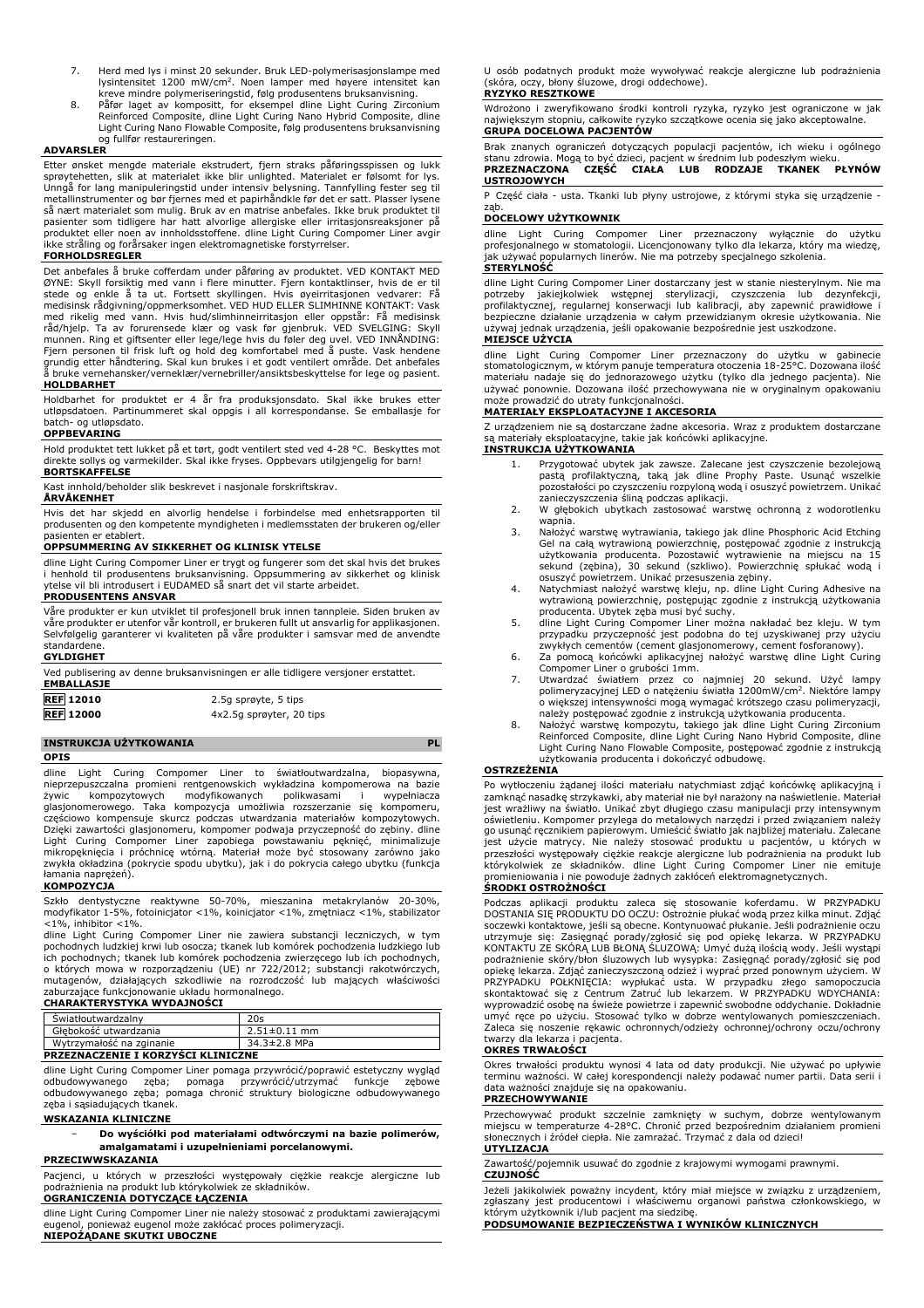7. Herd med lys i minst 20 sekunder. Bruk LED-polymerisasjonslampe med lysintensitet 1200 mW/cm². Noen lamper med høyere intensitet kan kreve mindre polymeriseringstid, følg produsentens bruksanvisning.
8. Påfør laget av kompositt, for eksempel dline Light Curing Zirconium Reinforced Composite, dline Light Curing Nano Hybrid Composite, dline Light Curing Nano Flowable Composite, følg produsentens bruksanvisning og fullfør restaureringen.

**ADVARSLER**

Etter ønsket mengde materiale ekstrudert, fjern straks påføringsspissen og lukk sprøytehetten, slik at materialet ikke blir unlighted. Materialet er følsomt for lys. Unngå for lang manipuleringstid under intensiv belysning. Tannfylling fester seg til metallinstrumenter og bør fjernes med et papirhåndkle før det er satt. Plasser lysene så nært materialet som mulig. Bruk av en matrise anbefales. Ikke bruk produktet til pasienter som tidligere har hatt alvorlige allergiske eller irritasjonsreaksjoner på produktet eller noen av innholdsstoffene. dline Light Curing Compomer Liner avgir ikke stråling og forårsaker ingen elektromagnetiske forstyrrelser.

**FORHOLDSREGLER**

Det anbefales å bruke cofferdam under påføring av produktet. VED KONTAKT MED ØYNE: Skyll forsiktig med vann i flere minutter. Fjern kontaktlinser, hvis de er til stede og enkle å ta ut. Fortsett skyllingen. Hvis øyeirritasjonen vedvarer: Få medisinsk rådgivning/oppmerksomhet. VED HUD ELLER SLIMHINNE KONTAKT: Vask med rikelig med vann. Hvis hud/slimhinneirritasjon eller oppstår: Få medisinsk råd/hjelp. Ta av forurensede klær og vask før gjenbruk. VED SVELGING: Skyll munnen. Ring et giftsenter eller lege/lege hvis du føler deg uvel. VED INNÅNDING: Fjern personen til frisk luft og hold deg komfortabel med å puste. Vask hendene grundig etter håndtering. Skal kun brukes i et godt ventilert område. Det anbefales å bruke vernehansker/verneklær/vernebriller/ansiktsbeskyttelse for lege og pasient.

**HOLDBARHET**

Holdbarhet for produktet er 4 år fra produksjonsdato. Skal ikke brukes etter utløpsdatoen. Partinummeret skal oppgis i all korrespondanse. Se emballasje for batch- og utløpsdato.

**OPPBEVARING**

Hold produktet tett lukket på et tørt, godt ventilert sted ved 4-28 °C. Beskyttes mot direkte sollys og varmekilder. Skal ikke fryses. Oppbevars utilgjengelig for barn!

**BORTSKAFFELSE**

Kast innhold/beholder slik beskrevet i nasjonale forskriftskrav.

**ÅRVÅKENHET**

Hvis det har skjedd en alvorlig hendelse i forbindelse med enhetsrapporten til produsenten og den kompetente myndigheten i medlemsstaten der brukeren og/eller pasienten er etablert.

**OPPSUMMERING AV SIKKERHET OG KLINISK YTELSE**

dline Light Curing Compomer Liner er trygt og fungerer som det skal hvis det brukes i henhold til produsentens bruksanvisning. Oppsummering av sikkerhet og klinisk ytelse vil bli introdusert i EUDAMED så snart det vil starte arbeidet.

**PRODUSENTENS ANSVAR**

Våre produkter er kun utviklet til profesjonell bruk innen tannpleie. Siden bruken av våre produkter er utenfor vår kontroll, er brukeren fullt ut ansvarlig for applikasjonen. Selvfølgelig garanterer vi kvaliteten på våre produkter i samsvar med de anvendte standardene.

**GYLDIGHET**

Ved publisering av denne bruksanvisningen er alle tidligere versjoner erstattet.

**EMBALLASJE**

| | |
|---|---|
| REF 12010 | 2.5g sprøyte, 5 tips |
| REF 12000 | 4x2.5g sprøyter, 20 tips |

## INSTRUKCJA UŻYTKOWANIA PL

**OPIS**

dline Light Curing Compomer Liner to światłoutwardzalna, biopasywna, nieprzepuszczalna promieni rentgenowskich wykładzina kompomerowa na bazie żywic kompozytowych modyfikowanych polikwasami i wypełniacza glasjonomerowego. Taka kompozycja umożliwia rozszerzanie się kompomeru, częściowo kompensuje skurcz podczas utwardzania materiałów kompozytowych. Dzięki zawartości glasjonomeru, kompomer podważa przyczepność do zębiny. dline Light Curing Compomer Liner zapobiega powstawaniu pęknięć, minimalizuje mikropęknięcia i próchnicę wtórną. Materiał może być stosowany zarówno jako zwykła okładzina (pokrycie spodu ubytku), jak i do pokrycia całego ubytku (funkcja łamania naprężeń).

**KOMPOZYCJA**

Szkło dentystyczne reaktywne 50-70%, mieszanina metakrylanów 20-30%, modyfikator 1-5%, fotoinicjator <1%, koinicjator <1%, zmętniacz <1%, stabilizator <1%, inhibitor <1%.

dline Light Curing Compomer Liner nie zawiera substancji leczniczych, w tym pochodnych ludzkiej krwi lub osocza; tkanek lub komórek pochodzenia ludzkiego lub ich pochodnych; tkanek lub komórek pochodzenia zwierzęcego lub ich pochodnych, o których mowa w rozporządzeniu (UE) nr 722/2012; substancji rakotwórczych, mutagenów, działających szkodliwie na rozrodczość lub mających właściwości zaburzające funkcjonowanie układu hormonalnego.

**CHARAKTERYSTYKA WYDAJNOŚCI**

| | |
|---|---|
| Światłoutwardzalny | 20s |
| Głębokość utwardzania | 2.51±0.11 mm |
| Wytrzymałość na zginanie | 34.3±2.8 MPa |

**PRZEZNACZENIE I KORZYŚCI KLINICZNE**

dline Light Curing Compomer Liner pomaga przywrócić/poprawić estetyczny wygląd odbudowywanego zęba; pomaga przywrócić/utrzymać funkcje zębowe odbudowywanego zęba; pomaga chronić struktury biologiczne odbudowywanego zęba i sąsiadujących tkanek.

**WSKAZANIA KLINICZNE**

- **Do wyściółki pod materiałami odtwórczymi na bazie polimerów, amalgamatami i uzupełnieniami porcelanowymi.**

**PRZECIWWSKAZANIA**

Pacjenci, u których w przeszłości występowały ciężkie reakcje alergiczne lub podrażnienia na produkt lub którykolwiek ze składników.

**OGRANICZENIA DOTYCZĄCE ŁĄCZENIA**

dline Light Curing Compomer Liner nie należy stosować z produktami zawierającymi eugenol, ponieważ eugenol może zakłócać proces polimeryzacji.

**NIEPOŻĄDANE SKUTKI UBOCZNE**

U osób podatnych produkt może wywoływać reakcje alergiczne lub podrażnienia (skóra, oczy, błony śluzowe, drogi oddechowe).

**RYZYKO RESZTKOWE**

Wdrożono i zweryfikowano środki kontroli ryzyka, ryzyko jest ograniczone w jak największym stopniu, całkowite ryzyko szczątkowe ocenia się jako akceptowalne.

**GRUPA DOCELOWA PACJENTÓW**

Brak znanych ograniczeń dotyczących populacji pacjentów, ich wieku i ogólnego stanu zdrowia. Mogą to być dzieci, pacjent w średnim lub podeszłym wieku.

**PRZEZNACZONA CZĘŚĆ CIAŁA LUB RODZAJE TKANEK PŁYNÓW USTROJOWYCH**

P Część ciała - usta. Tkanki lub płyny ustrojowe, z którymi styka się urządzenie - ząb.

**DOCELOWY UŻYTKOWNIK**

dline Light Curing Compomer Liner przeznaczony wyłącznie do użytku profesjonalnego w stomatologii. Licencjonowany tylko dla lekarza, który ma wiedzę, jak używać popularnych linerów. Nie ma potrzeby specjalnego szkolenia.

**STERYLNOŚĆ**

dline Light Curing Compomer Liner dostarczany jest w stanie niesterylnym. Nie ma potrzeby jakiejkolwiek wstępnej sterylizacji, czyszczenia lub dezynfekcji, profilaktycznej, regularnej konserwacji lub kalibracji, aby zapewnić prawidłowe i bezpieczne działanie urządzenia w całym przewidzianym okresie użytkowania. Nie używaj jednak urządzenia, jeśli opakowanie bezpośrednie jest uszkodzone.

**MIEJSCE UŻYCIA**

dline Light Curing Compomer Liner przeznaczony do użytku w gabinecie stomatologicznym, w którym panuje temperatura otoczenia 18-25°C. Dozowana ilość materiału nadaje się do jednorazowego użytku (tylko dla jednego pacjenta). Nie używać ponownie. Dozowana ilość przechowywana nie w oryginalnym opakowaniu może prowadzić do utraty funkcjonalności.

**MATERIAŁY EKSPLOATACYJNE I AKCESORIA**

Z urządzeniem nie są dostarczane żadne akcesoria. Wraz z produktem dostarczane są materiały eksploatacyjne, takie jak końcówki aplikacyjne.

**INSTRUKCJA UŻYTKOWANIA**

1. Przygotować ubytek jak zawsze. Zalecane jest czyszczenie bezolejową pastą profilaktyczną, taką jak dline Prophy Paste. Usunąć wszelkie pozostałości po czyszczeniu rozpyloną wodą i osuszyć powietrzem. Unikać zanieczyszczenia śliną podczas aplikacji.
2. W głębokich ubytkach zastosować warstwę ochronną z wodorotlenku wapnia.
3. Nałożyć warstwę wytrawiania, takiego jak dline Phosphoric Acid Etching Gel na całą wytrawioną powierzchnię, postępować zgodnie z instrukcją użytkowania producenta. Pozostawić wytrawienie na miejscu na 15 sekund (zębina), 30 sekund (szkliwo). Powierzchnię spłukać wodą i osuszyć powietrzem. Unikać przesuszenia zębiny.
4. Natychmiast nałożyć warstwę kleju, np. dline Light Curing Adhesive na wytrawioną powierzchnię, postępując zgodnie z instrukcją użytkowania producenta. Ubytek zęba musi być suchy.
5. dline Light Curing Compomer Liner można nakładać bez kleju. W tym przypadku przyczepność jest podobna do tej uzyskiwanej przy użyciu zwykłych cementów (cement glasjonomerowy, cement fosforanowy).
6. Za pomocą końcówki aplikacyjnej nałożyć warstwę dline Light Curing Compomer Liner o grubości 1mm.
7. Utwardzać światłem przez co najmniej 20 sekund. Użyć lampy polimeryzacyjnej LED o natężeniu światła 1200mW/cm². Niektóre lampy o większej intensywności mogą wymagać krótszego czasu polimeryzacji, należy postępować zgodnie z instrukcją użytkowania producenta.
8. Nałożyć warstwę kompozytu, takiego jak dline Light Curing Zirconium Reinforced Composite, dline Light Curing Nano Hybrid Composite, dline Light Curing Nano Flowable Composite, postępować zgodnie z instrukcją użytkowania producenta i dokończyć odbudowę.

**OSTRZEŻENIA**

Po wytłoczeniu żądanej ilości materiału natychmiast zdjąć końcówkę aplikacyjną i zamknąć nasadkę strzykawki, aby materiał nie był narażony na naświetlenie. Materiał jest wrażliwy na światło. Unikać zbyt długiego czasu manipulacji przy intensywnym oświetleniu. Kompomer przylega do metalowych narzędzi i przed związaniem należy go usunąć ręcznikiem papierowym. Umieścić światło jak najbliżej materiału. Zalecane jest użycie matrycy. Nie należy stosować produktu u pacjentów, u których w przeszłości występowały ciężkie reakcje alergiczne lub podrażnienia na produkt lub którykolwiek ze składników. dline Light Curing Compomer Liner nie emituje promieniowania i nie powoduje żadnych zakłóceń elektromagnetycznych.

**ŚRODKI OSTROŻNOŚCI**

Podczas aplikacji produktu zaleca się stosowanie koferdamu. W PRZYPADKU DOSTANIA SIĘ PRODUKTU DO OCZU: Ostrożnie płukać wodą przez kilka minut. Zdjąć soczewki kontaktowe, jeśli są obecne. Kontynuować płukanie. Jeśli podrażnienie oczu utrzymuje się: Zasięgnąć porady/zgłosić się pod opiekę lekarza. W PRZYPADKU KONTAKTU ZE SKÓRĄ LUB BŁONĄ ŚLUZOWĄ: Umyć dużą ilością wody. Jeśli wystąpi podrażnienie skóry/błon śluzowych lub wysypka: Zasięgnąć porady/zgłosić się pod opiekę lekarza. Zdjąć zanieczyszczoną odzież i wyprać przed ponownym użyciem. W PRZYPADKU POŁKNIĘCIA: wypłukać usta. W przypadku złego samopoczucia skontaktować się z Centrum Zatruć lub lekarzem. W PRZYPADKU WDYCHANIA: wyprowadzić osobę na świeże powietrze i zapewnić swobodne oddychanie. Dokładnie umyć ręce po użyciu. Stosować tylko w dobrze wentylowanych pomieszczeniach. Zaleca się noszenie rękawic ochronnych/odzieży ochronnej/ochrony oczu/ochrony twarzy dla lekarza i pacjenta.

**OKRES TRWAŁOŚCI**

Okres trwałości produktu wynosi 4 lata od daty produkcji. Nie używać po upływie terminu ważności. W całej korespondencji należy podawać numer partii. Data serii i data ważności znajduje się na opakowaniu.

**PRZECHOWYWANIE**

Przechowywać produkt szczelnie zamknięty w suchym, dobrze wentylowanym miejscu w temperaturze 4-28°C. Chronić przed bezpośrednim działaniem promieni słonecznych i źródeł ciepła. Nie zamrażać. Trzymać z dala od dzieci!

**UTYLIZACJA**

Zawartość/pojemnik usuwać do zgodnie z krajowymi wymogami prawnymi.

**CZUJNOŚĆ**

Jeżeli jakikolwiek poważny incydent, który miał miejsce w związku z urządzeniem, zgłaszany jest producentowi i właściwemu organowi państwa członkowskiego, w którym użytkownik i/lub pacjent ma siedzibę.

**PODSUMOWANIE BEZPIECZEŃSTWA I WYNIKÓW KLINICZNYCH**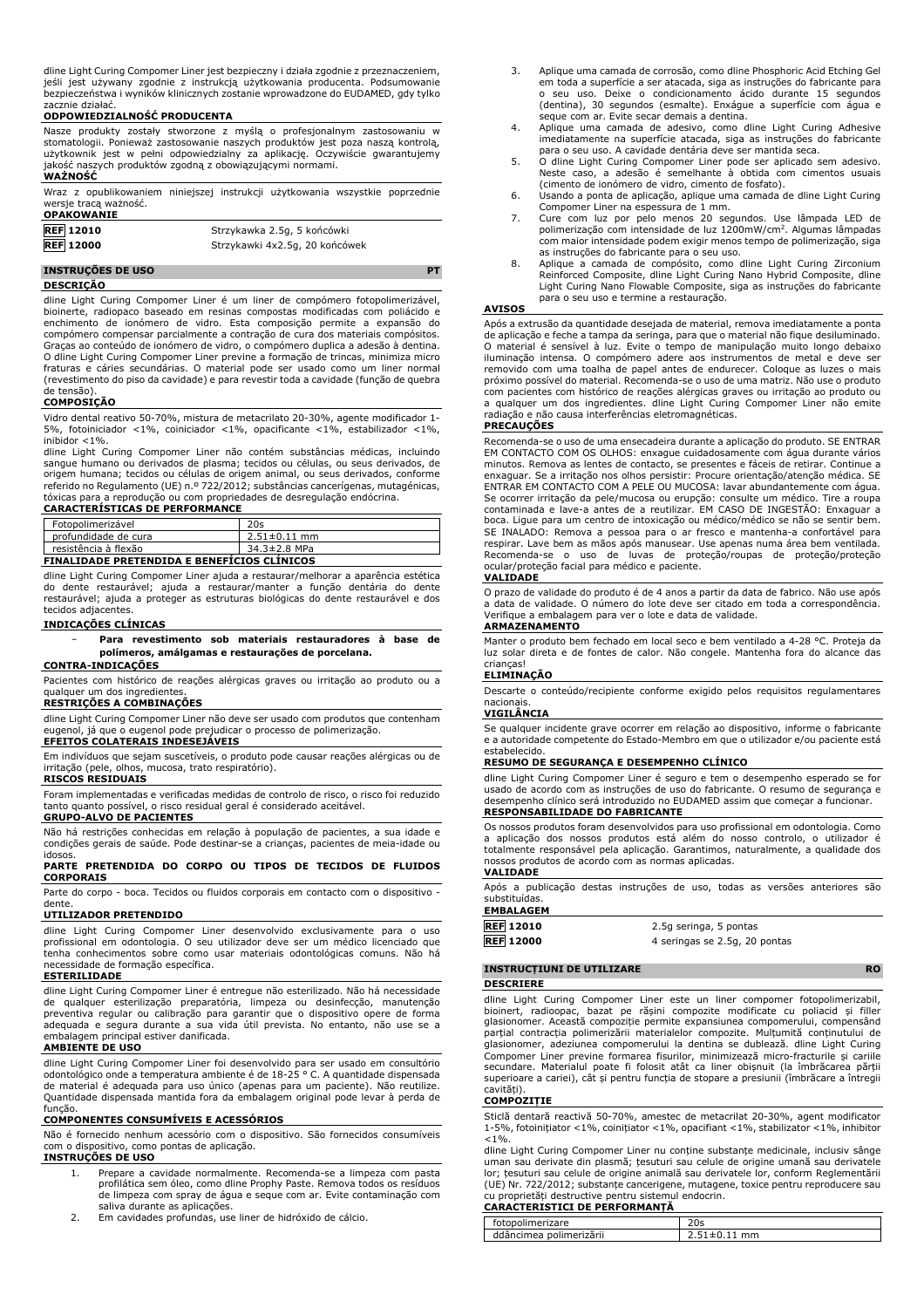dline Light Curing Compomer Liner jest bezpieczny i działa zgodnie z przeznaczeniem, jeśli jest używany zgodnie z instrukcją użytkowania producenta. Podsumowanie bezpieczeństwa i wyników klinicznych zostanie wprowadzone do EUDAMED, gdy tylko zacznie działać.

**ODPOWIEDZIALNOŚĆ PRODUCENTA**

Nasze produkty zostały stworzone z myślą o profesjonalnym zastosowaniu w stomatologii. Ponieważ zastosowanie naszych produktów jest poza naszą kontrolą, użytkownik jest w pełni odpowiedzialny za aplikację. Oczywiście gwarantujemy jakość naszych produktów zgodną z obowiązującymi normami.

**WAŻNOŚĆ**

Wraz z opublikowaniem niniejszej instrukcji użytkowania wszystkie poprzednie wersje tracą ważność.

**OPAKOWANIE**

| | |
|---|---|
| REF 12010 | Strzykawka 2.5g, 5 końcówki |
| REF 12000 | Strzykawki 4x2.5g, 20 końcówek |

## INSTRUÇÕES DE USO PT

**DESCRIÇÃO**

dline Light Curing Compomer Liner é um liner de compômero fotopolimerizável, bioinerte, radiopaco baseado em resinas compostas modificadas com poliácido e enchimento de ionômero de vidro. Esta composição permite a expansão do compômero compensar parcialmente a contração de cura dos materiais compósitos. Graças ao conteúdo de ionômero de vidro, o compômero duplica a adesão à dentina. O dline Light Curing Compomer Liner previne a formação de trincas, minimiza micro fraturas e cáries secundárias. O material pode ser usado como um liner normal (revestimento do piso da cavidade) e para revestir toda a cavidade (função de quebra de tensão).

**COMPOSIÇÃO**

Vidro dental reativo 50-70%, mistura de metacrilato 20-30%, agente modificador 1-5%, fotoiniciador <1%, coiniciador <1%, opacificante <1%, estabilizador <1%, inibidor <1%.

dline Light Curing Compomer Liner não contém substâncias médicas, incluindo sangue humano ou derivados de plasma; tecidos ou células, ou seus derivados, de origem humana; tecidos ou células de origem animal, ou seus derivados, conforme referido no Regulamento (UE) n.º 722/2012; substâncias cancerígenas, mutagénicas, tóxicas para a reprodução ou com propriedades de desregulação endócrina.

**CARACTERÍSTICAS DE PERFORMANCE**

| | |
|---|---|
| Fotopolimerizável | 20s |
| profundidade de cura | 2.51±0.11 mm |
| resistência à flexão | 34.3±2.8 MPa |

**FINALIDADE PRETENDIDA E BENEFÍCIOS CLÍNICOS**

dline Light Curing Compomer Liner ajuda a restaurar/melhorar a aparência estética do dente restaurável; ajuda a restaurar/manter a função dentária do dente restaurável; ajuda a proteger as estruturas biológicas do dente restaurável e dos tecidos adjacentes.

**INDICAÇÕES CLÍNICAS**

- **Para revestimento sob materiais restauradores à base de polímeros, amálgamas e restaurações de porcelana.**

**CONTRA-INDICAÇÕES**

Pacientes com histórico de reações alérgicas graves ou irritação ao produto ou a qualquer um dos ingredientes.

**RESTRIÇÕES A COMBINAÇÕES**

dline Light Curing Compomer Liner não deve ser usado com produtos que contenham eugenol, já que o eugenol pode prejudicar o processo de polimerização.

**EFEITOS COLATERAIS INDESEJÁVEIS**

Em indivíduos que sejam suscetíveis, o produto pode causar reações alérgicas ou de irritação (pele, olhos, mucosa, trato respiratório).

**RISCOS RESIDUAIS**

Foram implementadas e verificadas medidas de controlo de risco, o risco foi reduzido tanto quanto possível, o risco residual geral é considerado aceitável.

**GRUPO-ALVO DE PACIENTES**

Não há restrições conhecidas em relação à população de pacientes, a sua idade e condições gerais de saúde. Pode destinar-se a crianças, pacientes de meia-idade ou idosos.

**PARTE PRETENDIDA DO CORPO OU TIPOS DE TECIDOS DE FLUIDOS CORPORAIS**

Parte do corpo - boca. Tecidos ou fluidos corporais em contacto com o dispositivo - dente.

**UTILIZADOR PRETENDIDO**

dline Light Curing Compomer Liner desenvolvido exclusivamente para o uso profissional em odontologia. O seu utilizador deve ser um médico licenciado que tenha conhecimentos sobre como usar materiais odontológicas comuns. Não há necessidade de formação específica.

**ESTERILIDADE**

dline Light Curing Compomer Liner é entregue não esterilizado. Não há necessidade de qualquer esterilização preparatória, limpeza ou desinfecção, manutenção preventiva regular ou calibração para garantir que o dispositivo opere de forma adequada e segura durante a sua vida útil prevista. No entanto, não use se a embalagem principal estiver danificada.

**AMBIENTE DE USO**

dline Light Curing Compomer Liner foi desenvolvido para ser usado em consultório odontológico onde a temperatura ambiente é de 18-25 ° C. A quantidade dispensada de material é adequada para uso único (apenas para um paciente). Não reutilize. Quantidade dispensada mantida fora da embalagem original pode levar à perda de função.

**COMPONENTES CONSUMÍVEIS E ACESSÓRIOS**

Não é fornecido nenhum acessório com o dispositivo. São fornecidos consumíveis com o dispositivo, como pontas de aplicação.

**INSTRUÇÕES DE USO**

1. Prepare a cavidade normalmente. Recomenda-se a limpeza com pasta profilática sem óleo, como dline Prophy Paste. Remova todos os resíduos de limpeza com spray de água e seque com ar. Evite contaminação com saliva durante as aplicações.
2. Em cavidades profundas, use liner de hidróxido de cálcio.
3. Aplique uma camada de corrosão, como dline Phosphoric Acid Etching Gel em toda a superfície a ser atacada, siga as instruções do fabricante para o seu uso. Deixe o condicionamento ácido durante 15 segundos (dentina), 30 segundos (esmalte). Enxágue a superfície com água e seque com ar. Evite secar demais a dentina.
4. Aplique uma camada de adesivo, como dline Light Curing Adhesive imediatamente na superfície atacada, siga as instruções do fabricante para o seu uso. A cavidade dentária deve ser mantida seca.
5. O dline Light Curing Compomer Liner pode ser aplicado sem adesivo. Neste caso, a adesão é semelhante à obtida com cimentos usuais (cimento de ionómero de vidro, cimento de fosfato).
6. Usando a ponta de aplicação, aplique uma camada de dline Light Curing Compomer Liner na espessura de 1 mm.
7. Cure com luz por pelo menos 20 segundos. Use lâmpada LED de polimerização com intensidade de luz 1200mW/cm². Algumas lâmpadas com maior intensidade podem exigir menos tempo de polimerização, siga as instruções do fabricante para o seu uso.
8. Aplique a camada de compósito, como dline Light Curing Zirconium Reinforced Composite, dline Light Curing Nano Hybrid Composite, dline Light Curing Nano Flowable Composite, siga as instruções do fabricante para o seu uso e termine a restauração.

**AVISOS**

Após a extrusão da quantidade desejada de material, remova imediatamente a ponta de aplicação e feche a tampa da seringa, para que o material não fique desiluminado. O material é sensível à luz. Evite o tempo de manipulação muito longo debaixo iluminação intensa. O compômero adere aos instrumentos de metal e deve ser removido com uma toalha de papel antes de endurecer. Coloque as luzes o mais próximo possível do material. Recomenda-se o uso de uma matriz. Não use o produto com pacientes com histórico de reações alérgicas graves ou irritação ao produto ou a qualquer um dos ingredientes. dline Light Curing Compomer Liner não emite radiação e não causa interferências eletromagnéticas.

**PRECAUÇÕES**

Recomenda-se o uso de uma ensecadeira durante a aplicação do produto. SE ENTRAR EM CONTACTO COM OS OLHOS: enxague cuidadosamente com água durante vários minutos. Remova as lentes de contacto, se presentes e fáceis de retirar. Continue a enxaguar. Se a irritação nos olhos persistir: Procure orientação/atenção médica. SE ENTRAR EM CONTACTO COM A PELE OU MUCOSA: lavar abundantemente com água. Se ocorrer irritação da pele/mucosa ou erupção: consulte um médico. Tire a roupa contaminada e lave-a antes de a reutilizar. EM CASO DE INGESTÃO: Enxaguar a boca. Ligue para um centro de intoxicação ou médico/médico se não se sentir bem. SE INALADO: Remova a pessoa para o ar fresco e mantenha-a confortável para respirar. Lave bem as mãos após manusear. Use apenas numa área bem ventilada. Recomenda-se o uso de luvas de proteção/roupas de proteção/proteção ocular/proteção facial para médico e paciente.

**VALIDADE**

O prazo de validade do produto é de 4 anos a partir da data de fabrico. Não use após a data de validade. O número do lote deve ser citado em toda a correspondência. Verifique a embalagem para ver o lote e data de validade.

**ARMAZENAMENTO**

Manter o produto bem fechado em local seco e bem ventilado a 4-28 °C. Proteja da luz solar direta e de fontes de calor. Não congele. Mantenha fora do alcance das crianças!

**ELIMINAÇÃO**

Descarte o conteúdo/recipiente conforme exigido pelos requisitos regulamentares nacionais.

**VIGILÂNCIA**

Se qualquer incidente grave ocorrer em relação ao dispositivo, informe o fabricante e a autoridade competente do Estado-Membro em que o utilizador e/ou paciente está estabelecido.

**RESUMO DE SEGURANÇA E DESEMPENHO CLÍNICO**

dline Light Curing Compomer Liner é seguro e tem o desempenho esperado se for usado de acordo com as instruções de uso do fabricante. O resumo de segurança e desempenho clínico será introduzido no EUDAMED assim que começar a funcionar.

**RESPONSABILIDADE DO FABRICANTE**

Os nossos produtos foram desenvolvidos para uso profissional em odontologia. Como a aplicação dos nossos produtos está além do nosso controlo, o utilizador é totalmente responsável pela aplicação. Garantimos, naturalmente, a qualidade dos nossos produtos de acordo com as normas aplicadas.

**VALIDADE**

Após a publicação destas instruções de uso, todas as versões anteriores são substituídas.

**EMBALAGEM**

| | |
|---|---|
| REF 12010 | 2.5g seringa, 5 pontas |
| REF 12000 | 4 seringas se 2.5g, 20 pontas |

## INSTRUCȚIUNI DE UTILIZARE RO

**DESCRIERE**

dline Light Curing Compomer Liner este un liner compomer fotopolimerizabil, bioinert, radioopac, bazat pe rășini compozite modificate cu poliacid și filler glasionomer. Această compoziție permite expansiunea compomerului, compensând parțial contracția polimerizării materialelor compozite. Mulțumită conținutului de glasionomer, adeziunea compomerului la dentina se dublează. dline Light Curing Compomer Liner previne formarea fisurilor, minimizează micro-fracturile și cariile secundare. Materialul poate fi folosit atât ca liner obișnuit (la îmbrăcarea părții superioare a cariei), cât și pentru funcția de stopare a presiunii (îmbrăcare a întregii cavități).

**COMPOZIȚIE**

Sticlă dentară reactivă 50-70%, amestec de metacrilat 20-30%, agent modificator 1-5%, fotoinițiator <1%, coinițiator <1%, opacifiant <1%, stabilizator <1%, inhibitor <1%.

dline Light Curing Compomer Liner nu conține substanțe medicinale, inclusiv sânge uman sau derivate din plasmă; țesuturi sau celule de origine umană sau derivatele lor; țesuturi sau celule de origine animală sau derivatele lor, conform Reglementării (UE) Nr. 722/2012; substanțe cancerigene, mutagene, toxice pentru reproducere sau cu proprietăți destructive pentru sistemul endocrin.

**CARACTERISTICI DE PERFORMANȚĂ**

| | |
|---|---|
| fotopolimerizare | 20s |
| ddâncimea polimerizării | 2.51±0.11 mm |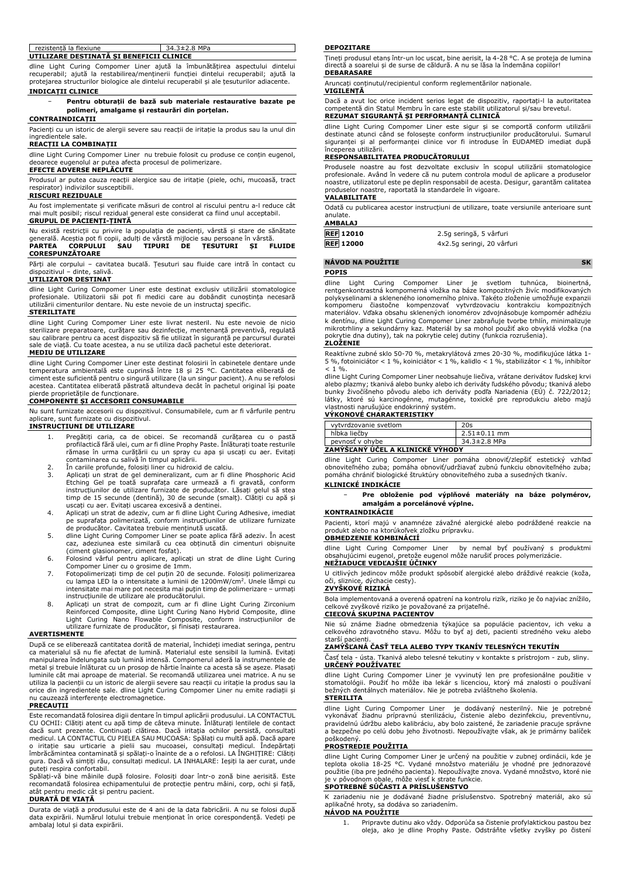| rezistență la flexiune | 34.3±2.8 MPa |
| --- | --- |

**UTILIZARE DESTINATĂ ȘI BENEFICII CLINICE**

dline Light Curing Compomer Liner ajută la îmbunătățirea aspectului dintelui recuperabil; ajută la restabilirea/menținerii funcției dintelui recuperabil; ajută la protejarea structurilor biologice ale dintelui recuperabil și ale țesuturilor adiacente.

**INDICAȚII CLINICE**

- **Pentru obturații de bază sub materiale restaurative bazate pe polimeri, amalgame și restaurări din porțelan.**

**CONTRAINDICAȚII**

Pacienți cu un istoric de alergii severe sau reacții de iritație la produs sau la unul din ingredientele sale.

**REACȚII LA COMBINAȚII**

dline Light Curing Compomer Liner nu trebuie folosit cu produse ce conțin eugenol, deoarece eugenolul ar putea afecta procesul de polimerizare.

**EFECTE ADVERSE NEPLĂCUTE**

Produsul ar putea cauza reacții alergice sau de iritație (piele, ochi, mucoasă, tract respirator) indivizilor susceptibili.

**RISCURI REZIDUALE**

Au fost implementate și verificate măsuri de control al riscului pentru a-l reduce cât mai mult posibil; riscul rezidual general este considerat ca fiind unul acceptabil.

**GRUPUL DE PACIENȚI-ȚINTĂ**

Nu există restricții cu privire la populația de pacienți, vârstă și stare de sănătate generală. Aceștia pot fi copii, adulți de vârstă mijlocie sau persoane în vârstă.

**PARTEA CORPULUI SAU TIPURI DE ȚESUTURI ȘI FLUIDE CORESPUNZĂTOARE**

Părți ale corpului – cavitatea bucală. Țesuturi sau fluide care intră în contact cu dispozitivul – dinte, salivă.

**UTILIZATOR DESTINAT**

dline Light Curing Compomer Liner este destinat exclusiv utilizării stomatologice profesionale. Utilizatorii săi pot fi medici care au dobândit cunoștința necesară utilizării cimenturilor dentare. Nu este nevoie de un instructaj specific.

**STERILITATE**

dline Light Curing Compomer Liner este livrat nesteril. Nu este nevoie de nicio sterilizare preparatoare, curățare sau dezinfecție, mentenanță preventivă, regulată sau calibrare pentru ca acest dispozitiv să fie utilizat în siguranță pe parcursul duratei sale de viață. Cu toate acestea, a nu se utiliza dacă pachetul este deteriorat.

**MEDIU DE UTILIZARE**

dline Light Curing Compomer Liner este destinat folosirii în cabinetele dentare unde temperatura ambientală este cuprinsă între 18 și 25 °C. Cantitatea eliberată de ciment este suficientă pentru o singură utilizare (la un singur pacient). A nu se refolosi acestea. Cantitatea eliberată păstrată altundeva decât în pachetul original își poate pierde proprietățile de funcționare.

**COMPONENTE ȘI ACCESORII CONSUMABILE**

Nu sunt furnizate accesorii cu dispozitivul. Consumabilele, cum ar fi vârfurile pentru aplicare, sunt furnizate cu dispozitivul.

**INSTRUCȚIUNI DE UTILIZARE**

1. Pregătiți caria, ca de obicei. Se recomandă curățarea cu o pastă profilactică fără ulei, cum ar fi dline Prophy Paste. Înlăturați toate resturile rămase în urma curățării cu un spray cu apa și uscați cu aer. Evitați contaminarea cu salivă în timpul aplicării.
2. În cariile profunde, folosiți liner cu hidroxid de calciu.
3. Aplicați un strat de gel demineralizant, cum ar fi dline Phosphoric Acid Etching Gel pe toată suprafața care urmează a fi gravată, conform instrucțiunilor de utilizare furnizate de producător. Lăsați gelul să stea timp de 15 secunde (dentină), 30 de secunde (smalț). Clătiți cu apă și uscați cu aer. Evitați uscarea excesivă a dentinei.
4. Aplicați un strat de adeziv, cum ar fi dline Light Curing Adhesive, imediat pe suprafața polimerizată, conform instrucțiunilor de utilizare furnizate de producător. Cavitatea trebuie menținută uscată.
5. dline Light Curing Compomer Liner se poate aplica fără adeziv. În acest caz, adeziunea este similară cu cea obținută din cimenturi obișnuite (ciment glasionomer, ciment fosfat).
6. Folosind vârful pentru aplicare, aplicați un strat de dline Light Curing Compomer Liner cu o grosime de 1mm.
7. Fotopolimerizați timp de cel puțin 20 de secunde. Folosiți polimerizarea cu lampa LED la o intensitate a luminii de 1200mW/cm$^2$. Unele lămpi cu intensitate mai mare pot necesita mai puțin timp de polimerizare – urmați instrucțiunile de utilizare ale producătorului.
8. Aplicați un strat de compozit, cum ar fi dline Light Curing Zirconium Reinforced Composite, dline Light Curing Nano Hybrid Composite, dline Light Curing Nano Flowable Composite, conform instrucțiunilor de utilizare furnizate de producător, și finisați restaurarea.

**AVERTISMENTE**

După ce se eliberează cantitatea dorită de material, închideți imediat seringa, pentru ca materialul să nu fie afectat de lumină. Materialul este sensibil la lumină. Evitați manipularea îndelungată sub lumină intensă. Compomerul aderă la instrumentele de metal și trebuie înlăturat cu un prosop de hârtie înainte ca acesta să se așeze. Plasați luminile cât mai aproape de material. Se recomandă utilizarea unei matrice. A nu se utiliza la pacienții cu un istoric de alergii severe sau reacții cu iritație la produs sau la orice din ingredientele sale. dline Light Curing Compomer Liner nu emite radiații și nu cauzează interferențe electromagnetice.

**PRECAUȚII**

Este recomandată folosirea digii dentare în timpul aplicării produsului. LA CONTACTUL CU OCHII: Clătiți atent cu apă timp de câteva minute. Înlăturați lentilele de contact dacă sunt prezente. Continuați clătirea. Dacă iritația ochilor persistă, consultați medicul. LA CONTACTUL CU PIELEA SAU MUCOASA: Spălați cu multă apă. Dacă apare o iritație sau urticarie a pielii sau mucoasei, consultați medicul. Îndepărtați îmbrăcămintea contaminată și spălați-o înainte de a o refolosi. LA ÎNGHIȚIRE: Clătiți gura. Dacă vă simțiți rău, consultați medicul. LA INHALARE: Ieșiți la aer curat, unde puteți respira confortabil.

Spălați-vă bine mâinile după folosire. Folosiți doar într-o zonă bine aerisită. Este recomandată folosirea echipamentului de protecție pentru mâini, corp, ochi și față, atât pentru medic cât și pentru pacient.

**DURATĂ DE VIAȚĂ**

Durata de viață a produsului este de 4 ani de la data fabricării. A nu se folosi după data expirării. Numărul lotului trebuie menționat în orice corespondență. Vedeți pe ambalaj lotul și data expirării.

**DEPOZITARE**

Țineți produsul etanș într-un loc uscat, bine aerisit, la 4-28 °C. A se proteja de lumina directă a soarelui și de surse de căldură. A nu se lăsa la îndemâna copiilor!

**DEBARASARE**

Aruncați conținutul/recipientul conform reglementărilor naționale.

**VIGILENȚĂ**

Dacă a avut loc orice incident serios legat de dispozitiv, raportați-l la autoritatea competentă din Statul Membru în care este stabilit utilizatorul și/sau brevetul.

**REZUMAT SIGURANȚĂ ȘI PERFORMANȚĂ CLINICĂ**

dline Light Curing Compomer Liner este sigur și se comportă conform utilizării destinate atunci când se folosește conform instrucțiunilor producătorului. Sumarul siguranței și al performanței clinice vor fi introduse în EUDAMED imediat după începerea utilizării.

**RESPONSABILITATEA PRODUCĂTORULUI**

Produsele noastre au fost dezvoltate exclusiv în scopul utilizării stomatologice profesionale. Având în vedere că nu putem controla modul de aplicare a produselor noastre, utilizatorul este pe deplin responsabil de acesta. Desigur, garantăm calitatea produselor noastre, raportată la standardele în vigoare.

**VALABILITATE**

Odată cu publicarea acestor instrucțiuni de utilizare, toate versiunile anterioare sunt anulate.

**AMBALAJ**

| REF 12010 | 2.5g seringă, 5 vârfuri |
| --- | --- |
| REF 12000 | 4x2.5g seringi, 20 vârfuri |

## NÁVOD NA POUŽITIE — SK

**POPIS**

dline Light Curing Compomer Liner je svetlom tuhnúca, bioinertná, rentgenkontrastná kompomerná vložka na báze kompozitných živíc modifikovaných polykyselinami a skleneného ionomérneho plniva. Takéto zloženie umožňuje expanzii kompomeru čiastočne kompenzovať vytvrdzovaciu kontrakciu kompozitných materiálov. Vďaka obsahu sklenených ionomérov zdvojnásobuje kompomér adhéziu k dentínu, dline Light Curing Compomer Liner zabraňuje tvorbe trhlín, minimalizuje mikrotrhliny a sekundárny kaz. Materiál by sa mohol použiť ako obyklá vložka (na pokrytie dna dutiny), tak na pokrytie celej dutiny (funkcia rozrušenia).

**ZLOŽENIE**

Reaktívne zubné sklo 50-70 %, metakrylátová zmes 20-30 %, modifikujúce látka 1-5 %, fotoiniciátor < 1 %, koiniciátor < 1 %, kalidlo < 1 %, stabilizátor < 1 %, inhibítor < 1 %.

dline Light Curing Compomer Liner neobsahuje liečiva, vrátane derivátov ľudskej krvi alebo plazmy; tkanivá alebo bunky alebo ich deriváty ľudského pôvodu; tkanivá alebo bunky živočíšneho pôvodu alebo ich deriváty podľa Nariadenia (EÚ) č. 722/2012; látky, ktoré sú karcinogénne, mutagénne, toxické pre reprodukciu alebo majú vlastnosti narušujúce endokrinný systém.

**VÝKONOVÉ CHARAKTERISTIKY**

| vytvrdzovanie svetlom | 20s |
| --- | --- |
| hĺbka liečby | 2.51±0.11 mm |
| pevnosť v ohybe | 34.3±2.8 MPa |

**ZAMÝŠĽANÝ ÚČEL A KLINICKÉ VÝHODY**

dline Light Curing Compomer Liner pomáha obnoviť/zlepšiť estetický vzhľad obnoviteľného zuba; pomáha obnoviť/udržiavať zubnú funkciu obnoviteľného zuba; pomáha chrániť biologické štruktúry obnoviteľného zuba a susedných tkanív.

**KLINICKÉ INDIKÁCIE**

- **Pre obloženie pod výplňové materiály na báze polymérov, amalgám a porcelánové výplne.**

**KONTRAINDIKÁCIE**

Pacienti, ktorí majú v anamnéze závažné alergické alebo podráždené reakcie na produkt alebo na ktorúkoľvek zložku prípravku.

**OBMEDZENIE KOMBINÁCIÍ**

dline Light Curing Compomer Liner by nemal byť používaný s produktmi obsahujúcimi eugenol, pretože eugenol môže narušiť proces polymerizácie.

**NEŽIADUCE VEDĽAJŠIE ÚČINKY**

U citlivých jedincov môže produkt spôsobiť alergické alebo dráždivé reakcie (koža, oči, sliznice, dýchacie cesty).

**ZVYŠKOVÉ RIZIKÁ**

Bola implementovaná a overená opatrení na kontrolu rizík, riziko je čo najviac znížilo, celkové zvyškové riziko je považované za prijateľné.

**CIEĽOVÁ SKUPINA PACIENTOV**

Nie sú známe žiadne obmedzenia týkajúce sa populácie pacientov, ich veku a celkového zdravotného stavu. Môžu to byť aj deti, pacienti stredného veku alebo starší pacienti.

**ZAMÝŠĽANÁ ČASŤ TELA ALEBO TYPY TKANÍV TELESNÝCH TEKUTÍN**

Časť tela - ústa. Tkanivá alebo telesné tekutiny v kontakte s prístrojom - zub, sliny.

**URČENÝ POUŽÍVATEĽ**

dline Light Curing Compomer Liner je vyvinutý len pre profesionálne použitie v stomatológii. Použiť ho môže iba lekár s licenciou, ktorý má znalosti o používaní bežných dentálnych materiálov. Nie je potreba zvláštneho školenia.

**STERILITA**

dline Light Curing Compomer Liner je dodávaný nesterilný. Nie je potrebné vykonávať žiadnu prípravnú sterilizáciu, čistenie alebo dezinfekciu, preventívnu, pravidelnú údržbu alebo kalibráciu, aby bolo zaistené, že zariadenie pracuje správne a bezpečne po celú dobu jeho životnosti. Nepoužívajte však, ak je primárny balíček poškodený.

**PROSTREDIE POUŽITIA**

dline Light Curing Compomer Liner je určený na použitie v zubnej ordinácii, kde je teplota okolia 18-25 °C. Vydané množstvo materiálu je vhodné pre jednorazové použitie (iba pre jedného pacienta). Nepoužívajte znova. Vydané množstvo, ktoré nie je v pôvodnom obale, môže viesť k strate funkcie.

**SPOTREBNÉ SÚČASTI A PRÍSLUŠENSTVO**

K zariadeniu nie je dodávané žiadne príslušenstvo. Spotrebný materiál, ako sú aplikačné hroty, sa dodáva so zariadením.

**NÁVOD NA POUŽITIE**

1. Pripravte dutinu ako vždy. Odporúča sa čistenie profylaktickou pastou bez oleja, ako je dline Prophy Paste. Odstráňte všetky zvyšky po čistení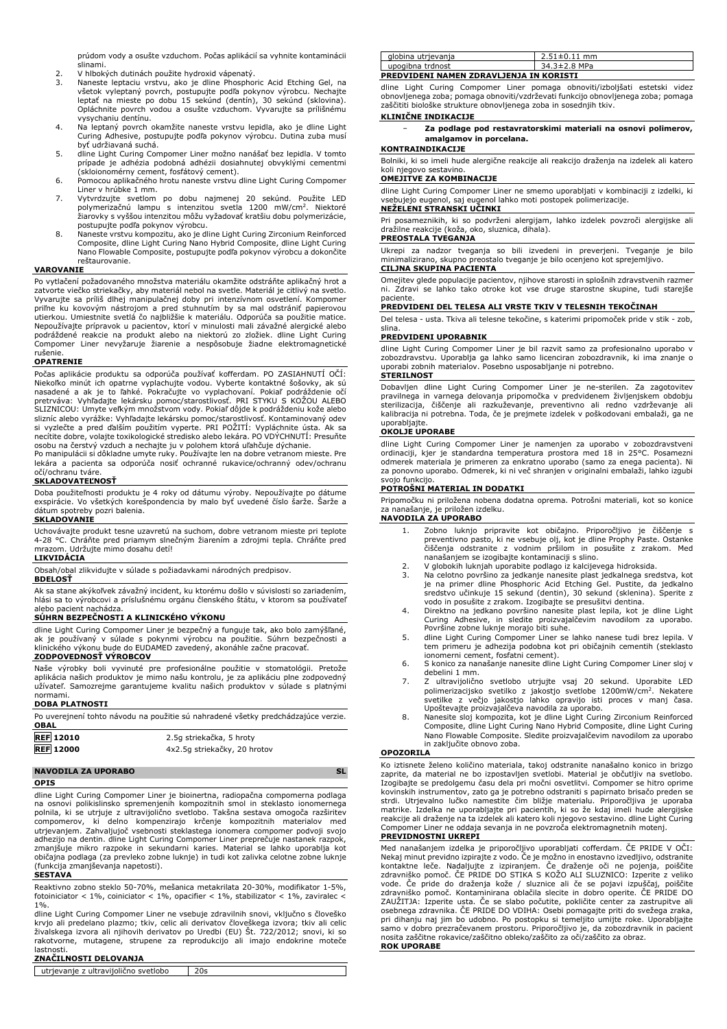prúdom vody a osušte vzduchom. Počas aplikácií sa vyhnite kontaminácii slinami.

2. V hlbokých dutinách použite hydroxid vápenatý.
3. Naneste leptaciu vrstvu, ako je Phosphoric Acid Etching Gel, na všetok vyleptaný povrch, postupujte podľa pokynov výrobcu. Nechajte leptať na mieste po dobu 15 sekúnd (dentín), 30 sekúnd (sklovina). Opláchnite povrch vodou a osušte vzduchom. Vyvarujte sa prílišnému vysychaniu dentínu.
4. Na leptaný povrch okamžite naneste vrstvu lepidla, ako je dline Light Curing Adhesive, postupujte podľa pokynov výrobcu. Dutina zuba musí byť udržiavaná suchá.
5. dline Light Curing Compomer Liner možno nanášať bez lepidla. V tomto prípade je adhézia podobná adhézii dosiahnutej obvyklými cementmi (skloionomérny cement, fosfátový cement).
6. Pomocou aplikačného hrotu naneste vrstvu dline Light Curing Compomer Liner v hrúbke 1 mm.
7. Vytvrdzujte svetlom po dobu najmenej 20 sekúnd. Použite LED polymerizačnú lampu s intenzitou svetla 1200 mW/cm$^2$. Niektoré žiarovky s vyššou intenzitou môžu vyžadovať kratšiu dobu polymerizácie, postupujte podľa pokynov výrobcu.
8. Naneste vrstvu kompozitu, ako je dline Light Curing Zirconium Reinforced Composite, dline Light Curing Nano Hybrid Composite, dline Light Curing Nano Flowable Composite, postupujte podľa pokynov výrobcu a dokončite reštaurovanie.

**VAROVANIE**

Po vytlačení požadovaného množstva materiálu okamžite odstráňte aplikačný hrot a zatvorte viečko striekačky, aby materiál nebol na svetle. Materiál je citlivý na svetlo. Vyvarujte sa príliš dlhej manipulačnej doby pri intenzívnom osvetlení. Kompomer prilne ku kovovým nástrojom a pred stuhnutím by sa mal odstrániť papierovou utierkou. Umiestnite svetlá čo najbližšie k materiálu. Odporúča sa použitie matice. Nepoužívajte prípravok u pacientov, ktorí v minulosti mali závažné alergické alebo podráždené reakcie na produkt alebo na niektorú zo zložiek. dline Light Curing Compomer Liner nevyžaruje žiarenie a nespôsobuje žiadne elektromagnetické rušenie.

**OPATRENIE**

Počas aplikácie produktu sa odporúča používať kofferdam. PO ZASIAHNUTÍ OČÍ: Niekoľko minút ich opatrne vyplachujte vodou. Vyberte kontaktné šošovky, ak sú nasadené a ak je to ľahké. Pokračujte vo vyplachovaní. Pokiaľ podráždenie očí pretrváva: Vyhľadajte lekársku pomoc/starostlivosť. PRI STYKU S KOŽOU ALEBO SLIZNICOU: Umyte veľkým množstvom vody. Pokiaľ dôjde k podráždeniu kože alebo slizníc alebo vyrážke: Vyhľadajte lekársku pomoc/starostlivosť. Kontaminovaný odev si vyzlečte a pred ďalším použitím vyperte. PRI POŽITÍ: Vypláchnite ústa. Ak sa necítite dobre, volajte toxikologické stredisko alebo lekára. PO VDÝCHNUTÍ: Presuňte osobu na čerstvý vzduch a nechajte ju v polohem ktorá uľahčuje dýchanie.

Po manipulácii si dôkladne umyte ruky. Používajte len na dobre vetranom mieste. Pre lekára a pacienta sa odporúča nosiť ochranné rukavice/ochranný odev/ochranu očí/ochranu tváre.

**SKLADOVATEĽNOSŤ**

Doba použiteľnosti produktu je 4 roky od dátumu výroby. Nepoužívajte po dátume exspirácie. Vo všetkých korešpondencia by malo byť uvedené číslo šarže. Šarže a dátum spotreby pozri balenia.

**SKLADOVANIE**

Uchovávajte produkt tesne uzavretú na suchom, dobre vetranom mieste pri teplote 4-28 °C. Chráňte pred priamym slnečným žiarením a zdrojmi tepla. Chráňte pred mrazom. Udržujte mimo dosahu detí!

**LIKVIDÁCIA**

Obsah/obal zlikvidujte v súlade s požiadavkami národných predpisov.

**BDELOSŤ**

Ak sa stane akýkoľvek závažný incident, ku ktorému došlo v súvislosti so zariadením, hlási sa to výrobcovi a príslušnému orgánu členského štátu, v ktorom sa používateľ alebo pacient nachádza.

**SÚHRN BEZPEČNOSTI A KLINICKÉHO VÝKONU**

dline Light Curing Compomer Liner je bezpečný a funguje tak, ako bolo zamýšľané, ak je používaný v súlade s pokynmi výrobcu na použitie. Súhrn bezpečnosti a klinického výkonu bude do EUDAMED zavedený, akonáhle začne pracovať.

**ZODPOVEDNOSŤ VÝROBCOV**

Naše výrobky boli vyvinuté pre profesionálne použitie v stomatológii. Pretože aplikácia našich produktov je mimo našu kontrolu, je za aplikáciu plne zodpovedný užívateľ. Samozrejme garantujeme kvalitu našich produktov v súlade s platnými normami.

**DOBA PLATNOSTI**

Po uverejnení tohto návodu na použitie sú nahradené všetky predchádzajúce verzie.

**OBAL**

| | |
|---|---|
| REF 12010 | 2.5g striekačka, 5 hroty |
| REF 12000 | 4x2.5g striekačky, 20 hrotov |

## NAVODILA ZA UPORABO — SL

**OPIS**

dline Light Curing Compomer Liner je bioinertna, radiopačna compomerna podlaga na osnovi polikislinsko spremenjenih kompozitnih smol in steklasto ionomernega polnila, ki se utrjuje z ultravijolično svetlobo. Takšna sestava omogoča razširitev compomerov, ki delno kompenzirajo krčenje kompozitnih materialov med utrjevanjem. Zahvaljujoč vsebnosti steklastega ionomera compomer podvoji svojo adhezijo na dentin. dline Light Curing Compomer Liner preprečuje nastanek razpok, zmanjšuje mikro razpoke in sekundarni karies. Material se lahko uporablja kot običajna podlaga (za prevleko zobne luknje) in tudi kot zalivka celotne zobne luknje (funkcija zmanjševanja napetosti).

**SESTAVA**

Reaktivno zobno steklo 50-70%, mešanica metakrilata 20-30%, modifikator 1-5%, fotoiniciator < 1%, coiniciator < 1%, opacifier < 1%, stabilizator < 1%, zaviralec < 1%.

dline Light Curing Compomer Liner ne vsebuje zdravilnih snovi, vključno s človeško krvjo ali predelano plazmo; tkiv, celic ali derivatov človeškega izvora; tkiv ali celic živalskega izvora ali njihovih derivatov po Uredbi (EU) Št. 722/2012; snovi, ki so rakotvorne, mutagene, strupene za reprodukcijo ali imajo endokrine moteče lastnosti.

**ZNAČILNOSTI DELOVANJA**

| | |
|---|---|
| utrjevanje z ultravijolično svetlobo | 20s |
| globina utrjevanja | 2.51±0.11 mm |
| upogibna trdnost | 34.3±2.8 MPa |

**PREDVIDENI NAMEN ZDRAVLJENJA IN KORISTI**

dline Light Curing Compomer Liner pomaga obnoviti/izboljšati estetski videz obnovljenega zoba; pomaga obnoviti/vzdrževati funkcijo obnovljenega zoba; pomaga zaščititi biološke strukture obnovljenega zoba in sosednjih tkiv.

**KLINIČNE INDIKACIJE**

- **Za podlage pod restavratorskimi materiali na osnovi polimerov, amalgamov in porcelana.**

**KONTRAINDIKACIJE**

Bolniki, ki so imeli hude alergične reakcije ali reakcijo draženja na izdelek ali katero koli njegovo sestavino.

**OMEJITVE ZA KOMBINACIJE**

dline Light Curing Compomer Liner ne smemo uporabljati v kombinaciji z izdelki, ki vsebujejo eugenol, saj eugenol lahko moti postopek polimerizacije.

**NEŽELENI STRANSKI UČINKI**

Pri posameznikih, ki so podvrženi alergijam, lahko izdelek povzroči alergijske ali dražilne reakcije (koža, oko, sluznica, dihala).

**PREOSTALA TVEGANJA**

Ukrepi za nadzor tveganja so bili izvedeni in preverjeni. Tveganje je bilo minimalizirano, skupno preostalo tveganje je bilo ocenjeno kot sprejemljivo.

**CILJNA SKUPINA PACIENTA**

Omejitev glede populacije pacientov, njihove starosti in splošnih zdravstvenih razmer ni. Zdravi se lahko tako otroke kot vse druge starostne skupine, tudi starejše paciente.

**PREDVIDENI DEL TELESA ALI VRSTE TKIV V TELESNIH TEKOČINAH**

Del telesa - usta. Tkiva ali telesne tekočine, s katerimi pripomoček pride v stik - zob, slina.

**PREDVIDENI UPORABNIK**

dline Light Curing Compomer Liner je bil razvit samo za profesionalno uporabo v zobozdravstvu. Uporablja ga lahko samo licenciran zobozdravnik, ki ima znanje o uporabi zobnih materialov. Posebno usposabljanje ni potrebno.

**STERILNOST**

Dobavljen dline Light Curing Compomer Liner je ne-sterilen. Za zagotovitev pravilnega in varnega delovanja pripomočka v predvidenem življenjskem obdobju sterilizacija, čiščenje ali razkuževanje, preventivno ali redno vzdrževanje ali kalibracija ni potrebna. Toda, če je prejmete izdelek v poškodovani embalaži, ga ne uporabljajte.

**OKOLJE UPORABE**

dline Light Curing Compomer Liner je namenjen za uporabo v zobozdravstveni ordinaciji, kjer je standardna temperatura prostora med 18 in 25°C. Posamezni odmerek materiala je primeren za enkratno uporabo (samo za enega pacienta). Ni za ponovno uporabo. Odmerek, ki ni več shranjen v originalni embalaži, lahko izgubi svojo funkcijo.

**POTROŠNI MATERIAL IN DODATKI**

Pripomočku ni priložena nobena dodatna oprema. Potrošni materiali, kot so konice za nanašanje, je priložen izdelku.

**NAVODILA ZA UPORABO**

1. Zobno luknjo pripravite kot običajno. Priporočljivo je čiščenje s preventivno pasto, ki ne vsebuje olj, kot je dline Prophy Paste. Ostanke čiščenja odstranite z vodnim pršilom in posušite z zrakom. Med nanašanjem se izogibajte kontaminaciji s slino.
2. V globokih luknjah uporabite podlago iz kalcijevega hidroksida.
3. Na celotno površino za jedkanje nanesite plast jedkalnega sredstva, kot je na primer dline Phosphoric Acid Etching Gel. Pustite, da jedkalno sredstvo učinkuje 15 sekund (dentin), 30 sekund (sklenina). Sperite z vodo in posušite z zrakom. Izogibajte se presušitvi dentina.
4. Direktno na jedkano površino nanesite plast lepila, kot je dline Light Curing Adhesive, in sledite proizvajalčevim navodilom za uporabo. Površine zobne luknje morajo biti suhe.
5. dline Light Curing Compomer Liner se lahko nanese tudi brez lepila. V tem primeru je adhezija podobna kot pri običajnih cementih (steklasto ionomerni cement, fosfatni cement).
6. S konico za nanašanje nanesite dline Light Curing Compomer Liner sloj v debelini 1 mm.
7. Z ultravijoličnim svetlobo utrjujte vsaj 20 sekund. Uporabite LED polimerizacijsko svetilko z jakostjo svetlobe 1200mW/cm$^2$. Nekatere svetilke z večjo jakostjo lahko opravijo isti proces v manj časa. Upoštevajte proizvajalčeva navodila za uporabo.
8. Nanesite sloj kompozita, kot je dline Light Curing Zirconium Reinforced Composite, dline Light Curing Nano Hybrid Composite, dline Light Curing Nano Flowable Composite. Sledite proizvajalčevim navodilom za uporabo in zaključite obnovo zoba.

**OPOZORILA**

Ko iztisnete želeno količino materiala, takoj odstranite nanašalno konico in brizgo zaprite, da material ne bo izpostavljen svetlobi. Material je občutljiv na svetlobo. Izogibajte se predolgemu času dela pri močni osvetlitvi. Compomer se hitro oprime kovinskih instrumentov, zato ga je potrebno odstraniti s papirnato brisačo preden se strdi. Utrjevalno lučko namestite čim bližje materialu. Priporočljiva je uporaba matrike. Izdelka ne uporabljajte pri pacientih, ki so kdaj imeli hude alergijske reakcije ali draženje na ta izdelek ali katero koli njegovo sestavino. dline Light Curing Compomer Liner ne oddaja sevanja in ne povzroča elektromagnetnih motenj.

**PREVIDNOSTNI UKREPI**

Med nanašanjem izdelka je priporočljivo uporabljati cofferdam. ČE PRIDE V OČI: Nekaj minut previdno izpirajte z vodo. Če je možno in enostavno izvedljivo, odstranite kontaktne leče. Nadaljujte z izpiranjem. Če draženje oči ne pojenja, poiščite zdravniško pomoč. ČE PRIDE DO STIKA S KOŽO ALI SLUZNICO: Izperite z veliko vode. Če pride do draženja kože / sluznice ali če se pojavi izpuščaj, poiščite zdravniško pomoč. Kontaminirana oblačila slecite in dobro operite. ČE PRIDE DO ZAUŽITJA: Izperite usta. Če se slabo počutite, pokličite center za zastrupitve ali osebnega zdravnika. ČE PRIDE DO VDIHA: Osebi pomagajte priti do svežega zraka, pri dihanju naj jim bo udobno. Po postopku si temeljito umijte roke. Uporabljajte samo v dobro prezračevanem prostoru. Priporočljivo je, da zobozdravnik in pacient nosita zaščitne rokavice/zaščitno obleko/zaščito za oči/zaščito za obraz.

**ROK UPORABE**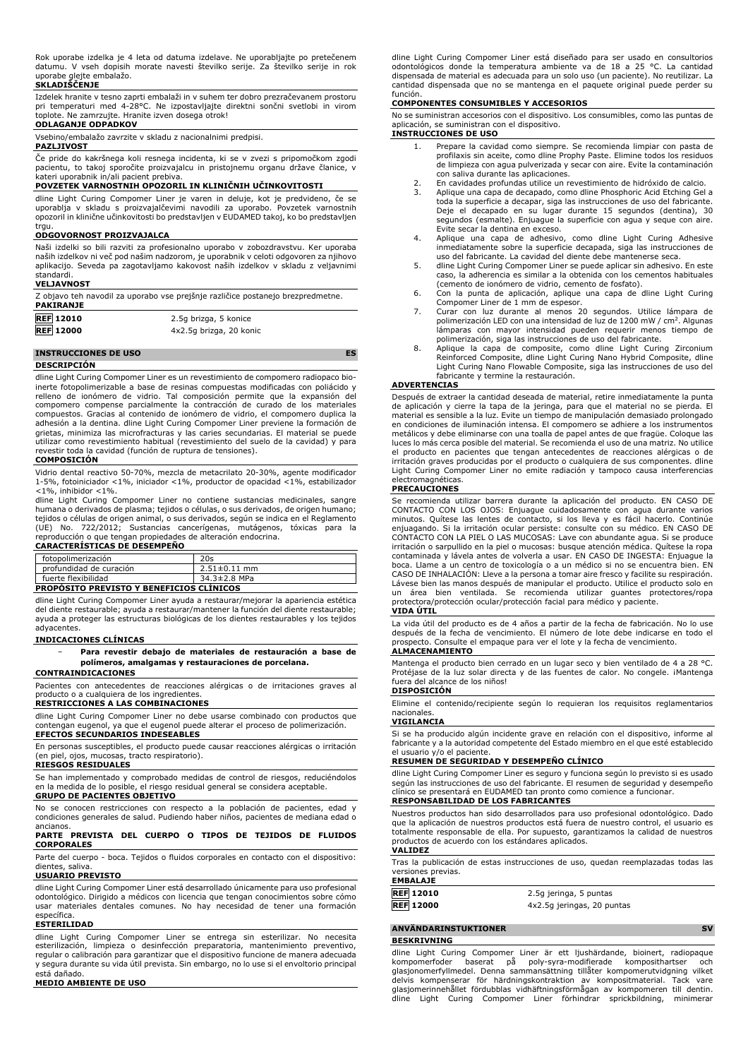Rok uporabe izdelka je 4 leta od datuma izdelave. Ne uporabljajte po preteċenem datumu. V vseh dopisih morate navesti številko serije. Za številko serije in rok uporabe glejte embalažo.

**SKLADIŠČENJE**

Izdelek hranite v tesno zaprti embalaži in v suhem ter dobro prezračevanem prostoru pri temperaturi med 4-28°C. Ne izpostavljajte direktni sončni svetlobi in virom toplote. Ne zamrzujte. Hranite izven dosega otrok!

**ODLAGANJE ODPADKOV**

Vsebino/embalažo zavrzite v skladu z nacionalnimi predpisi.

**PAZLJIVOST**

Če pride do kakršnega koli resnega incidenta, ki se v zvezi s pripomočkom zgodi pacientu, to takoj sporočite proizvajalcu in pristojnemu organu države članice, v kateri uporabnik in/ali pacient prebiva.

**POVZETEK VARNOSTNIH OPOZORIL IN KLINIČNIH UČINKOVITOSTI**

dline Light Curing Compomer Liner je varen in deluje, kot je predvideno, če se uporablja v skladu s proizvajalčevimi navodili za uporabo. Povzetek varnostnih opozoril in klinični učinkovitosti bo predstavljen v EUDAMED takoj, ko bo predstavljen trgu.

**ODGOVORNOST PROIZVAJALCA**

Naši izdelki so bili razviti za profesionalno uporabo v zobozdravstvu. Ker uporaba naših izdelkov ni več pod našim nadzorom, je uporabnik v celoti odgovoren za njihovo aplikacijo. Seveda pa zagotavljamo kakovost naših izdelkov v skladu z veljavnimi standardi.

**VELJAVNOST**

Z objavo teh navodil za uporabo vse prejšnje različice postanejo brezpredmetne.

**PAKIRANJE**

| | |
|---|---|
| REF 12010 | 2.5g brizga, 5 konice |
| REF 12000 | 4x2.5g brizga, 20 konic |

## INSTRUCCIONES DE USO ES

**DESCRIPCIÓN**

dline Light Curing Compomer Liner es un revestimiento de compomero radiopaco bio-inerte fotopolimerizable a base de resinas compuestas modificadas con poliácido y relleno de ionómero de vidrio. Tal composición permite que la expansión del compomero compense parcialmente la contracción de curado de los materiales compuestos. Gracias al contenido de ionómero de vidrio, el compomero duplica la adhesión a la dentina. dline Light Curing Compomer Liner previene la formación de grietas, minimiza las microfracturas y las caries secundarias. El material se puede utilizar como revestimiento habitual (revestimiento del suelo de la cavidad) y para revestir toda la cavidad (función de ruptura de tensiones).

**COMPOSICIÓN**

Vidrio dental reactivo 50-70%, mezcla de metacrilato 20-30%, agente modificador 1-5%, fotoiniciador <1%, iniciador <1%, productor de opacidad <1%, estabilizador <1%, inhibidor <1%.

dline Light Curing Compomer Liner no contiene sustancias medicinales, sangre humana o derivados de plasma; tejidos o células, o sus derivados, de origen humano; tejidos o células de origen animal, o sus derivados, según se indica en el Reglamento (UE) No. 722/2012; Sustancias cancerígenas, mutágenos, tóxicas para la reproducción o que tengan propiedades de alteración endocrina.

**CARACTERÍSTICAS DE DESEMPEÑO**

| | |
|---|---|
| fotopolimerización | 20s |
| profundidad de curación | 2.51±0.11 mm |
| fuerte flexibilidad | 34.3±2.8 MPa |

**PROPÓSITO PREVISTO Y BENEFICIOS CLÍNICOS**

dline Light Curing Compomer Liner ayuda a restaurar/mejorar la apariencia estética del diente restaurable; ayuda a restaurar/mantener la función del diente restaurable; ayuda a proteger las estructuras biológicas de los dientes restaurables y los tejidos adyacentes.

**INDICACIONES CLÍNICAS**

- **Para revestir debajo de materiales de restauración a base de polímeros, amalgamas y restauraciones de porcelana.**

**CONTRAINDICACIONES**

Pacientes con antecedentes de reacciones alérgicas o de irritaciones graves al producto o a cualquiera de los ingredientes.

**RESTRICCIONES A LAS COMBINACIONES**

dline Light Curing Compomer Liner no debe usarse combinado con productos que contengan eugenol, ya que el eugenol puede alterar el proceso de polimerización.

**EFECTOS SECUNDARIOS INDESEABLES**

En personas susceptibles, el producto puede causar reacciones alérgicas o irritación (en piel, ojos, mucosas, tracto respiratorio).

**RIESGOS RESIDUALES**

Se han implementado y comprobado medidas de control de riesgos, reduciéndolos en la medida de lo posible, el riesgo residual general se considera aceptable.

**GRUPO DE PACIENTES OBJETIVO**

No se conocen restricciones con respecto a la población de pacientes, edad y condiciones generales de salud. Pudiendo haber niños, pacientes de mediana edad o ancianos.

**PARTE PREVISTA DEL CUERPO O TIPOS DE TEJIDOS DE FLUIDOS CORPORALES**

Parte del cuerpo - boca. Tejidos o fluidos corporales en contacto con el dispositivo: dientes, saliva.

**USUARIO PREVISTO**

dline Light Curing Compomer Liner está desarrollado únicamente para uso profesional odontológico. Dirigido a médicos con licencia que tengan conocimientos sobre cómo usar materiales dentales comunes. No hay necesidad de tener una formación específica.

**ESTERILIDAD**

dline Light Curing Compomer Liner se entrega sin esterilizar. No necesita esterilización, limpieza o desinfección preparatoria, mantenimiento preventivo, regular o calibración para garantizar que el dispositivo funcione de manera adecuada y segura durante su vida útil prevista. Sin embargo, no lo use si el envoltorio principal está dañado.

**MEDIO AMBIENTE DE USO**

dline Light Curing Compomer Liner está diseñado para ser usado en consultorios odontológicos donde la temperatura ambiente va de 18 a 25 °C. La cantidad dispensada de material es adecuada para un solo uso (un paciente). No reutilizar. La cantidad dispensada que no se mantenga en el paquete original puede perder su función.

**COMPONENTES CONSUMIBLES Y ACCESORIOS**

No se suministran accesorios con el dispositivo. Los consumibles, como las puntas de aplicación, se suministran con el dispositivo.

**INSTRUCCIONES DE USO**

1. Prepare la cavidad como siempre. Se recomienda limpiar con pasta de profilaxis sin aceite, como dline Prophy Paste. Elimine todos los residuos de limpieza con agua pulverizada y secar con aire. Evite la contaminación con saliva durante las aplicaciones.
2. En cavidades profundas utilice un revestimiento de hidróxido de calcio.
3. Aplique una capa de decapado, como dline Phosphoric Acid Etching Gel a toda la superficie a decapar, siga las instrucciones de uso del fabricante. Deje el decapado en su lugar durante 15 segundos (dentina), 30 segundos (esmalte). Enjuague la superficie con agua y seque con aire. Evite secar la dentina en exceso.
4. Aplique una capa de adhesivo, como dline Light Curing Adhesive inmediatamente sobre la superficie decapada, siga las instrucciones de uso del fabricante. La cavidad del diente debe mantenerse seca.
5. dline Light Curing Compomer Liner se puede aplicar sin adhesivo. En este caso, la adherencia es similar a la obtenida con los cementos habituales (cemento de ionómero de vidrio, cemento de fosfato).
6. Con la punta de aplicación, aplique una capa de dline Light Curing Compomer Liner de 1 mm de espesor.
7. Curar con luz durante al menos 20 segundos. Utilice lámpara de polimerización LED con una intensidad de luz de 1200 mW / cm$^2$. Algunas lámparas con mayor intensidad pueden requerir menos tiempo de polimerización, siga las instrucciones de uso del fabricante.
8. Aplique la capa de composite, como dline Light Curing Zirconium Reinforced Composite, dline Light Curing Nano Hybrid Composite, dline Light Curing Nano Flowable Composite, siga las instrucciones de uso del fabricante y termine la restauración.

**ADVERTENCIAS**

Después de extraer la cantidad deseada de material, retire inmediatamente la punta de aplicación y cierre la tapa de la jeringa, para que el material no se pierda. El material es sensible a la luz. Evite un tiempo de manipulación demasiado prolongado en condiciones de iluminación intensa. El compomero se adhiere a los instrumentos metálicos y debe eliminarse con una toalla de papel antes de que fragüe. Coloque las luces lo más cerca posible del material. Se recomienda el uso de una matriz. No utilice el producto en pacientes que tengan antecedentes de reacciones alérgicas o de irritación graves producidas por el producto o cualquiera de sus componentes. dline Light Curing Compomer Liner no emite radiación y tampoco causa interferencias electromagnéticas.

**PRECAUCIONES**

Se recomienda utilizar barrera durante la aplicación del producto. EN CASO DE CONTACTO CON LOS OJOS: Enjuague cuidadosamente con agua durante varios minutos. Quítese las lentes de contacto, si los lleva y es fácil hacerlo. Continúe enjuagando. Si la irritación ocular persiste: consulte con su médico. EN CASO DE CONTACTO CON LA PIEL O LAS MUCOSAS: Lave con abundante agua. Si se produce irritación o sarpullido en la piel o mucosas: busque atención médica. Quítese la ropa contaminada y lávela antes de volverla a usar. EN CASO DE INGESTA: Enjuague la boca. Llame a un centro de toxicología o a un médico si no se encuentra bien. EN CASO DE INHALACIÓN: Lleve a la persona a tomar aire fresco y facilite su respiración. Lávese bien las manos después de manipular el producto. Utilice el producto solo en un área bien ventilada. Se recomienda utilizar guantes protectores/ropa protectora/protección ocular/protección facial para médico y paciente.

**VIDA ÚTIL**

La vida útil del producto es de 4 años a partir de la fecha de fabricación. No lo use después de la fecha de vencimiento. El número de lote debe indicarse en todo el prospecto. Consulte el empaque para ver el lote y la fecha de vencimiento.

**ALMACENAMIENTO**

Mantenga el producto bien cerrado en un lugar seco y bien ventilado de 4 a 28 °C. Protéjase de la luz solar directa y de las fuentes de calor. No congele. ¡Mantenga fuera del alcance de los niños!

**DISPOSICIÓN**

Elimine el contenido/recipiente según lo requieran los requisitos reglamentarios nacionales.

**VIGILANCIA**

Si se ha producido algún incidente grave en relación con el dispositivo, informe al fabricante y a la autoridad competente del Estado miembro en el que esté establecido el usuario y/o el paciente.

**RESUMEN DE SEGURIDAD Y DESEMPEÑO CLÍNICO**

dline Light Curing Compomer Liner es seguro y funciona según lo previsto si es usado según las instrucciones de uso del fabricante. El resumen de seguridad y desempeño clínico se presentará en EUDAMED tan pronto como comience a funcionar.

**RESPONSABILIDAD DE LOS FABRICANTES**

Nuestros productos han sido desarrollados para uso profesional odontológico. Dado que la aplicación de nuestros productos está fuera de nuestro control, el usuario es totalmente responsable de ella. Por supuesto, garantizamos la calidad de nuestros productos de acuerdo con los estándares aplicados.

**VALIDEZ**

Tras la publicación de estas instrucciones de uso, quedan reemplazadas todas las versiones previas.

**EMBALAJE**

| | |
|---|---|
| REF 12010 | 2.5g jeringa, 5 puntas |
| REF 12000 | 4x2.5g jeringas, 20 puntas |

## ANVÄNDARINSTUKTIONER SV

**BESKRIVNING**

dline Light Curing Compomer Liner är ett ljushärdande, bioinert, radiopaque kompomerfoder baserat på poly-syra-modifierade kompositharter och glasjonomerfyllmedel. Denna sammansättning tillåter kompomerutvidgning vilket delvis kompenserar för härdningskontraktion av kompositmaterial. Tack vare glasjonomerinnehållet fördubblas vidhäftningsförmågan av kompomeren till dentin. dline Light Curing Compomer Liner förhindrar sprickbildning, minimerar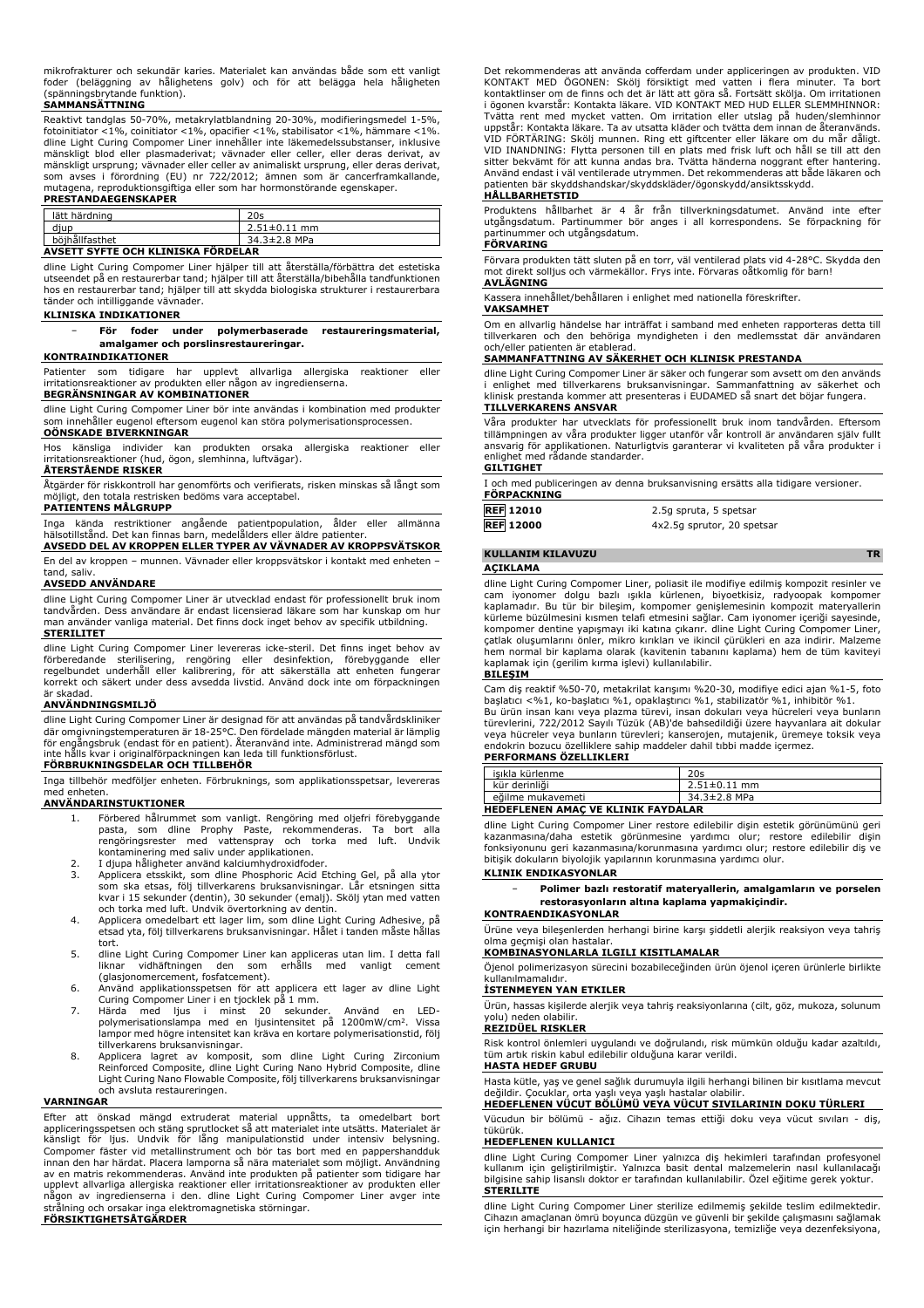mikrofrakturer och sekundär karies. Materialet kan användas både som ett vanligt foder (beläggning av hålighetens golv) och för att belägga hela håligheten (spänningsbrytande funktion).

**SAMMANSÄTTNING**

Reaktivt tandglas 50-70%, metakrylatblandning 20-30%, modifieringsmedel 1-5%, fotoinitiator <1%, coinitiator <1%, opacifier <1%, stabilisator <1%, hämmare <1%. dline Light Curing Compomer Liner innehåller inte läkemedelssubstanser, inklusive mänskligt blod eller plasmaderivat; vävnader eller celler, eller deras derivat, av mänskligt ursprung; vävnader eller celler av animaliskt ursprung, eller deras derivat, som avses i förordning (EU) nr 722/2012; ämnen som är cancerframkallande, mutagena, reproduktionsgiftiga eller som har hormonstörande egenskaper.

**PRESTANDAEGENSKAPER**

| lätt härdning | 20s |
|---|---|
| djup | 2.51±0.11 mm |
| böjhållfasthet | 34.3±2.8 MPa |

**AVSETT SYFTE OCH KLINISKA FÖRDELAR**

dline Light Curing Compomer Liner hjälper till att återställa/förbättra det estetiska utseendet på en restaurerbar tand; hjälper till att återställa/bibehålla tandfunktionen hos en restaurerbar tand; hjälper till att skydda biologiska strukturer i restaurerbara tänder och intilliggande vävnader.

**KLINISKA INDIKATIONER**

- **För foder under polymerbaserade restaureringsmaterial, amalgamer och porslinsrestaureringar.**

**KONTRAINDIKATIONER**

Patienter som tidigare har upplevt allvarliga allergiska reaktioner eller irritationsreaktioner av produkten eller någon av ingredienserna.

**BEGRÄNSNINGAR AV KOMBINATIONER**

dline Light Curing Compomer Liner bör inte användas i kombination med produkter som innehåller eugenol eftersom eugenol kan störa polymerisationsprocessen.

**OÖNSKADE BIVERKNINGAR**

Hos känsliga individer kan produkten orsaka allergiska reaktioner eller irritationsreaktioner (hud, ögon, slemhinna, luftvägar).

**ÅTERSTÅENDE RISKER**

Åtgärder för riskkontroll har genomförts och verifierats, risken minskas så långt som möjligt, den totala restrisken bedöms vara acceptabel.

**PATIENTENS MÅLGRUPP**

Inga kända restriktioner angående patientpopulation, ålder eller allmänna hälsotillstånd. Det kan finnas barn, medelålders eller äldre patienter.

**AVSEDD DEL AV KROPPEN ELLER TYPER AV VÄVNADER AV KROPPSVÄTSKOR**

En del av kroppen – munnen. Vävnader eller kroppsvätskor i kontakt med enheten – tand, saliv.

**AVSEDD ANVÄNDARE**

dline Light Curing Compomer Liner är utvecklad endast för professionellt bruk inom tandvården. Dess användare är endast licensierad läkare som har kunskap om hur man använder vanliga material. Det finns dock inget behov av specifik utbildning.

**STERILITET**

dline Light Curing Compomer Liner levereras icke-steril. Det finns inget behov av förberedande sterilisering, rengöring eller desinfektion, förebyggande eller regelbundet underhåll eller kalibrering, för att säkerställa att enheten fungerar korrekt och säkert under dess avsedda livstid. Använd dock inte om förpackningen är skadad.

**ANVÄNDNINGSMILJÖ**

dline Light Curing Compomer Liner är designad för att användas på tandvårdskliniker där omgivningstemperaturen är 18-25°C. Den fördelade mängden material är lämplig för engångsbruk (endast för en patient). Återanvänd inte. Administrerad mängd som inte hålls kvar i originalförpackningen kan leda till funktionsförlust.

**FÖRBRUKNINGSDELAR OCH TILLBEHÖR**

Inga tillbehör medföljer enheten. Förbruknings, som applikationsspetsar, levereras med enheten.

**ANVÄNDARINSTUKTIONER**

1. Förbered hålrummet som vanligt. Rengöring med oljefri förebyggande pasta, som dline Prophy Paste, rekommenderas. Ta bort alla rengöringsrester med vattenspray och torka med luft. Undvik kontaminering med saliv under applikationen.
2. I djupa håligheter använd kalciumhydroxidfoder.
3. Applicera etsskikt, som dline Phosphoric Acid Etching Gel, på alla ytor som ska etsas, följ tillverkarens bruksanvisningar. Låt etsningen sitta kvar i 15 sekunder (dentin), 30 sekunder (emalj). Skölj ytan med vatten och torka med luft. Undvik övertorkning av dentin.
4. Applicera omedelbart ett lager lim, som dline Light Curing Adhesive, på etsad yta, följ tillverkarens bruksanvisningar. Hålet i tanden måste hållas tort.
5. dline Light Curing Compomer Liner kan appliceras utan lim. I detta fall liknar vidhäftningen den som erhålls med vanligt cement (glasjonomercement, fosfatcement).
6. Använd applikationsspetsen för att applicera ett lager av dline Light Curing Compomer Liner i en tjocklek på 1 mm.
7. Härda med ljus i minst 20 sekunder. Använd en LED-polymerisationslampa med en ljusintensitet på 1200mW/cm². Vissa lampor med högre intensitet kan kräva en kortare polymerisationstid, följ tillverkarens bruksanvisningar.
8. Applicera lagret av komposit, som dline Light Curing Zirconium Reinforced Composite, dline Light Curing Nano Hybrid Composite, dline Light Curing Nano Flowable Composite, följ tillverkarens bruksanvisningar och avsluta restaureringen.

**VARNINGAR**

Efter att önskad mängd extruderat material uppnåtts, ta omedelbart bort appliceringsspetsen och stäng sprutlocket så att materialet inte utsätts. Materialet är känsligt för ljus. Undvik för lång manipulationstid under intensiv belysning. Compomer fäster vid metallinstrument och bör tas bort med en pappershandduk innan den har härdat. Placera lamporna så nära materialet som möjligt. Användning av en matris rekommenderas. Använd inte produkten på patienter som tidigare har upplevt allvarliga allergiska reaktioner eller irritationsreaktioner av produkten eller någon av ingredienserna i den. dline Light Curing Compomer Liner avger inte strålning och orsakar inga elektromagnetiska störningar.

**FÖRSIKTIGHETSÅTGÄRDER**

Det rekommenderas att använda cofferdam under appliceringen av produkten. VID KONTAKT MED ÖGONEN: Skölj försiktigt med vatten i flera minuter. Ta bort kontaktlinser om de finns och det är lätt att göra så. Fortsätt skölja. Om irritationen i ögonen kvarstår: Kontakta läkare. VID KONTAKT MED HUD ELLER SLEMHINNOR: Tvätta rent med mycket vatten. Om irritation eller utslag på huden/slemhinnor uppstår: Kontakta läkare. Ta av utsatta kläder och tvätta dem innan de återanvänds. VID FÖRTÄRING: Skölj munnen. Ring ett giftcenter eller läkare om du mår dåligt. VID INANDNING: Flytta personen till en plats med frisk luft och håll se till att den sitter bekvämt för att kunna andas bra. Tvätta händerna noggrant efter hantering. Använd endast i väl ventilerade utrymmen. Det rekommenderas att både läkaren och patienten bär skyddshandskar/skyddskläder/ögonskydd/ansiktsskydd.

**HÅLLBARHETSTID**

Produktens hållbarhet är 4 år från tillverkningsdatumet. Använd inte efter utgångsdatum. Partinummer bör anges i all korrespondens. Se förpackning för partinummer och utgångsdatum.

**FÖRVARING**

Förvara produkten tätt sluten på en torr, väl ventilerad plats vid 4-28°C. Skydda den mot direkt solljus och värmekällor. Frys inte. Förvaras oåtkomlig för barn!

**AVLÄGNING**

Kassera innehållet/behållaren i enlighet med nationella föreskrifter.

**VAKSAMHET**

Om en allvarlig händelse har inträffat i samband med enheten rapporteras detta till tillverkaren och den behöriga myndigheten i den medlemsstat där användaren och/eller patienten är etablerad.

**SAMMANFATTNING AV SÄKERHET OCH KLINISK PRESTANDA**

dline Light Curing Compomer Liner är säker och fungerar som avsett om den används i enlighet med tillverkarens bruksanvisningar. Sammanfattning av säkerhet och klinisk prestanda kommer att presenteras i EUDAMED så snart det böjar fungera.

**TILLVERKARENS ANSVAR**

Våra produkter har utvecklats för professionellt bruk inom tandvården. Eftersom tillämpningen av våra produkter ligger utanför vår kontroll är användaren själv fullt ansvarig för applikationen. Naturligtvis garanterar vi kvaliteten på våra produkter i enlighet med rådande standarder.

**GILTIGHET**

I och med publiceringen av denna bruksanvisning ersätts alla tidigare versioner.

**FÖRPACKNING**

| REF 12010 | 2.5g spruta, 5 spetsar |
|---|---|
| REF 12000 | 4x2.5g sprutor, 20 spetsar |

## KULLANIM KILAVUZU — TR

**AÇIKLAMA**

dline Light Curing Compomer Liner, poliasit ile modifiye edilmiş kompozit resinler ve cam iyonomer dolgu bazlı ışıkla kürlenen, biyoetkisiz, radyoopak kompomer kaplamadır. Bu tür bir bileşim, kompomer genişlemesinin kompozit materyallerin kürleme büzülmesini kısmen telafi etmesini sağlar. Cam iyonomer içeriği sayesinde, kompomer dentine yapışmayı iki katına çıkarır. dline Light Curing Compomer Liner, çatlak oluşumlarını önler, mikro kırıkları ve ikincil çürükleri en aza indirir. Malzeme hem normal bir kaplama olarak (kavitenin tabanını kaplama) hem de tüm kaviteyi kaplamak için (gerilim kırma işlevi) kullanılabilir.

**BILEŞIM**

Cam diş reaktif %50-70, metakrilat karışımı %20-30, modifiye edici ajan %1-5, foto başlatıcı <%1, ko-başlatıcı %1, opaklaştırıcı %1, stabilizatör %1, inhibitör %1.
Bu ürün insan kanı veya plazma türevi, insan dokuları veya hücreleri veya bunların türevlerini, 722/2012 Sayılı Tüzük (AB)'de bahsedildiği üzere hayvanlara ait dokular veya hücreler veya bunların türevleri; kanserojen, mutajenik, üremeye toksik veya endokrin bozucu özelliklere sahip maddeler dahil tıbbi madde içermez.

**PERFORMANS ÖZELLIKLERI**

| ışıkla kürlenme | 20s |
|---|---|
| kür derinliği | 2.51±0.11 mm |
| eğilme mukavemeti | 34.3±2.8 MPa |

**HEDEFLENEN AMAÇ VE KLINIK FAYDALAR**

dline Light Curing Compomer Liner restore edilebilir dişin estetik görünümünü geri kazanmasına/daha estetik görünmesine yardımcı olur; restore edilebilir dişin fonksiyonunu geri kazanmasına/korunmasına yardımcı olur; restore edilebilir diş ve bitişik dokuların biyolojik yapılarının korunmasına yardımcı olur.

**KLINIK ENDIKASYONLAR**

- **Polimer bazlı restoratif materyallerin, amalgamların ve porselen restorasyonların altına kaplama yapmakiçindir.**

**KONTRAENDIKASYONLAR**

Ürünün veya bileşenlerden herhangi birine karşı şiddetli alerjik reaksiyon veya tahriş olma geçmişi olan hastalar.

**KOMBINASYONLARLA ILGILI KISITLAMALAR**

Öjenol polimerizasyon sürecini bozabileceğinden ürün öjenol içeren ürünlerle birlikte kullanılmamalıdır.

**İSTENMEYEN YAN ETKILER**

Ürün, hassas kişilerde alerjik veya tahriş reaksiyonlarına (cilt, göz, mukoza, solunum yolu) neden olabilir.

**REZIDÜEL RISKLER**

Risk kontrol önlemleri uygulandı ve doğrulandı, risk mümkün olduğu kadar azaltıldı, tüm artık riskin kabul edilebilir olduğuna karar verildi.

**HASTA HEDEF GRUBU**

Hasta kütle, yaş ve genel sağlık durumuyla ilgili herhangi bilinen bir kısıtlama mevcut değildir. Çocuklar, orta yaşlı veya yaşlı hastalar olabilir.

**HEDEFLENEN VÜCUT BÖLÜMÜ VEYA VÜCUT SIVILARININ DOKU TÜRLERI**

Vücudun bir bölümü - ağız. Cihazın temas ettiği doku veya vücut sıvıları - diş, tükürük.

**HEDEFLENEN KULLANICI**

dline Light Curing Compomer Liner yalnızca diş hekimleri tarafından profesyonel kullanım için geliştirilmiştir. Yalnızca basit dental malzemelerin nasıl kullanılacağı bilgisine sahip lisanslı doktor er tarafından kullanılabilir. Özel eğitime gerek yoktur.

**STERILITE**

dline Light Curing Compomer Liner sterilize edilmemiş şekilde teslim edilmektedir. Cihazın amaçlanan ömrü boyunca düzgün ve güvenli bir şekilde çalışmasını sağlamak için herhangi bir hazırlama niteliğinde sterilizasyona, temizliğe ve dezenfeksiyona,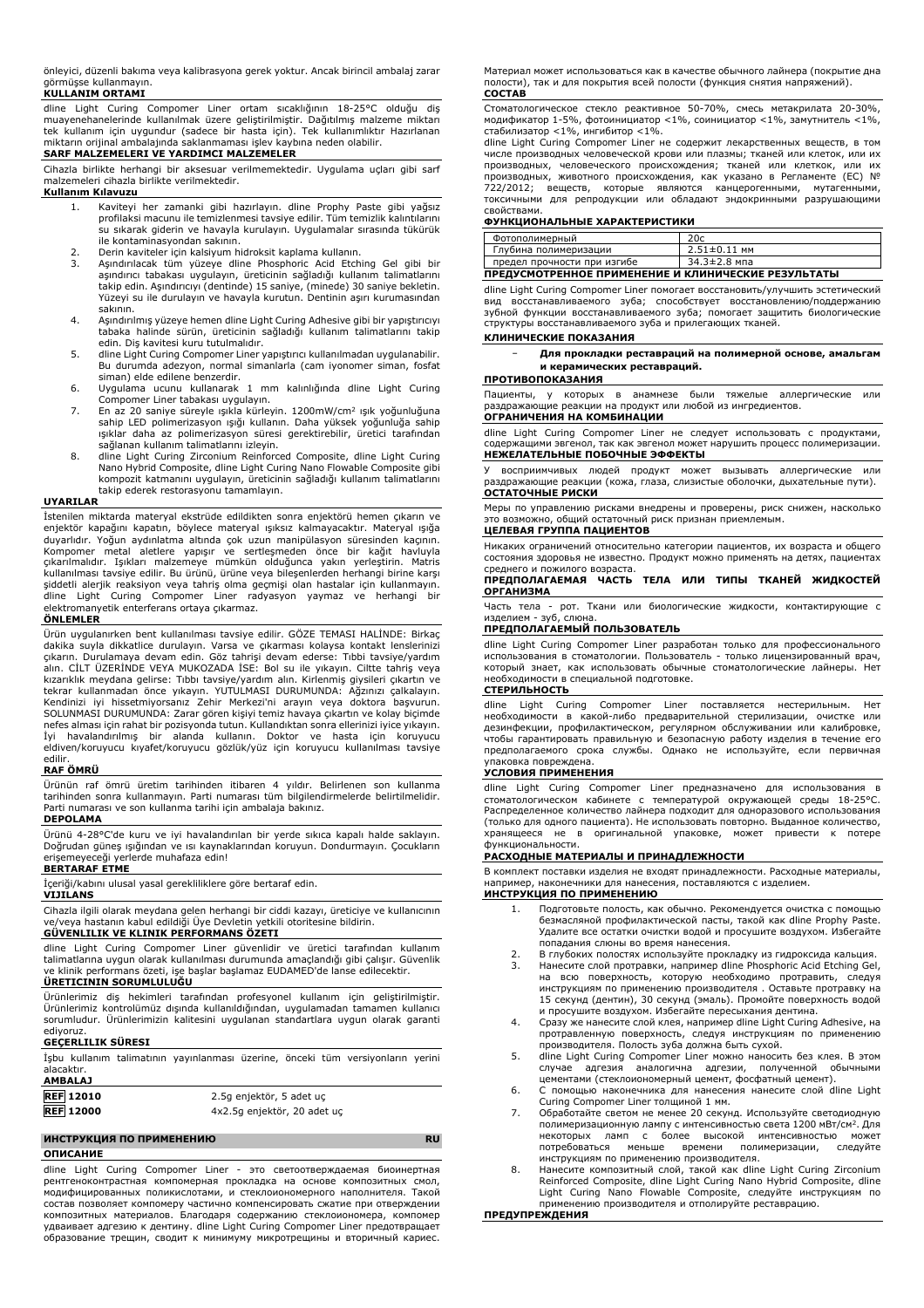önleyici, düzenli bakıma veya kalibrasyona gerek yoktur. Ancak birincil ambalaj zarar görmüşse kullanmayın.

**KULLANIM ORTAMI**

dline Light Curing Compomer Liner ortam sıcaklığının 18-25°C olduğu diş muayenehanelerinde kullanılmak üzere geliştirilmiştir. Dağıtılmış malzeme miktarı tek kullanım için uygundur (sadece bir hasta için). Tek kullanımlıktır Hazırlanan miktarın orijinal ambalajında saklanmaması işlev kaybına neden olabilir.

**SARF MALZEMELERİ VE YARDIMCI MALZEMELER**

Cihazla birlikte herhangi bir aksesuar verilmemektedir. Uygulama uçları gibi sarf malzemeleri cihazla birlikte verilmektedir.

**Kullanım Kılavuzu**

1. Kaviteyi her zamanki gibi hazırlayın. dline Prophy Paste gibi yağsız profilaksi macunu ile temizlenmesi tavsiye edilir. Tüm temizlik kalıntılarını su sıkarak giderin ve havayla kurulayın. Uygulamalar sırasında tükürük ile kontaminasyondan sakının.
2. Derin kaviteler için kalsiyum hidroksit kaplama kullanın.
3. Aşındırılacak tüm yüzeye dline Phosphoric Acid Etching Gel gibi bir aşındırıcı tabakası uygulayın, üreticinin sağladığı kullanım talimatlarını takip edin. Aşındırıcıyı (dentinde) 15 saniye, (minede) 30 saniye bekletin. Yüzeyi su ile durulayın ve havayla kurutun. Dentinin aşırı kurumasından sakının.
4. Aşındırılmış yüzeye hemen dline Light Curing Adhesive gibi bir yapıştırıcıyı tabaka halinde sürün, üreticinin sağladığı kullanım talimatlarını takip edin. Diş kavitesi kuru tutulmalıdır.
5. dline Light Curing Compomer Liner yapıştırıcı kullanılmadan uygulanabilir. Bu durumda adezyon, normal simanlarla (cam iyonomer siman, fosfat siman) elde edilene benzerdir.
6. Uygulama ucunu kullanarak 1 mm kalınlığında dline Light Curing Compomer Liner tabakası uygulayın.
7. En az 20 saniye süreyle ışıkla kürleyin. 1200mW/cm² ışık yoğunluğuna sahip LED polimerizasyon ışığı kullanın. Daha yüksek yoğunluğa sahip ışıklar daha az polimerizasyon süresi gerektirebilir, üretici tarafından sağlanan kullanım talimatlarını izleyin.
8. dline Light Curing Zirconium Reinforced Composite, dline Light Curing Nano Hybrid Composite, dline Light Curing Nano Flowable Composite gibi kompozit katmanını uygulayın, üreticinin sağladığı kullanım talimatlarını takip ederek restorasyonu tamamlayın.

**UYARILAR**

İstenilen miktarda materyal ekstrüde edildikten sonra enjektörü hemen çıkarın ve enjektör kapağını kapatın, böylece materyal ışıksız kalmayacaktır. Materyal ışığa duyarlıdır. Yoğun aydınlatma altında çok uzun manipülasyon süresinden kaçının. Kompomer metal aletlere yapışır ve sertleşmeden önce bir kağıt havluyla çıkarılmalıdır. Işıkları malzemeye mümkün olduğunca yakın yerleştirin. Matris kullanılması tavsiye edilir. Bu ürünü, ürüne veya bileşenlerden herhangi birine karşı şiddetli alerjik reaksiyon veya tahriş olma geçmişi olan hastalar için kullanmayın. dline Light Curing Compomer Liner radyasyon yaymaz ve herhangi bir elektromanyetik enterferans ortaya çıkarmaz.

**ÖNLEMLER**

Ürün uygulanırken bent kullanılması tavsiye edilir. GÖZE TEMASI HALİNDE: Birkaç dakika suyla dikkatlice durulayın. Varsa ve çıkarması kolaysa kontakt lenslerinizi çıkarın. Durulamaya devam edin. Göz tahrişi devam ederse: Tıbbi tavsiye/yardım alın. CİLT ÜZERİNDE VEYA MUKOZADA İSE: Bol su ile yıkayın. Ciltte tahriş veya kızarıklık meydana gelirse: Tıbbı tavsiye/yardım alın. Kirlenmiş giysileri çıkartın ve tekrar kullanmadan önce yıkayın. YUTULMASI DURUMUNDA: Ağzınızı çalkalayın. Kendinizi iyi hissetmiyorsanız Zehir Merkezi'ni arayın veya doktora başvurun. SOLUNMASI DURUMUNDA: Zarar gören kişiyi temiz havaya çıkartın ve kolay biçimde nefes alması için rahat bir pozisyonda tutun. Kullandıktan sonra ellerinizi iyice yıkayın. İyi havalandırılmış bir alanda kullanın. Doktor ve hasta için koruyucu eldiven/koruyucu kıyafet/koruyucu gözlük/yüz için koruyucu kullanılması tavsiye edilir.

**RAF ÖMRÜ**

Ürünün raf ömrü üretim tarihinden itibaren 4 yıldır. Belirlenen son kullanma tarihinden sonra kullanmayın. Parti numarası tüm bilgilendirmelerde belirtilmelidir. Parti numarası ve son kullanma tarihi için ambalaja bakınız.

**DEPOLAMA**

Ürünü 4-28°C'de kuru ve iyi havalandırılan bir yerde sıkıca kapalı halde saklayın. Doğrudan güneş ışığından ve ısı kaynaklarından koruyun. Dondurmayın. Çocukların erişemeyeceği yerlerde muhafaza edin!

**BERTARAF ETME**

İçeriği/kabını ulusal yasal gerekliliklere göre bertaraf edin.

**VIJILANS**

Cihazla ilgili olarak meydana gelen herhangi bir ciddi kazayı, üreticiye ve kullanıcının ve/veya hastanın kabul edildiği Üye Devletin yetkili otoritesine bildirin.

**GÜVENLILIK VE KLINIK PERFORMANS ÖZETI**

dline Light Curing Compomer Liner güvenlidir ve üretici tarafından kullanım talimatlarına uygun olarak kullanılması durumunda amaçlandığı gibi çalışır. Güvenlik ve klinik performans özeti, işe başlar başlamaz EUDAMED'e lanse edilecektir.

**ÜRETICININ SORUMLULUĞU**

Ürünlerimiz diş hekimleri tarafından profesyonel kullanım için geliştirilmiştir. Ürünlerimiz kontrolümüz dışında kullanıldığından, uygulamadan tamamen kullanıcı sorumludur. Ürünlerimizin kalitesini uygulanan standartlara uygun olarak garanti ediyoruz.

**GEÇERLILIK SÜRESI**

İşbu kullanım talimatının yayınlanması üzerine, önceki tüm versiyonların yerini alacaktır.

**AMBALAJ**

| | |
|---|---|
| REF 12010 | 2.5g enjektör, 5 adet uç |
| REF 12000 | 4x2.5g enjektör, 20 adet uç |

## ИНСТРУКЦИЯ ПО ПРИМЕНЕНИЮ — RU

**ОПИСАНИЕ**

dline Light Curing Compomer Liner - это светоотверждаемая биоинертная рентгеноконтрастная компомерная прокладка на основе композитных смол, модифицированных поликислотами, и стеклоиономерного наполнителя. Такой состав позволяет компомеру частично компенсировать сжатие при отверждении композитных материалов. Благодаря содержанию стеклоиономера, компомер удваивает адгезию к дентину. dline Light Curing Compomer Liner предотвращает образование трещин, сводит к минимуму микротрещины и вторичный кариес. Материал может использоваться как в качестве обычного лайнера (покрытие дна полости), так и для покрытия всей полости (функция снятия напряжений).

**СОСТАВ**

Стоматологическое стекло реактивное 50-70%, смесь метакрилата 20-30%, модификатор 1-5%, фотоинициатор <1%, соинициатор <1%, замутнитель <1%, стабилизатор <1%, ингибитор <1%.

dline Light Curing Compomer Liner не содержит лекарственных веществ, в том числе производных человеческой крови или плазмы; тканей или клеток, или их производных, человеческого происхождения; тканей или клеток, или их производных, животного происхождения, как указано в Регламенте (ЕС) № 722/2012; веществ, которые являются канцерогенными, мутагенными, токсичными для репродукции или обладают эндокринными разрушающими свойствами.

**ФУНКЦИОНАЛЬНЫЕ ХАРАКТЕРИСТИКИ**

| | |
|---|---|
| Фотополимерный | 20с |
| Глубина полимеризации | 2.51±0.11 мм |
| предел прочности при изгибе | 34.3±2.8 мпа |

**ПРЕДУСМОТРЕННОЕ ПРИМЕНЕНИЕ И КЛИНИЧЕСКИЕ РЕЗУЛЬТАТЫ**

dline Light Curing Compomer Liner помогает восстановить/улучшить эстетический вид восстанавливаемого зуба; способствует восстановлению/поддержанию зубной функции восстанавливаемого зуба; помогает защитить биологические структуры восстанавливаемого зуба и прилегающих тканей.

**КЛИНИЧЕСКИЕ ПОКАЗАНИЯ**

- **Для прокладки реставраций на полимерной основе, амальгам и керамических реставраций.**

**ПРОТИВОПОКАЗАНИЯ**

Пациенты, у которых в анамнезе были тяжелые аллергические или раздражающие реакции на продукт или любой из ингредиентов.

**ОГРАНИЧЕНИЯ НА КОМБИНАЦИИ**

dline Light Curing Compomer Liner не следует использовать с продуктами, содержащими эвгенол, так как эвгенол может нарушить процесс полимеризации.

**НЕЖЕЛАТЕЛЬНЫЕ ПОБОЧНЫЕ ЭФФЕКТЫ**

У восприимчивых людей продукт может вызывать аллергические или раздражающие реакции (кожа, глаза, слизистые оболочки, дыхательные пути).

**ОСТАТОЧНЫЕ РИСКИ**

Меры по управлению рисками внедрены и проверены, риск снижен, насколько это возможно, общий остаточный риск признан приемлемым.

**ЦЕЛЕВАЯ ГРУППА ПАЦИЕНТОВ**

Никаких ограничений относительно категории пациентов, их возраста и общего состояния здоровья не известно. Продукт можно применять на детях, пациентах среднего и пожилого возраста.

**ПРЕДПОЛАГАЕМАЯ ЧАСТЬ ТЕЛА ИЛИ ТИПЫ ТКАНЕЙ ЖИДКОСТЕЙ ОРГАНИЗМА**

Часть тела - рот. Ткани или биологические жидкости, контактирующие с изделием - зуб, слюна.

**ПРЕДПОЛАГАЕМЫЙ ПОЛЬЗОВАТЕЛЬ**

dline Light Curing Compomer Liner разработан только для профессионального использования в стоматологии. Пользователь - только лицензированный врач, который знает, как использовать обычные стоматологические лайнеры. Нет необходимости в специальной подготовке.

**СТЕРИЛЬНОСТЬ**

dline Light Curing Compomer Liner поставляется нестерильным. Нет необходимости в какой-либо предварительной стерилизации, очистке или дезинфекции, профилактическом, регулярном обслуживании или калибровке, чтобы гарантировать правильную и безопасную работу изделия в течение его предполагаемого срока службы. Однако не используйте, если первичная упаковка повреждена.

**УСЛОВИЯ ПРИМЕНЕНИЯ**

dline Light Curing Compomer Liner предназначено для использования в стоматологическом кабинете с температурой окружающей среды 18-25°C. Распределенное количество лайнера подходит для одноразового использования (только для одного пациента). Не использовать повторно. Выданное количество, хранящееся не в оригинальной упаковке, может привести к потере функциональности.

**РАСХОДНЫЕ МАТЕРИАЛЫ И ПРИНАДЛЕЖНОСТИ**

В комплект поставки изделия не входят принадлежности. Расходные материалы, например, наконечники для нанесения, поставляются с изделием.

**ИНСТРУКЦИЯ ПО ПРИМЕНЕНИЮ**

1. Подготовьте полость, как обычно. Рекомендуется очистка с помощью безмасляной профилактической пасты, такой как dline Prophy Paste. Удалите все остатки очистки водой и просушите воздухом. Избегайте попадания слюны во время нанесения.
2. В глубоких полостях используйте прокладку из гидроксида кальция.
3. Нанесите слой протравки, например dline Phosphoric Acid Etching Gel, на всю поверхность, которую необходимо протравить, следуя инструкциям по применению производителя . Оставьте протравку на 15 секунд (дентин), 30 секунд (эмаль). Промойте поверхность водой и просушите воздухом. Избегайте пересыхания дентина.
4. Сразу же нанесите слой клея, например dline Light Curing Adhesive, на протравленную поверхность, следуя инструкциям по применению производителя. Полость зуба должна быть сухой.
5. dline Light Curing Compomer Liner можно наносить без клея. В этом случае адгезия аналогична адгезии, полученной обычными цементами (стеклоиономерный цемент, фосфатный цемент).
6. С помощью наконечника для нанесения нанесите слой dline Light Curing Compomer Liner толщиной 1 мм.
7. Обработайте светом не менее 20 секунд. Используйте светодиодную полимеризационную лампу с интенсивностью света 1200 мВт/см². Для некоторых ламп с более высокой интенсивностью может потребоваться меньше времени полимеризации, следуйте инструкциям по применению производителя.
8. Нанесите композитный слой, такой как dline Light Curing Zirconium Reinforced Composite, dline Light Curing Nano Hybrid Composite, dline Light Curing Nano Flowable Composite, следуйте инструкциям по применению производителя и отполируйте реставрацию.

**ПРЕДУПРЕЖДЕНИЯ**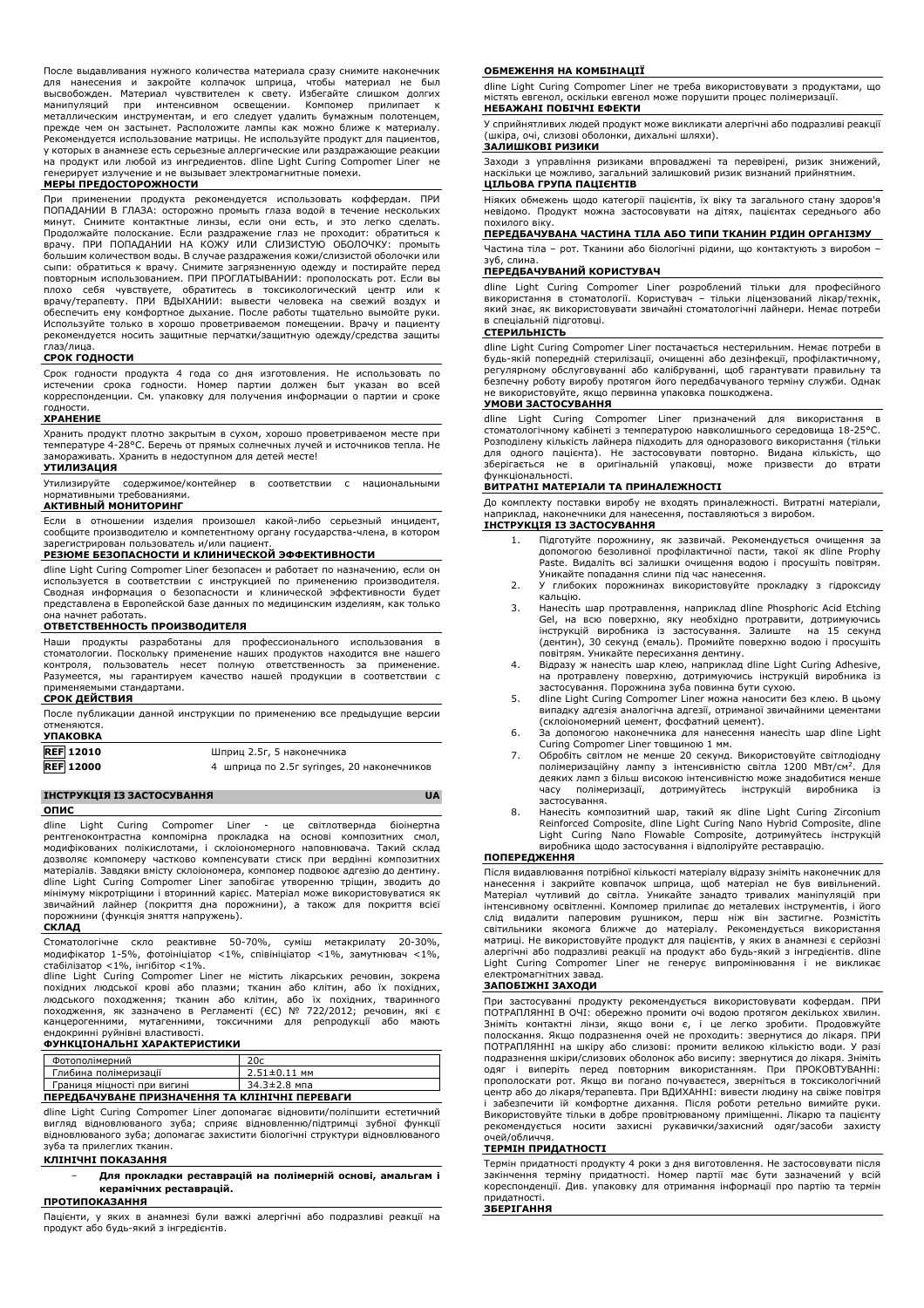После выдавливания нужного количества материала сразу снимите наконечник для нанесения и закройте колпачок шприца, чтобы материал не был высвобожден. Материал чувствителен к свету. Избегайте слишком долгих манипуляций при интенсивном освещении. Компомер прилипает к металлическим инструментам, и его следует удалить бумажным полотенцем, прежде чем он застынет. Расположите лампы как можно ближе к материалу. Рекомендуется использование матрицы. Не используйте продукт для пациентов, у которых в анамнезе есть серьезные аллергические или раздражающие реакции на продукт или любой из ингредиентов. dline Light Curing Compomer Liner не генерирует излучение и не вызывает электромагнитные помехи.

**МЕРЫ ПРЕДОСТОРОЖНОСТИ**

При применении продукта рекомендуется использовать коффердам. ПРИ ПОПАДАНИИ В ГЛАЗА: осторожно промыть глаза водой в течение нескольких минут. Снимите контактные линзы, если они есть, и это легко сделать. Продолжайте полоскание. Если раздражение глаз не проходит: обратиться к врачу. ПРИ ПОПАДАНИИ НА КОЖУ ИЛИ СЛИЗИСТУЮ ОБОЛОЧКУ: промыть большим количеством воды. В случае раздражения кожи/слизистой оболочки или сыпи: обратиться к врачу. Снимите загрязненную одежду и постирайте перед повторным использованием. ПРИ ПРОГЛАТЫВАНИИ: прополоскать рот. Если вы плохо себя чувствуете, обратитесь в токсикологический центр или к врачу/терапевту. ПРИ ВДЫХАНИИ: вывести человека на свежий воздух и обеспечить ему комфортное дыхание. После работы тщательно вымойте руки. Используйте только в хорошо проветриваемом помещении. Врачу и пациенту рекомендуется носить защитные перчатки/защитную одежду/средства защиты глаз/лица.

**СРОК ГОДНОСТИ**

Срок годности продукта 4 года со дня изготовления. Не использовать по истечении срока годности. Номер партии должен быт указан во всей корреспонденции. См. упаковку для получения информации о партии и сроке годности.

**ХРАНЕНИЕ**

Хранить продукт плотно закрытым в сухом, хорошо проветриваемом месте при температуре 4-28°C. Беречь от прямых солнечных лучей и источников тепла. Не замораживать. Хранить в недоступном для детей месте!

**УТИЛИЗАЦИЯ**

Утилизируйте содержимое/контейнер в соответствии с национальными нормативными требованиями.

**АКТИВНЫЙ МОНИТОРИНГ**

Если в отношении изделия произошел какой-либо серьезный инцидент, сообщите производителю и компетентному органу государства-члена, в котором зарегистрирован пользователь и/или пациент.

**РЕЗЮМЕ БЕЗОПАСНОСТИ И КЛИНИЧЕСКОЙ ЭФФЕКТИВНОСТИ**

dline Light Curing Compomer Liner безопасен и работает по назначению, если он используется в соответствии с инструкцией по применению производителя. Сводная информация о безопасности и клинической эффективности будет представлена в Европейской базе данных по медицинским изделиям, как только она начнет работать.

**ОТВЕТСТВЕННОСТЬ ПРОИЗВОДИТЕЛЯ**

Наши продукты разработаны для профессионального использования в стоматологии. Поскольку применение наших продуктов находится вне нашего контроля, пользователь несет полную ответственность за применение. Разумеется, мы гарантируем качество нашей продукции в соответствии с применяемыми стандартами.

**СРОК ДЕЙСТВИЯ**

После публикации данной инструкции по применению все предыдущие версии отменяются.

**УПАКОВКА**

| | |
|---|---|
| **REF 12010** | Шприц 2.5г, 5 наконечника |
| **REF 12000** | 4 шприца по 2.5г syringes, 20 наконечников |

## ІНСТРУКЦІЯ ІЗ ЗАСТОСУВАННЯ UA

**ОПИС**

dline Light Curing Compomer Liner - це світлотвердна біоінертна рентгеноконтрастна компомірна прокладка на основі композитних смол, модифікованих полікислотами, і склоіономерного наповнювача. Такий склад дозволяє компомеру частково компенсувати стиск при вердінні композитних матеріалів. Завдяки вмісту склоіономера, компомер подвоює адгезію до дентину. dline Light Curing Compomer Liner запобігає утворенню тріщин, зводить до мінімуму мікротріщини і вторинний карієс. Матеріал може використовуватися як звичайний лайнер (покриття дна порожнини), а також для покриття всієї порожнини (функція зняття напружень).

**СКЛАД**

Стоматологічне скло реактивне 50-70%, суміш метакрилату 20-30%, модифікатор 1-5%, фотоініціатор <1%, співініціатор <1%, замутнювач <1%, стабілізатор <1%, інгібітор <1%.

dline Light Curing Compomer Liner не містить лікарських речовин, зокрема похідних людської крові або плазми; тканин або клітин, або їх похідних, людського походження; тканин або клітин, або їх похідних, тваринного походження, як зазначено в Регламенті (ЄС) № 722/2012; речовин, які є канцерогенними, мутагенними, токсичними для репродукції або мають ендокринні руйнівні властивості.

**ФУНКЦІОНАЛЬНІ ХАРАКТЕРИСТИКИ**

| | |
|---|---|
| Фотополімерний | 20с |
| Глибина полімеризації | 2.51±0.11 мм |
| Границя міцності при вигині | 34.3±2.8 мпа |

**ПЕРЕДБАЧУВАНЕ ПРИЗНАЧЕННЯ ТА КЛІНІЧНІ ПЕРЕВАГИ**

dline Light Curing Compomer Liner допомагає відновити/поліпшити естетичний вигляд відновлюваного зуба; сприяє відновленню/підтримці зубної функції відновлюваного зуба; допомагає захистити біологічні структури відновлюваного зуба та прилеглих тканин.

**КЛІНІЧНІ ПОКАЗАННЯ**

- **Для прокладки реставрацій на полімерній основі, амальгам і керамічних реставрацій.**

**ПРОТИПОКАЗАННЯ**

Пацієнти, у яких в анамнезі були важкі алергічні або подразливі реакції на продукт або будь-який з інгредієнтів.

**ОБМЕЖЕННЯ НА КОМБІНАЦІЇ**

dline Light Curing Compomer Liner не треба використовувати з продуктами, що містять евгенол, оскільки евгенол може порушити процес полімеризації.

**НЕБАЖАНІ ПОБІЧНІ ЕФЕКТИ**

У сприйнятливих людей продукт може викликати алергічні або подразливі реакції (шкіра, очі, слизові оболонки, дихальні шляхи).

**ЗАЛИШКОВІ РИЗИКИ**

Заходи з управління ризиками впроваджені та перевірені, ризик знижений, наскільки це можливо, загальний залишковий ризик визнаний прийнятним.

**ЦІЛЬОВА ГРУПА ПАЦІЄНТІВ**

Ніяких обмежень щодо категорії пацієнтів, їх віку та загального стану здоров'я невідомо. Продукт можна застосовувати на дітях, пацієнтах середнього або похилого віку.

**ПЕРЕДБАЧУВАНА ЧАСТИНА ТІЛА АБО ТИПИ ТКАНИН РІДИН ОРГАНІЗМУ**

Частина тіла – рот. Тканини або біологічні рідини, що контактують з виробом – зуб, слина.

**ПЕРЕДБАЧУВАНИЙ КОРИСТУВАЧ**

dline Light Curing Compomer Liner розроблений тільки для професійного використання в стоматології. Користувач – тільки ліцензований лікар/технік, який знає, як використовувати звичайні стоматологічні лайнери. Немає потреби в спеціальній підготовці.

**СТЕРИЛЬНІСТЬ**

dline Light Curing Compomer Liner постачається нестерильним. Немає потреби в будь-якій попередній стерилізації, очищенні або дезінфекції, профілактичному, регулярному обслуговуванні або калібруванні, щоб гарантувати правильну та безпечну роботу виробу протягом його передбачуваного терміну служби. Однак не використовуйте, якщо первинна упаковка пошкоджена.

**УМОВИ ЗАСТОСУВАННЯ**

dline Light Curing Compomer Liner призначений для використання в стоматологічному кабінеті з температурою навколишнього середовища 18-25°C. Розподілену кількість лайнера підходить для одноразового використання (тільки для одного пацієнта). Не застосовувати повторно. Видана кількість, що зберігається не в оригінальній упаковці, може призвести до втрати функціональності.

**ВИТРАТНІ МАТЕРІАЛИ ТА ПРИНАЛЕЖНОСТІ**

До комплекту поставки виробу не входять приналежності. Витратні матеріали, наприклад, наконечники для нанесення, поставляються з виробом.

**ІНСТРУКЦІЯ ІЗ ЗАСТОСУВАННЯ**

1. Підготуйте порожнину, як зазвичай. Рекомендується очищення за допомогою безолівної профілактичної пасти, такої як dline Prophy Paste. Видаліть всі залишки очищення водою і просушіть повітрям. Уникайте попадання слини під час нанесення.
2. У глибоких порожнинах використовуйте прокладку з гідроксиду кальцію.
3. Нанесіть шар протравлення, наприклад dline Phosphoric Acid Etching Gel, на всю поверхню, яку необхідно протравити, дотримуючись інструкцій виробника із застосування. Залиште на 15 секунд (дентин), 30 секунд (емаль). Промийте поверхню водою і просушіть повітрям. Уникайте пересихання дентину.
4. Відразу ж нанесіть шар клею, наприклад dline Light Curing Adhesive, на протравлену поверхню, дотримуючись інструкцій виробника із застосування. Порожнина зуба повинна бути сухою.
5. dline Light Curing Compomer Liner можна наносити без клею. В цьому випадку адгезія аналогічна адгезії, отриманої звичайними цементами (склоіономерний цемент, фосфатний цемент).
6. За допомогою наконечника для нанесення нанесіть шар dline Light Curing Compomer Liner товщиною 1 мм.
7. Обробіть світлом не менше 20 секунд. Використовуйте світлодіодну полімеризаційну лампу з інтенсивністю світла 1200 МВт/см². Для деяких ламп з більш високою інтенсивністю може знадобитися менше часу полімеризації, дотримуйтесь інструкцій виробника із застосування.
8. Нанесіть композитний шар, такий як dline Light Curing Zirconium Reinforced Composite, dline Light Curing Nano Hybrid Composite, dline Light Curing Nano Flowable Composite, дотримуйтесь інструкцій виробника щодо застосування і відполіруйте реставрацію.

**ПОПЕРЕДЖЕННЯ**

Після видавлювання потрібної кількості матеріалу відразу зніміть наконечник для нанесення і закрийте ковпачок шприца, щоб матеріал не був вивільнений. Матеріал чутливий до світла. Уникайте занадто тривалих маніпуляцій при інтенсивному освітленні. Компомер прилипає до металевих інструментів, і його слід видалити паперовим рушником, перш ніж він застигне. Розмістіть світильники якомога ближче до матеріалу. Рекомендується використання матриці. Не використовуйте продукт для пацієнтів, у яких в анамнезі є серйозні алергічні або подразливі реакції на продукт або будь-який з інгредієнтів. dline Light Curing Compomer Liner не генерує випромінювання і не викликає електромагнітних завад.

**ЗАПОБІЖНІ ЗАХОДИ**

При застосуванні продукту рекомендується використовувати кофердам. ПРИ ПОТРАПЛЯННІ В ОЧІ: обережно промити очі водою протягом декількох хвилин. Зніміть контактні лінзи, якщо вони є, і це легко зробити. Продовжуйте полоскання. Якщо подразнення очей не проходить: звернутися до лікаря. ПРИ ПОТРАПЛЯННІ на шкіру або слизові: промити великою кількістю води. У разі подразнення шкіри/слизових оболонок або висипу: звернутися до лікаря. Зніміть одяг і виперіть перед повторним використанням. При ПРОКОВТУВАННІ: прополоскати рот. Якщо ви погано почуваєтеся, зверніться в токсикологічний центр або до лікаря/терапевта. При ВДИХАННІ: вивести людину на свіже повітря і забезпечити їй комфортне дихання. Після роботи ретельно вимийте руки. Використовуйте тільки в добре провітрюваному приміщенні. Лікарю та пацієнту рекомендується носити захисні рукавички/захисний одяг/засоби захисту очей/обличчя.

**ТЕРМІН ПРИДАТНОСТІ**

Термін придатності продукту 4 роки з дня виготовлення. Не застосовувати після закінчення терміну придатності. Номер партії має бути зазначений у всій кореспонденції. Див. упаковку для отримання інформації про партію та термін придатності.

**ЗБЕРІГАННЯ**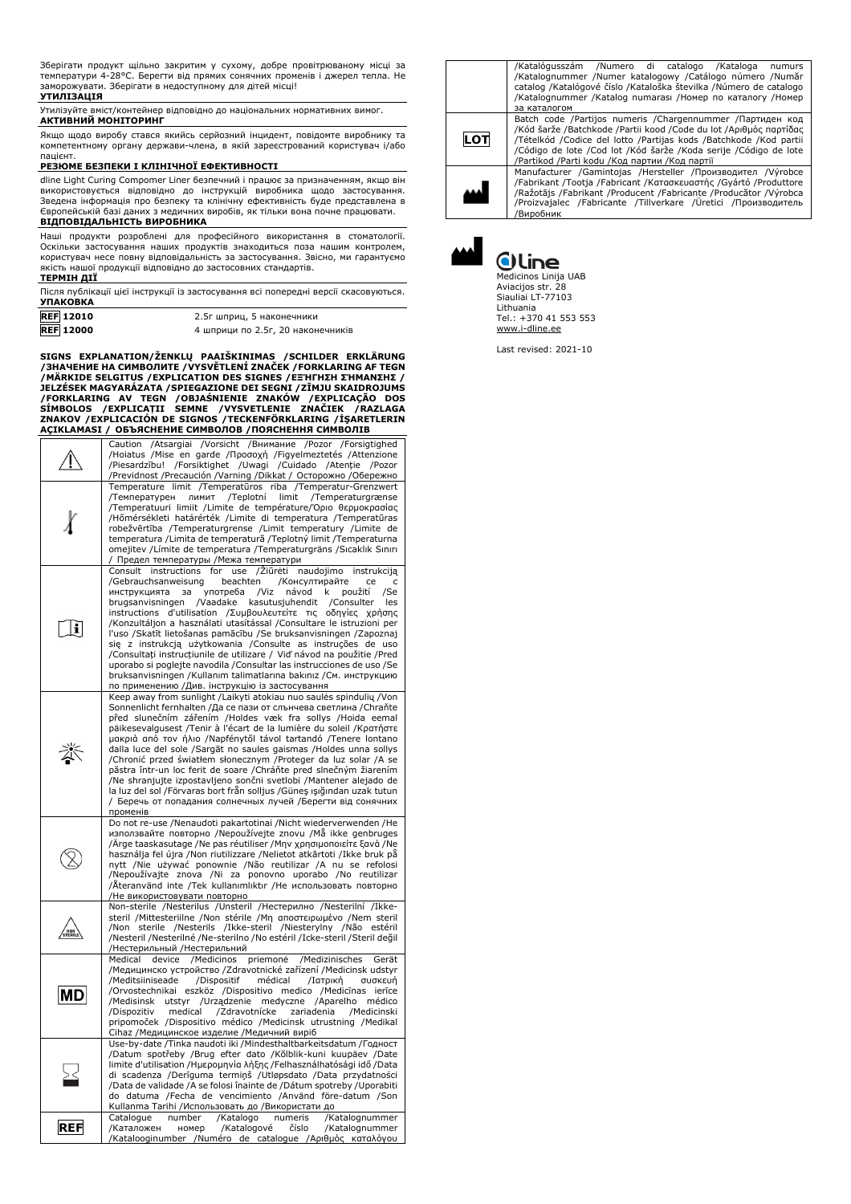Зберігати продукт щільно закритим у сухому, добре провітрюваному місці за температури 4-28°C. Берегти від прямих сонячних променів і джерел тепла. Не заморожувати. Зберігати в недоступному для дітей місці!

**УТИЛІЗАЦІЯ**

Утилізуйте вміст/контейнер відповідно до національних нормативних вимог.

**АКТИВНИЙ МОНІТОРИНГ**

Якщо щодо виробу стався якийсь серйозний інцидент, повідомте виробнику та компетентному органу держави-члена, в якій зареєстрований користувач і/або пацієнт.

**РЕЗЮМЕ БЕЗПЕКИ І КЛІНІЧНОЇ ЕФЕКТИВНОСТІ**

dline Light Curing Compomer Liner безпечний і працює за призначенням, якщо він використовується відповідно до інструкцій виробника щодо застосування. Зведена інформація про безпеку та клінічну ефективність буде представлена в Європейській базі даних з медичних виробів, як тільки вона почне працювати.

**ВІДПОВІДАЛЬНІСТЬ ВИРОБНИКА**

Наші продукти розроблені для професійного використання в стоматології. Оскільки застосування наших продуктів знаходиться поза нашим контролем, користувач несе повну відповідальність за застосування. Звісно, ми гарантуємо якість нашої продукції відповідно до застосовних стандартів.

**ТЕРМІН ДІЇ**

Після публікації цієї інструкції із застосування всі попередні версії скасовуються.

**УПАКОВКА**

| | |
|---|---|
| REF 12010 | 2.5г шприц, 5 наконечники |
| REF 12000 | 4 шприци по 2.5г, 20 наконечників |

**SIGNS EXPLANATION/ŽENKLŲ PAAIŠKINIMAS /SCHILDER ERKLÄRUNG /ЗНАЧЕНИЕ НА СИМВОЛИТЕ /VYSVĚTLENÍ ZNAČEK /FORKLARING AF TEGN /MÄRKIDE SELGITUS /EXPLICATION DES SIGNES /ΕΞΉΓΗΣΗ ΣΉΜΑΝΣΗΣ / JELZÉSEK MAGYARÁZATA /SPIEGAZIONE DEI SEGNI /ZĪMJU SKAIDROJUMS /FORKLARING AV TEGN /OBJAŚNIENIE ZNAKÓW /EXPLICAÇÃO DOS SÍMBOLOS /EXPLICAȚII SEMNE /VYSVETLENIE ZNAČIEK /RAZLAGA ZNAKOV /EXPLICACIÓN DE SIGNOS /TECKENFÖRKLARING /İŞARETLERIN AÇIKLAMASI / ОБЪЯСНЕНИЕ СИМВОЛОВ /ПОЯСНЕННЯ СИМВОЛІВ**

| | |
|---|---|
| ⚠ | Caution /Atsargiai /Vorsicht /Внимание /Pozor /Forsigtighed /Hoiatus /Mise en garde /Προσοχή /Figyelmeztetés /Attenzione /Piesardzību! /Forsiktighet /Uwagi /Cuidado /Atenție /Pozor /Previdnost /Precaución /Varning /Dikkat / Осторожно /Обережно |
| | Temperature limit /Temperatūros riba /Temperatur-Grenzwert /Температурен лимит /Teplotní limit /Temperaturgrænse /Temperatuuri limiit /Limite de température/Όριο θερμοκρασίας /Hőmérsékleti határérték /Limite di temperatura /Temperatūras robežvērtība /Temperaturgrense /Limit temperatury /Limite de temperatura /Limita de temperatură /Teplotný limit /Temperatura omejitev /Límite de temperatura /Temperaturgräns /Sıcaklık Sınırı / Предел температуры /Межа температури |
| i | Consult instructions for use /Žiūrėti naudojimo instrukciją /Gebrauchsanweisung beachten /Консултирайте се с инструкцията за употреба /Viz návod k použití /Se brugsanvisningen /Vaadake kasutusjuhendit /Consulter les instructions d'utilisation /Συμβουλευτείτε τις οδηγίες χρήσης /Konzultáljon a használati utasítással /Consultare le istruzioni per l'uso /Skatīt lietošanas pamācību /Se bruksanvisningen /Zapoznaj się z instrukcją użytkowania /Consulte as instruções de uso /Consultați instrucțiunile de utilizare / Viď návod na použitie /Pred uporabo si poglejte navodila /Consultar las instrucciones de uso /Se bruksanvisningen /Kullanım talimatlarına bakınız /См. инструкцию по применению /Див. інструкцію із застосування |
| | Keep away from sunlight /Laikyti atokiau nuo saulės spindulių /Von Sonnenlicht fernhalten /Да се пази от слънчева светлина /Chraňte před slunečním zářením /Holdes væk fra sollys /Hoida eemal päikesevalgusest /Tenir à l'écart de la lumière du soleil /Κρατήστε μακριά από τον ήλιο /Napfénytől távol tartandó /Tenere lontano dalla luce del sole /Sargāt no saules gaismas /Holdes unna sollys /Chronić przed światłem słonecznym /Proteger da luz solar /A se păstra într-un loc ferit de soare /Chráňte pred slnečným žiarením /Ne shranjujte izpostavljeno sončni svetlobi /Mantener alejado de la luz del sol /Förvaras bort från solljus /Güneş ışığından uzak tutun / Беречь от попадания солнечных лучей /Берегти від сонячних променів |
| | Do not re-use /Nenaudoti pakartotinai /Nicht wiederverwenden /Не използвайте повторно /Nepoužívejte znovu /Må ikke genbruges /Ärge taaskasutage /Ne pas réutiliser /Μην χρησιμοποιείτε ξανά /Ne használja fel újra /Non riutilizzare /Nelietot atkārtoti /Ikke bruk på nytt /Nie używać ponownie /Não reutilizar /A nu se refolosi /Nepoužívajte znova /Ni za ponovno uporabo /No reutilizar /Återanvänd inte /Tek kullanımlıktır /Не использовать повторно /Не використовувати повторно |
| NON STERILE | Non-sterile /Nesterilus /Unsteril /Нестерилно /Nesterilní /Ikke-steril /Mittesteriilne /Non stérile /Μη αποστειρωμένο /Nem steril /Non sterile /Nesterils /Ikke-steril /Niesterylny /Não estéril /Nesteril /Nesterilné /Ne-sterilno /No estéril /Icke-steril /Steril değil /Нестерильно /Нестерильний |
| MD | Medical device /Medicinos priemonė /Medizinisches Gerät /Медицинско устройство /Zdravotnické zařízení /Medicinsk udstyr /Meditsiiniseade /Dispositif médical /Ιατρική συσκευή /Orvostechnikai eszköz /Dispositivo medico /Medicīnas ierīce /Medisinsk utstyr /Urządzenie medyczne /Aparelho médico /Dispozitiv medical /Zdravotnícke zariadenia /Medicinski pripomoček /Dispositivo médico /Medicinsk utrustning /Medikal Cihaz /Медицинское изделие /Медичний виріб |
| | Use-by-date /Tinka naudoti iki /Mindesthaltbarkeitsdatum /Годност /Datum spotřeby /Brug efter dato /Kõlblik-kuni kuupäev /Date limite d'utilisation /Ημερομηνία λήξης /Felhasználhatósági idő /Data di scadenza /Derīguma termiņš /Utløpsdato /Data przydatności /Data de validade /A se folosi înainte de /Dátum spotreby /Uporabiti do datuma /Fecha de vencimiento /Använd före-datum /Son Kullanma Tarihi /Использовать до /Використати до |
| REF | Catalogue number /Katalogo numeris /Katalognummer /Каталожен номер /Katalogové číslo /Katalognummer /Kataloognumber /Numéro de catalogue /Αριθμός καταλόγου /Katalógusszám /Numero di catalogo /Kataloga numurs /Katalognummer /Numer katalogowy /Catálogo número /Număr catalog /Katalógové číslo /Kataloška številka /Número de catalogo /Katalognummer /Katalog numarası /Номер по каталогу /Номер за каталогом |
| LOT | Batch code /Partijos numeris /Chargennummer /Партиден код /Kód šarže /Batchkode /Partii kood /Code du lot /Αριθμός παρτίδας /Tételkód /Codice del lotto /Partijas kods /Batchkode /Kod partii /Código de lote /Cod lot /Kód šarže /Koda serije /Código de lote /Partikod /Parti kodu /Код партии /Код партії |
| | Manufacturer /Gamintojas /Hersteller /Производител /Výrobce /Fabrikant /Tootja /Fabricant /Κατασκευαστής /Gyártó /Produttore /Ražotājs /Fabrikant /Producent /Fabricante /Producător /Výrobca /Proizvajalec /Fabricante /Tillverkare /Üretici /Производитель /Виробник |

dline
Medicinos Linija UAB
Aviacijos str. 28
Siauliai LT-77103
Lithuania
Tel.: +370 41 553 553
www.i-dline.ee

Last revised: 2021-10